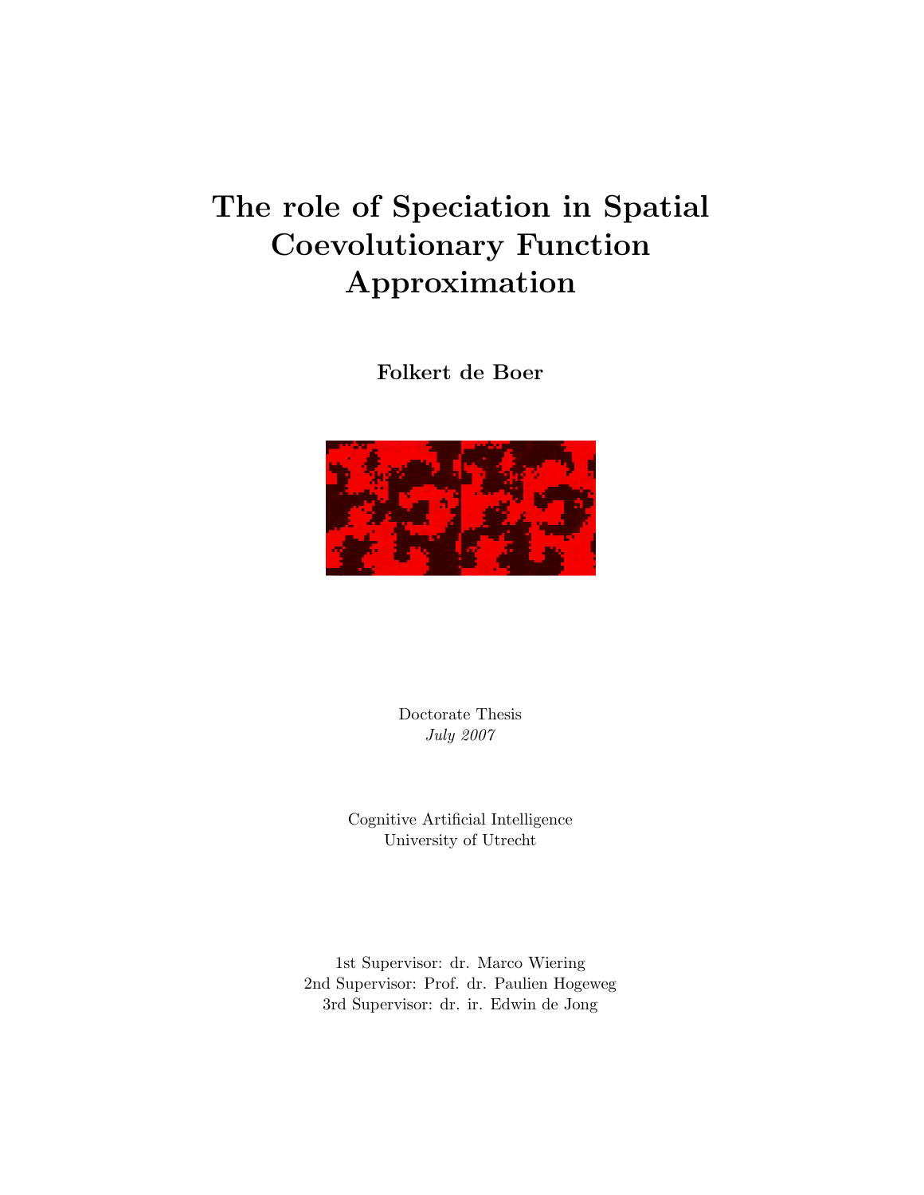# The role of Speciation in Spatial Coevolutionary Function Approximation

**Folkert de Boer**

Doctorate Thesis
*July 2007*

Cognitive Artificial Intelligence
University of Utrecht

1st Supervisor: dr. Marco Wiering
2nd Supervisor: Prof. dr. Paulien Hogeweg
3rd Supervisor: dr. ir. Edwin de Jong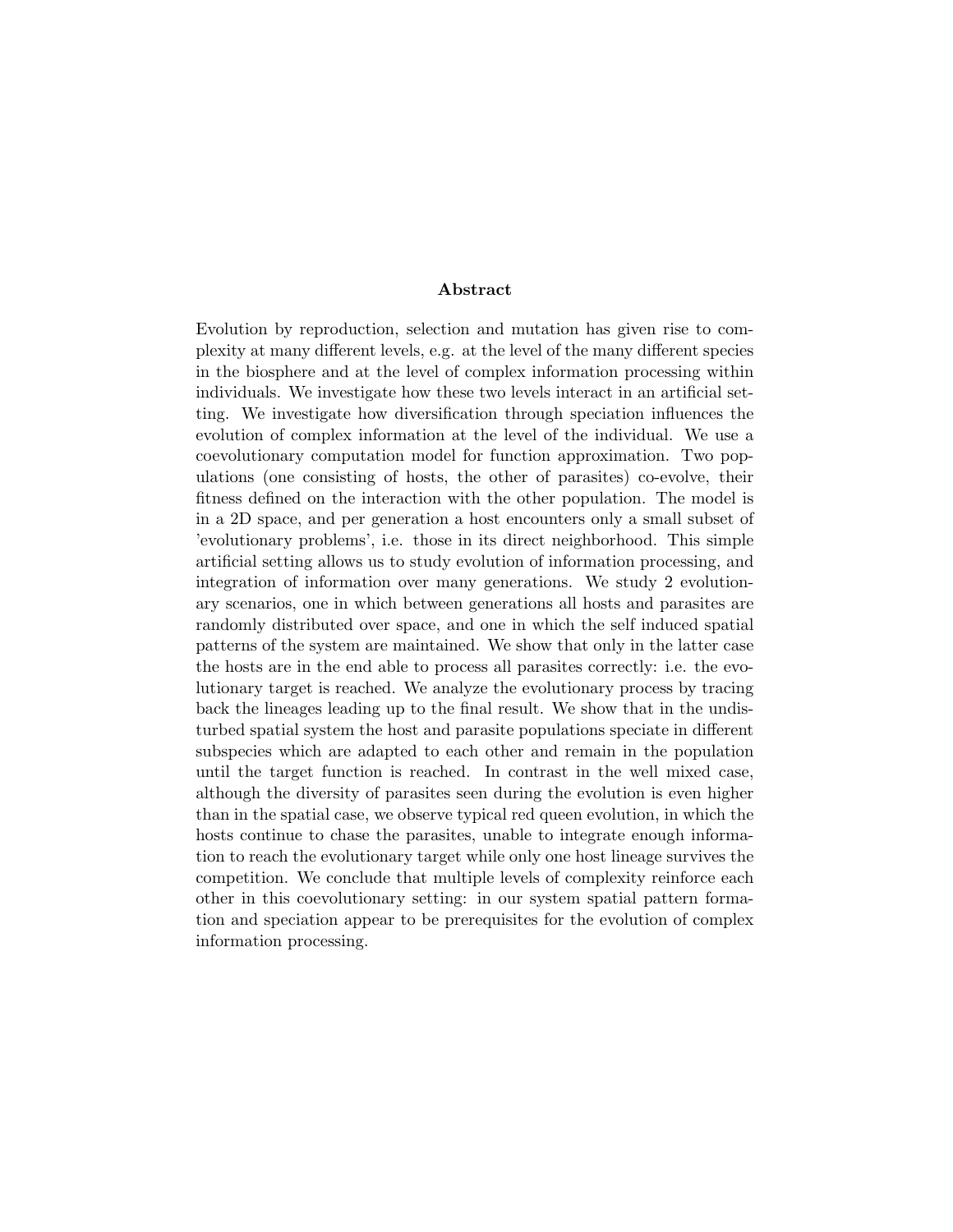## Abstract

Evolution by reproduction, selection and mutation has given rise to complexity at many different levels, e.g. at the level of the many different species in the biosphere and at the level of complex information processing within individuals. We investigate how these two levels interact in an artificial setting. We investigate how diversification through speciation influences the evolution of complex information at the level of the individual. We use a coevolutionary computation model for function approximation. Two populations (one consisting of hosts, the other of parasites) co-evolve, their fitness defined on the interaction with the other population. The model is in a 2D space, and per generation a host encounters only a small subset of 'evolutionary problems', i.e. those in its direct neighborhood. This simple artificial setting allows us to study evolution of information processing, and integration of information over many generations. We study 2 evolutionary scenarios, one in which between generations all hosts and parasites are randomly distributed over space, and one in which the self induced spatial patterns of the system are maintained. We show that only in the latter case the hosts are in the end able to process all parasites correctly: i.e. the evolutionary target is reached. We analyze the evolutionary process by tracing back the lineages leading up to the final result. We show that in the undisturbed spatial system the host and parasite populations speciate in different subspecies which are adapted to each other and remain in the population until the target function is reached. In contrast in the well mixed case, although the diversity of parasites seen during the evolution is even higher than in the spatial case, we observe typical red queen evolution, in which the hosts continue to chase the parasites, unable to integrate enough information to reach the evolutionary target while only one host lineage survives the competition. We conclude that multiple levels of complexity reinforce each other in this coevolutionary setting: in our system spatial pattern formation and speciation appear to be prerequisites for the evolution of complex information processing.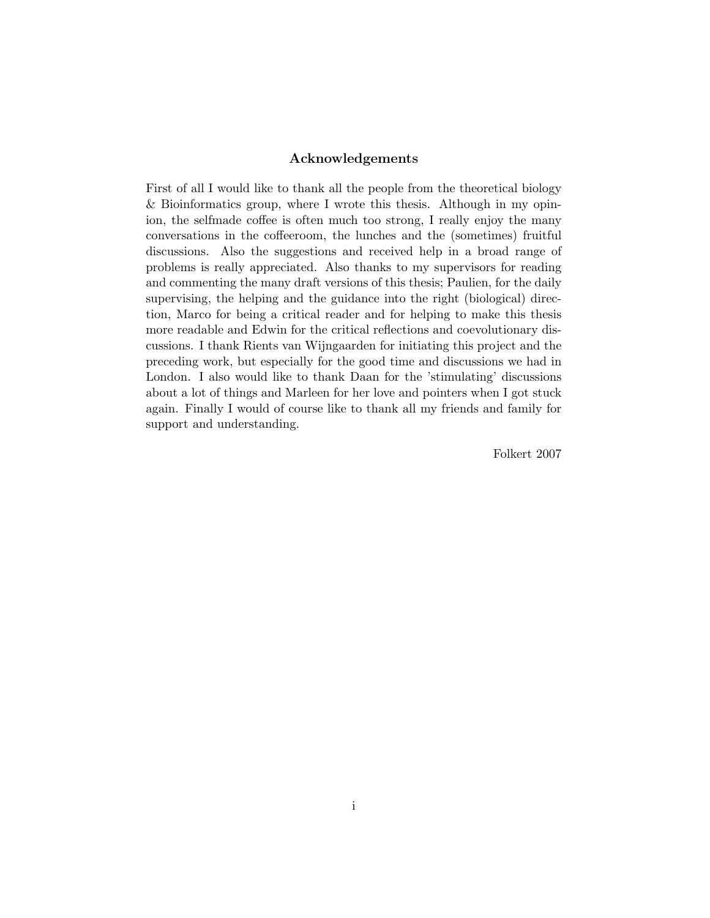## Acknowledgements

First of all I would like to thank all the people from the theoretical biology & Bioinformatics group, where I wrote this thesis. Although in my opinion, the selfmade coffee is often much too strong, I really enjoy the many conversations in the coffeeroom, the lunches and the (sometimes) fruitful discussions. Also the suggestions and received help in a broad range of problems is really appreciated. Also thanks to my supervisors for reading and commenting the many draft versions of this thesis; Paulien, for the daily supervising, the helping and the guidance into the right (biological) direction, Marco for being a critical reader and for helping to make this thesis more readable and Edwin for the critical reflections and coevolutionary discussions. I thank Rients van Wijngaarden for initiating this project and the preceding work, but especially for the good time and discussions we had in London. I also would like to thank Daan for the 'stimulating' discussions about a lot of things and Marleen for her love and pointers when I got stuck again. Finally I would of course like to thank all my friends and family for support and understanding.

Folkert 2007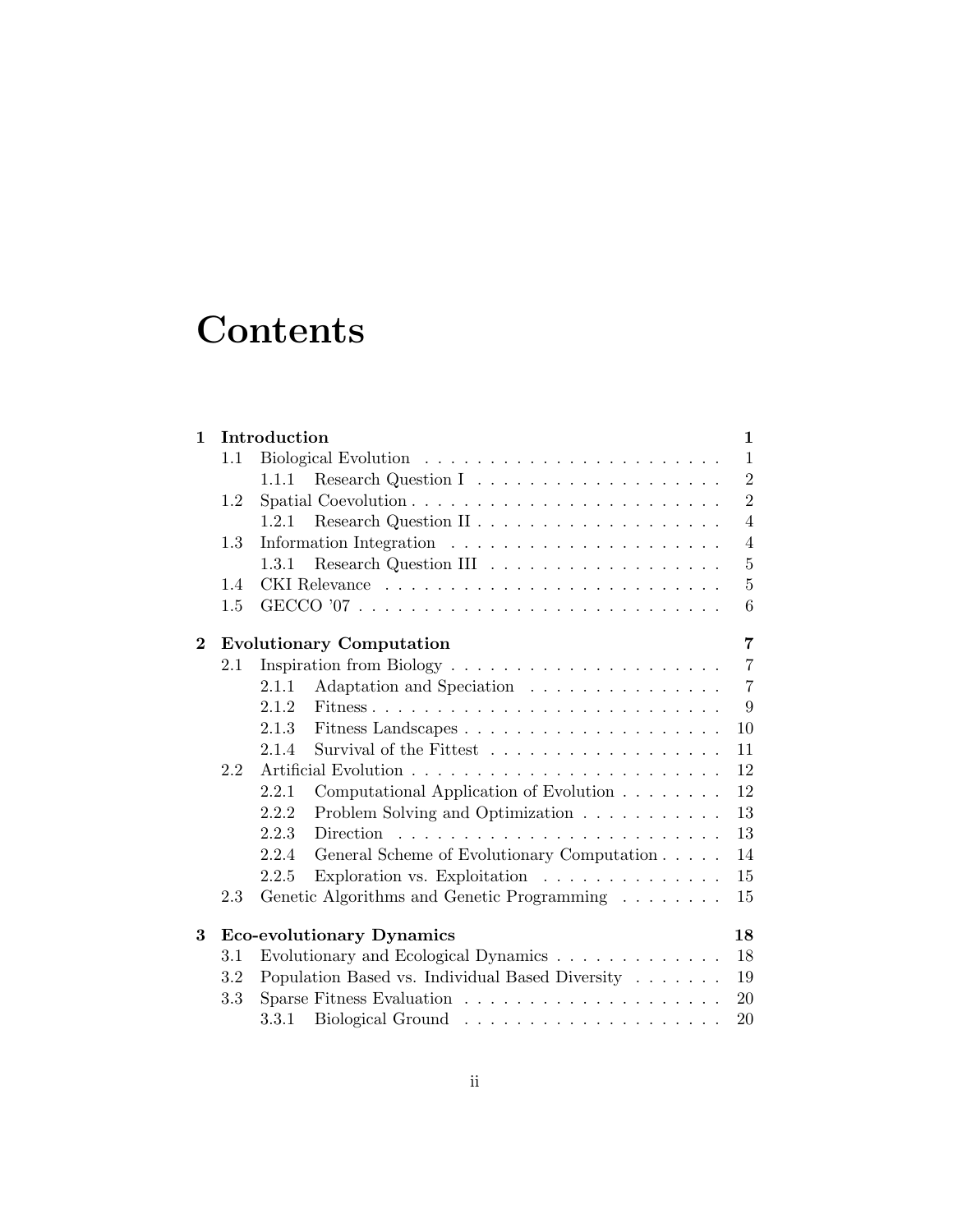# Contents

| | | | |
|---|---|---|---|
| **1** | **Introduction** | | **1** |
| | 1.1 | Biological Evolution | 1 |
| | | 1.1.1 Research Question I | 2 |
| | 1.2 | Spatial Coevolution | 2 |
| | | 1.2.1 Research Question II | 4 |
| | 1.3 | Information Integration | 4 |
| | | 1.3.1 Research Question III | 5 |
| | 1.4 | CKI Relevance | 5 |
| | 1.5 | GECCO '07 | 6 |
| **2** | **Evolutionary Computation** | | **7** |
| | 2.1 | Inspiration from Biology | 7 |
| | | 2.1.1 Adaptation and Speciation | 7 |
| | | 2.1.2 Fitness | 9 |
| | | 2.1.3 Fitness Landscapes | 10 |
| | | 2.1.4 Survival of the Fittest | 11 |
| | 2.2 | Artificial Evolution | 12 |
| | | 2.2.1 Computational Application of Evolution | 12 |
| | | 2.2.2 Problem Solving and Optimization | 13 |
| | | 2.2.3 Direction | 13 |
| | | 2.2.4 General Scheme of Evolutionary Computation | 14 |
| | | 2.2.5 Exploration vs. Exploitation | 15 |
| | 2.3 | Genetic Algorithms and Genetic Programming | 15 |
| **3** | **Eco-evolutionary Dynamics** | | **18** |
| | 3.1 | Evolutionary and Ecological Dynamics | 18 |
| | 3.2 | Population Based vs. Individual Based Diversity | 19 |
| | 3.3 | Sparse Fitness Evaluation | 20 |
| | | 3.3.1 Biological Ground | 20 |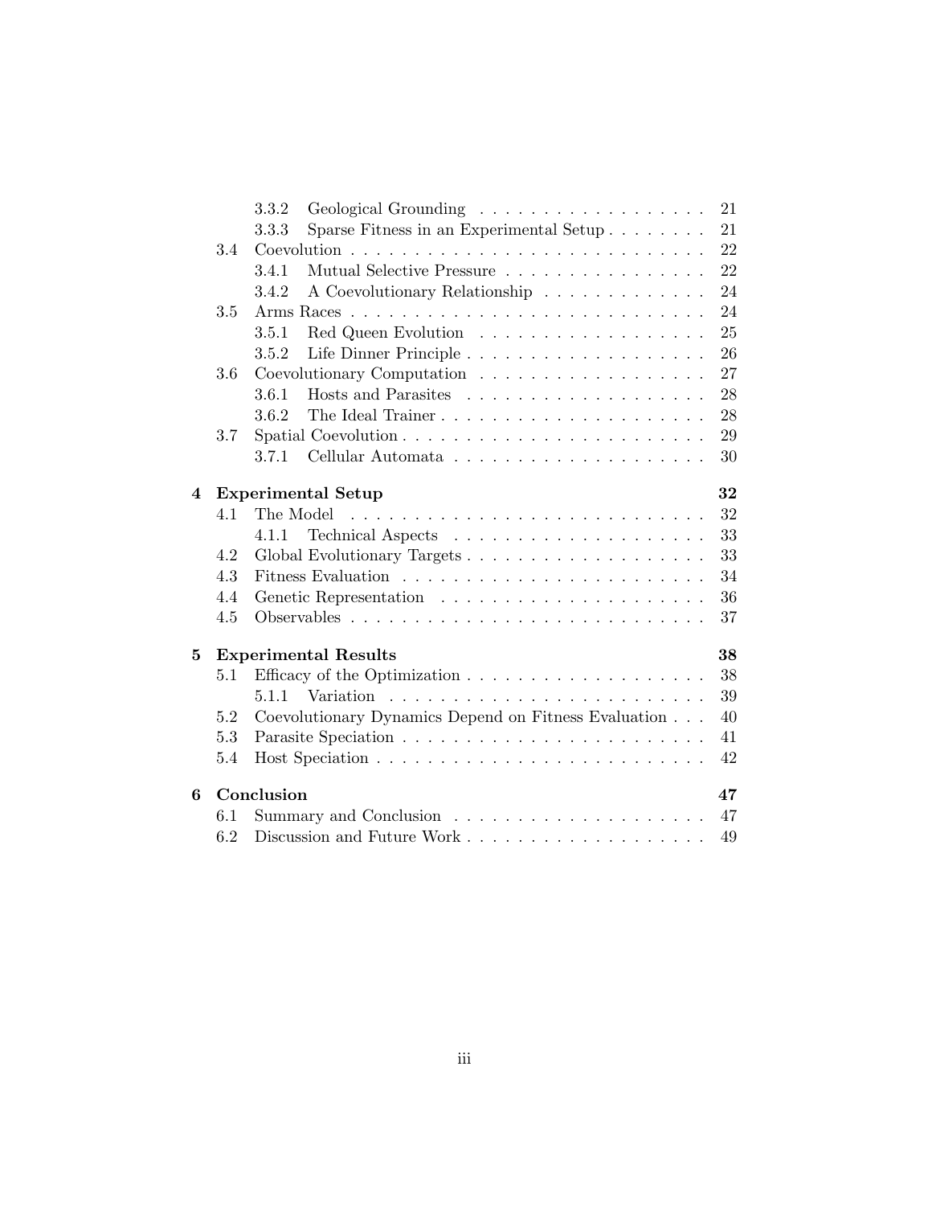3.3.2 Geological Grounding . . . . . . . . . . . . . . . . . . 21
3.3.3 Sparse Fitness in an Experimental Setup . . . . . . . . 21
3.4 Coevolution . . . . . . . . . . . . . . . . . . . . . . . . . . . 22
3.4.1 Mutual Selective Pressure . . . . . . . . . . . . . . . . 22
3.4.2 A Coevolutionary Relationship . . . . . . . . . . . . . 24
3.5 Arms Races . . . . . . . . . . . . . . . . . . . . . . . . . . . 24
3.5.1 Red Queen Evolution . . . . . . . . . . . . . . . . . . 25
3.5.2 Life Dinner Principle . . . . . . . . . . . . . . . . . . . 26
3.6 Coevolutionary Computation . . . . . . . . . . . . . . . . . . 27
3.6.1 Hosts and Parasites . . . . . . . . . . . . . . . . . . . 28
3.6.2 The Ideal Trainer . . . . . . . . . . . . . . . . . . . . . 28
3.7 Spatial Coevolution . . . . . . . . . . . . . . . . . . . . . . . . 29
3.7.1 Cellular Automata . . . . . . . . . . . . . . . . . . . . 30

**4 Experimental Setup 32**
4.1 The Model . . . . . . . . . . . . . . . . . . . . . . . . . . . . 32
4.1.1 Technical Aspects . . . . . . . . . . . . . . . . . . . . 33
4.2 Global Evolutionary Targets . . . . . . . . . . . . . . . . . . . 33
4.3 Fitness Evaluation . . . . . . . . . . . . . . . . . . . . . . . . 34
4.4 Genetic Representation . . . . . . . . . . . . . . . . . . . . . 36
4.5 Observables . . . . . . . . . . . . . . . . . . . . . . . . . . . . 37

**5 Experimental Results 38**
5.1 Efficacy of the Optimization . . . . . . . . . . . . . . . . . . . 38
5.1.1 Variation . . . . . . . . . . . . . . . . . . . . . . . . . 39
5.2 Coevolutionary Dynamics Depend on Fitness Evaluation . . . 40
5.3 Parasite Speciation . . . . . . . . . . . . . . . . . . . . . . . . 41
5.4 Host Speciation . . . . . . . . . . . . . . . . . . . . . . . . . . 42

**6 Conclusion 47**
6.1 Summary and Conclusion . . . . . . . . . . . . . . . . . . . . 47
6.2 Discussion and Future Work . . . . . . . . . . . . . . . . . . . 49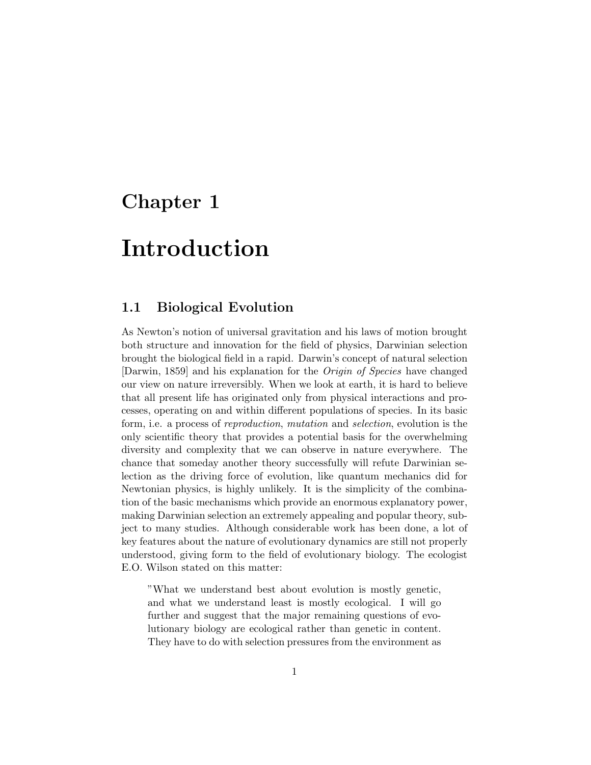# Chapter 1

# Introduction

## 1.1 Biological Evolution

As Newton's notion of universal gravitation and his laws of motion brought both structure and innovation for the field of physics, Darwinian selection brought the biological field in a rapid. Darwin's concept of natural selection [Darwin, 1859] and his explanation for the *Origin of Species* have changed our view on nature irreversibly. When we look at earth, it is hard to believe that all present life has originated only from physical interactions and processes, operating on and within different populations of species. In its basic form, i.e. a process of *reproduction*, *mutation* and *selection*, evolution is the only scientific theory that provides a potential basis for the overwhelming diversity and complexity that we can observe in nature everywhere. The chance that someday another theory successfully will refute Darwinian selection as the driving force of evolution, like quantum mechanics did for Newtonian physics, is highly unlikely. It is the simplicity of the combination of the basic mechanisms which provide an enormous explanatory power, making Darwinian selection an extremely appealing and popular theory, subject to many studies. Although considerable work has been done, a lot of key features about the nature of evolutionary dynamics are still not properly understood, giving form to the field of evolutionary biology. The ecologist E.O. Wilson stated on this matter:

> "What we understand best about evolution is mostly genetic, and what we understand least is mostly ecological. I will go further and suggest that the major remaining questions of evolutionary biology are ecological rather than genetic in content. They have to do with selection pressures from the environment as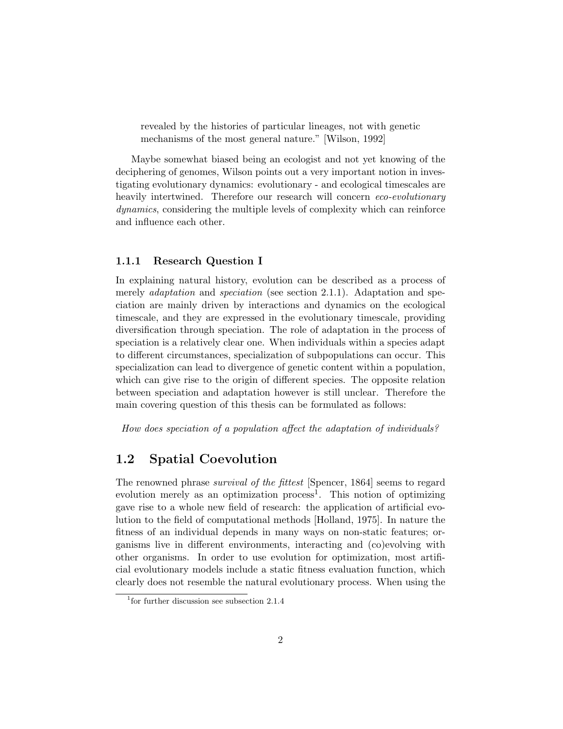> revealed by the histories of particular lineages, not with genetic mechanisms of the most general nature." [Wilson, 1992]

Maybe somewhat biased being an ecologist and not yet knowing of the deciphering of genomes, Wilson points out a very important notion in investigating evolutionary dynamics: evolutionary - and ecological timescales are heavily intertwined. Therefore our research will concern *eco-evolutionary dynamics*, considering the multiple levels of complexity which can reinforce and influence each other.

### 1.1.1 Research Question I

In explaining natural history, evolution can be described as a process of merely *adaptation* and *speciation* (see section 2.1.1). Adaptation and speciation are mainly driven by interactions and dynamics on the ecological timescale, and they are expressed in the evolutionary timescale, providing diversification through speciation. The role of adaptation in the process of speciation is a relatively clear one. When individuals within a species adapt to different circumstances, specialization of subpopulations can occur. This specialization can lead to divergence of genetic content within a population, which can give rise to the origin of different species. The opposite relation between speciation and adaptation however is still unclear. Therefore the main covering question of this thesis can be formulated as follows:

*How does speciation of a population affect the adaptation of individuals?*

## 1.2 Spatial Coevolution

The renowned phrase *survival of the fittest* [Spencer, 1864] seems to regard evolution merely as an optimization process[1]. This notion of optimizing gave rise to a whole new field of research: the application of artificial evolution to the field of computational methods [Holland, 1975]. In nature the fitness of an individual depends in many ways on non-static features; organisms live in different environments, interacting and (co)evolving with other organisms. In order to use evolution for optimization, most artificial evolutionary models include a static fitness evaluation function, which clearly does not resemble the natural evolutionary process. When using the

[1] for further discussion see subsection 2.1.4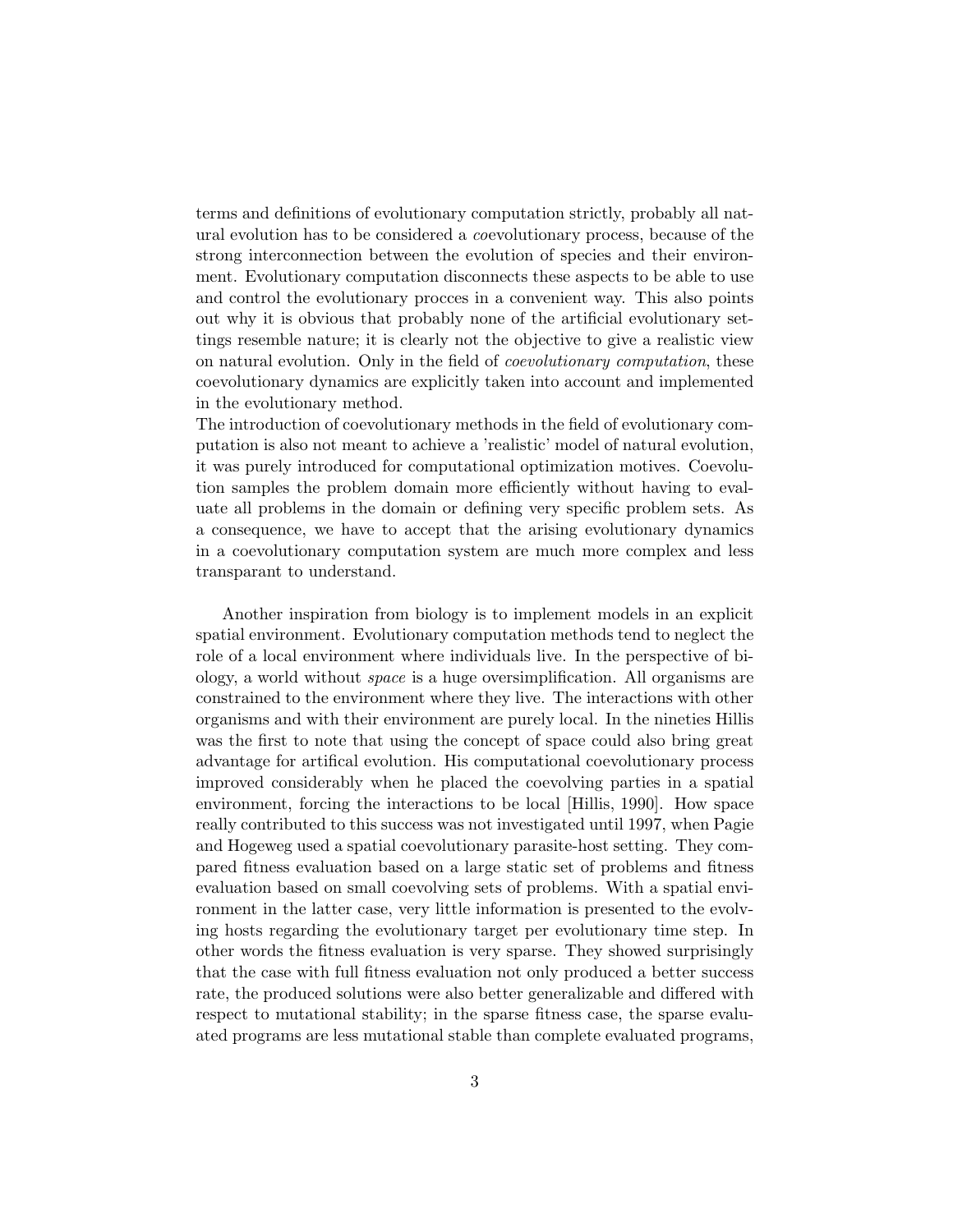terms and definitions of evolutionary computation strictly, probably all natural evolution has to be considered a *co*evolutionary process, because of the strong interconnection between the evolution of species and their environment. Evolutionary computation disconnects these aspects to be able to use and control the evolutionary procces in a convenient way. This also points out why it is obvious that probably none of the artificial evolutionary settings resemble nature; it is clearly not the objective to give a realistic view on natural evolution. Only in the field of *coevolutionary computation*, these coevolutionary dynamics are explicitly taken into account and implemented in the evolutionary method.
The introduction of coevolutionary methods in the field of evolutionary computation is also not meant to achieve a 'realistic' model of natural evolution, it was purely introduced for computational optimization motives. Coevolution samples the problem domain more efficiently without having to evaluate all problems in the domain or defining very specific problem sets. As a consequence, we have to accept that the arising evolutionary dynamics in a coevolutionary computation system are much more complex and less transparant to understand.

Another inspiration from biology is to implement models in an explicit spatial environment. Evolutionary computation methods tend to neglect the role of a local environment where individuals live. In the perspective of biology, a world without *space* is a huge oversimplification. All organisms are constrained to the environment where they live. The interactions with other organisms and with their environment are purely local. In the nineties Hillis was the first to note that using the concept of space could also bring great advantage for artifical evolution. His computational coevolutionary process improved considerably when he placed the coevolving parties in a spatial environment, forcing the interactions to be local [Hillis, 1990]. How space really contributed to this success was not investigated until 1997, when Pagie and Hogeweg used a spatial coevolutionary parasite-host setting. They compared fitness evaluation based on a large static set of problems and fitness evaluation based on small coevolving sets of problems. With a spatial environment in the latter case, very little information is presented to the evolving hosts regarding the evolutionary target per evolutionary time step. In other words the fitness evaluation is very sparse. They showed surprisingly that the case with full fitness evaluation not only produced a better success rate, the produced solutions were also better generalizable and differed with respect to mutational stability; in the sparse fitness case, the sparse evaluated programs are less mutational stable than complete evaluated programs,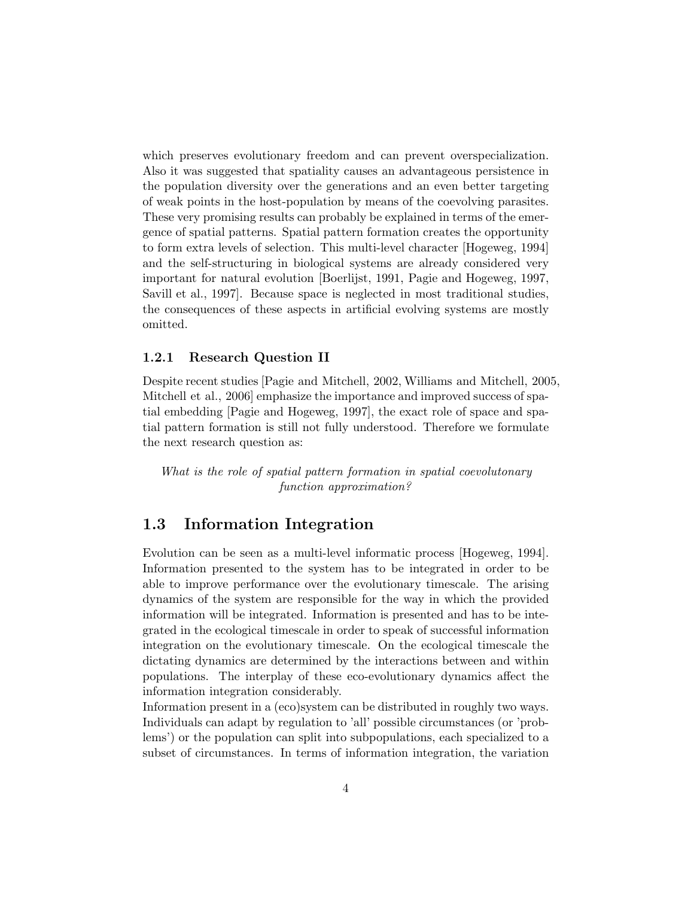which preserves evolutionary freedom and can prevent overspecialization. Also it was suggested that spatiality causes an advantageous persistence in the population diversity over the generations and an even better targeting of weak points in the host-population by means of the coevolving parasites. These very promising results can probably be explained in terms of the emergence of spatial patterns. Spatial pattern formation creates the opportunity to form extra levels of selection. This multi-level character [Hogeweg, 1994] and the self-structuring in biological systems are already considered very important for natural evolution [Boerlijst, 1991, Pagie and Hogeweg, 1997, Savill et al., 1997]. Because space is neglected in most traditional studies, the consequences of these aspects in artificial evolving systems are mostly omitted.

### 1.2.1 Research Question II

Despite recent studies [Pagie and Mitchell, 2002, Williams and Mitchell, 2005, Mitchell et al., 2006] emphasize the importance and improved success of spatial embedding [Pagie and Hogeweg, 1997], the exact role of space and spatial pattern formation is still not fully understood. Therefore we formulate the next research question as:

*What is the role of spatial pattern formation in spatial coevolutonary function approximation?*

## 1.3 Information Integration

Evolution can be seen as a multi-level informatic process [Hogeweg, 1994]. Information presented to the system has to be integrated in order to be able to improve performance over the evolutionary timescale. The arising dynamics of the system are responsible for the way in which the provided information will be integrated. Information is presented and has to be integrated in the ecological timescale in order to speak of successful information integration on the evolutionary timescale. On the ecological timescale the dictating dynamics are determined by the interactions between and within populations. The interplay of these eco-evolutionary dynamics affect the information integration considerably.

Information present in a (eco)system can be distributed in roughly two ways. Individuals can adapt by regulation to 'all' possible circumstances (or 'problems') or the population can split into subpopulations, each specialized to a subset of circumstances. In terms of information integration, the variation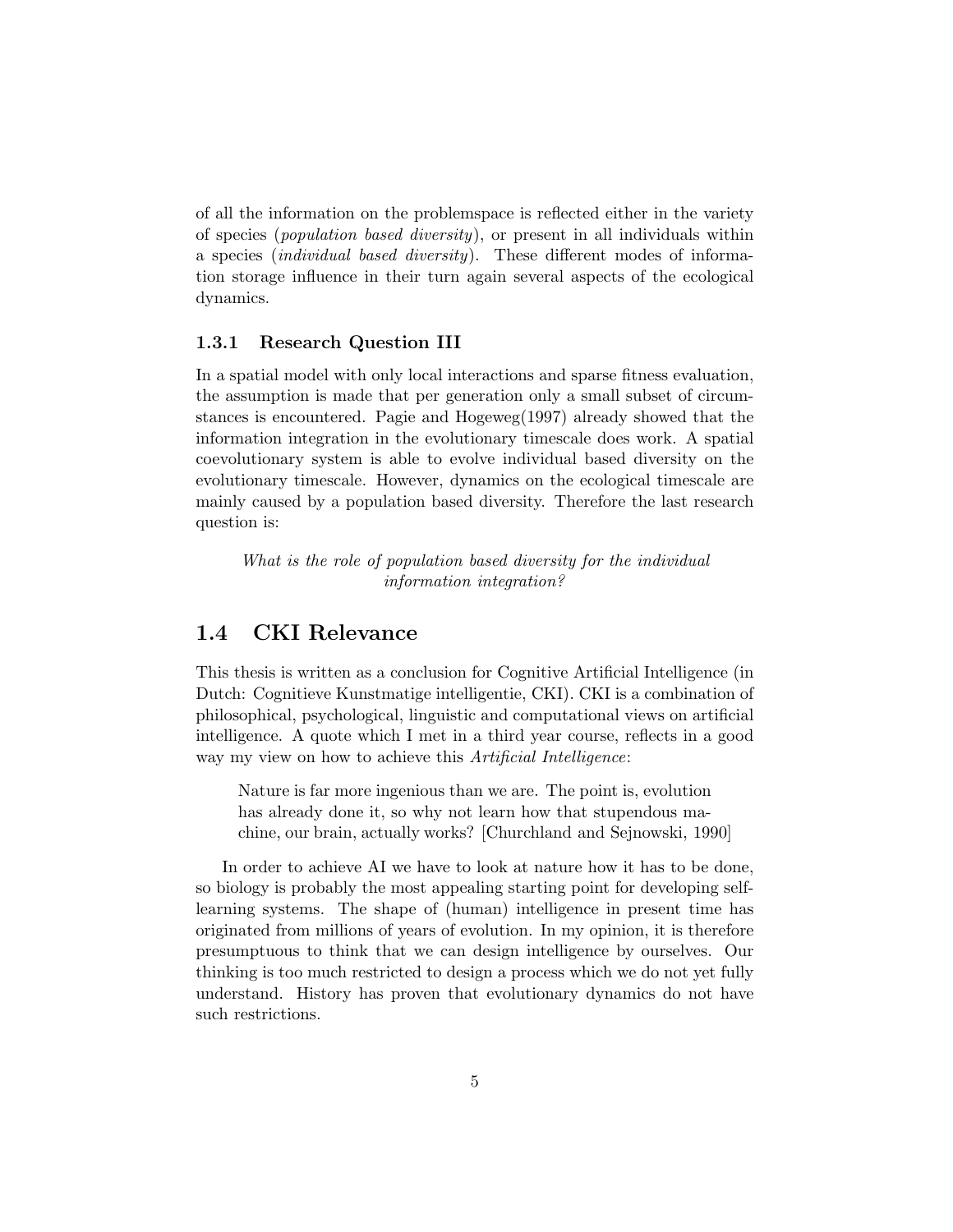of all the information on the problemspace is reflected either in the variety of species (*population based diversity*), or present in all individuals within a species (*individual based diversity*). These different modes of information storage influence in their turn again several aspects of the ecological dynamics.

### 1.3.1 Research Question III

In a spatial model with only local interactions and sparse fitness evaluation, the assumption is made that per generation only a small subset of circumstances is encountered. Pagie and Hogeweg(1997) already showed that the information integration in the evolutionary timescale does work. A spatial coevolutionary system is able to evolve individual based diversity on the evolutionary timescale. However, dynamics on the ecological timescale are mainly caused by a population based diversity. Therefore the last research question is:

> *What is the role of population based diversity for the individual information integration?*

## 1.4 CKI Relevance

This thesis is written as a conclusion for Cognitive Artificial Intelligence (in Dutch: Cognitieve Kunstmatige intelligentie, CKI). CKI is a combination of philosophical, psychological, linguistic and computational views on artificial intelligence. A quote which I met in a third year course, reflects in a good way my view on how to achieve this *Artificial Intelligence*:

> Nature is far more ingenious than we are. The point is, evolution has already done it, so why not learn how that stupendous machine, our brain, actually works? [Churchland and Sejnowski, 1990]

In order to achieve AI we have to look at nature how it has to be done, so biology is probably the most appealing starting point for developing self-learning systems. The shape of (human) intelligence in present time has originated from millions of years of evolution. In my opinion, it is therefore presumptuous to think that we can design intelligence by ourselves. Our thinking is too much restricted to design a process which we do not yet fully understand. History has proven that evolutionary dynamics do not have such restrictions.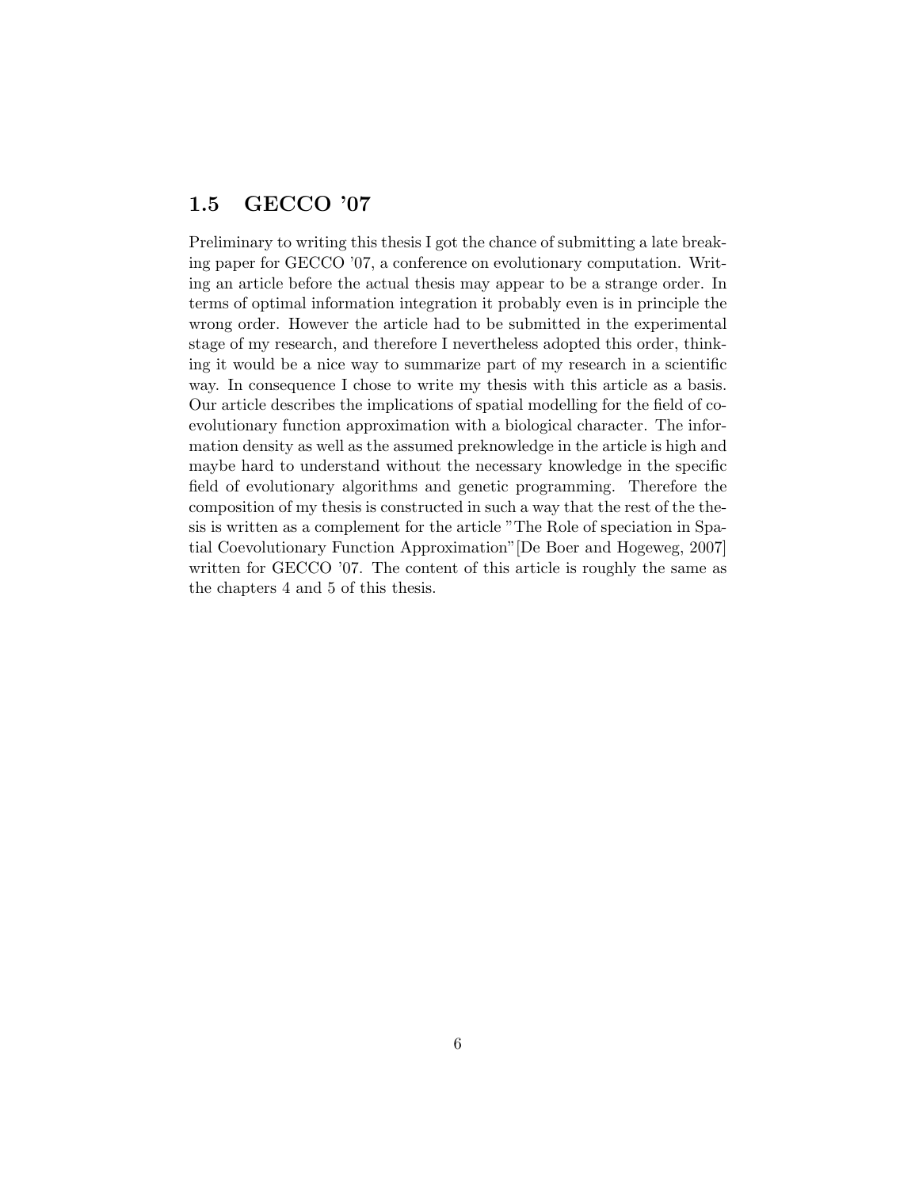## 1.5 GECCO '07

Preliminary to writing this thesis I got the chance of submitting a late breaking paper for GECCO '07, a conference on evolutionary computation. Writing an article before the actual thesis may appear to be a strange order. In terms of optimal information integration it probably even is in principle the wrong order. However the article had to be submitted in the experimental stage of my research, and therefore I nevertheless adopted this order, thinking it would be a nice way to summarize part of my research in a scientific way. In consequence I chose to write my thesis with this article as a basis. Our article describes the implications of spatial modelling for the field of coevolutionary function approximation with a biological character. The information density as well as the assumed preknowledge in the article is high and maybe hard to understand without the necessary knowledge in the specific field of evolutionary algorithms and genetic programming. Therefore the composition of my thesis is constructed in such a way that the rest of the thesis is written as a complement for the article "The Role of speciation in Spatial Coevolutionary Function Approximation"[De Boer and Hogeweg, 2007] written for GECCO '07. The content of this article is roughly the same as the chapters 4 and 5 of this thesis.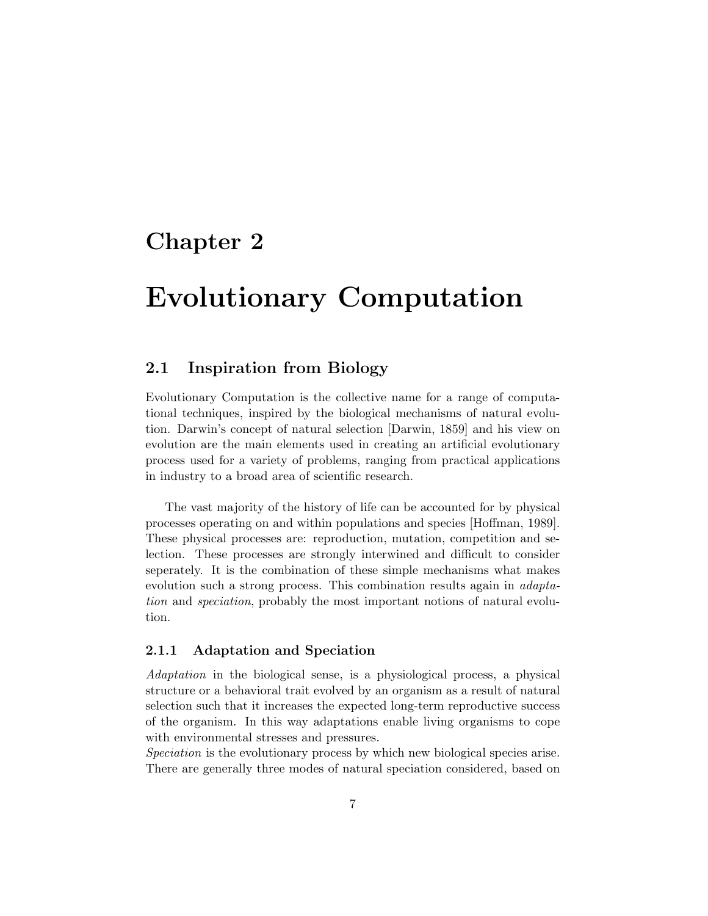# Chapter 2

# Evolutionary Computation

## 2.1 Inspiration from Biology

Evolutionary Computation is the collective name for a range of computational techniques, inspired by the biological mechanisms of natural evolution. Darwin's concept of natural selection [Darwin, 1859] and his view on evolution are the main elements used in creating an artificial evolutionary process used for a variety of problems, ranging from practical applications in industry to a broad area of scientific research.

The vast majority of the history of life can be accounted for by physical processes operating on and within populations and species [Hoffman, 1989]. These physical processes are: reproduction, mutation, competition and selection. These processes are strongly interwined and difficult to consider seperately. It is the combination of these simple mechanisms what makes evolution such a strong process. This combination results again in *adaptation* and *speciation*, probably the most important notions of natural evolution.

### 2.1.1 Adaptation and Speciation

*Adaptation* in the biological sense, is a physiological process, a physical structure or a behavioral trait evolved by an organism as a result of natural selection such that it increases the expected long-term reproductive success of the organism. In this way adaptations enable living organisms to cope with environmental stresses and pressures.

*Speciation* is the evolutionary process by which new biological species arise. There are generally three modes of natural speciation considered, based on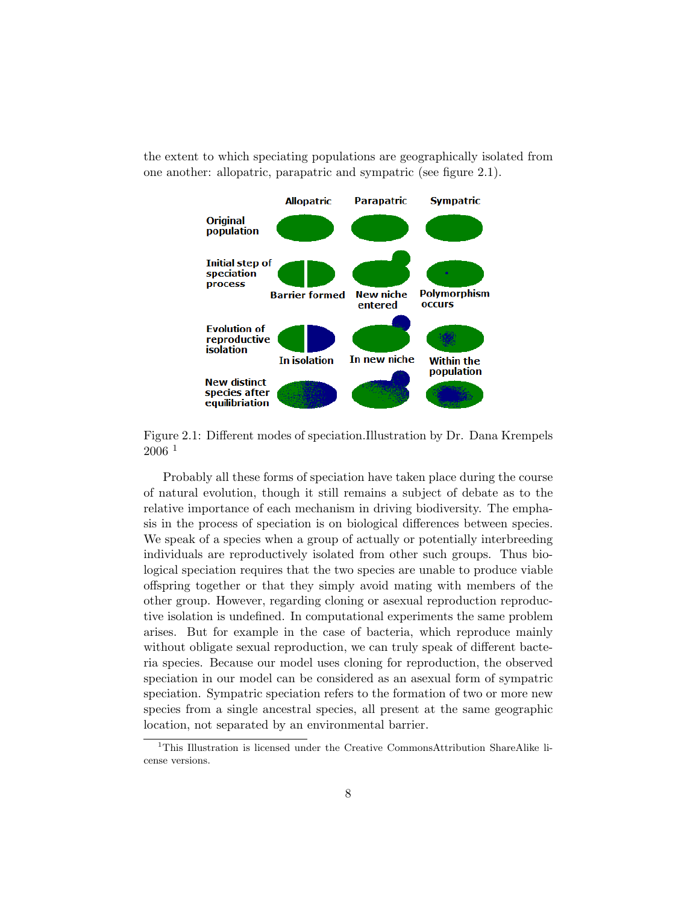the extent to which speciating populations are geographically isolated from one another: allopatric, parapatric and sympatric (see figure 2.1).

Allopatric
Parapatric
Sympatric
Original population
Initial step of speciation process
Barrier formed
New niche entered
Polymorphism occurs
Evolution of reproductive isolation
In isolation
In new niche
Within the population
New distinct species after equilibriation

Figure 2.1: Different modes of speciation.Illustration by Dr. Dana Krempels 2006 [1]

Probably all these forms of speciation have taken place during the course of natural evolution, though it still remains a subject of debate as to the relative importance of each mechanism in driving biodiversity. The emphasis in the process of speciation is on biological differences between species. We speak of a species when a group of actually or potentially interbreeding individuals are reproductively isolated from other such groups. Thus biological speciation requires that the two species are unable to produce viable offspring together or that they simply avoid mating with members of the other group. However, regarding cloning or asexual reproduction reproductive isolation is undefined. In computational experiments the same problem arises. But for example in the case of bacteria, which reproduce mainly without obligate sexual reproduction, we can truly speak of different bacteria species. Because our model uses cloning for reproduction, the observed speciation in our model can be considered as an asexual form of sympatric speciation. Sympatric speciation refers to the formation of two or more new species from a single ancestral species, all present at the same geographic location, not separated by an environmental barrier.

[1]This Illustration is licensed under the Creative CommonsAttribution ShareAlike license versions.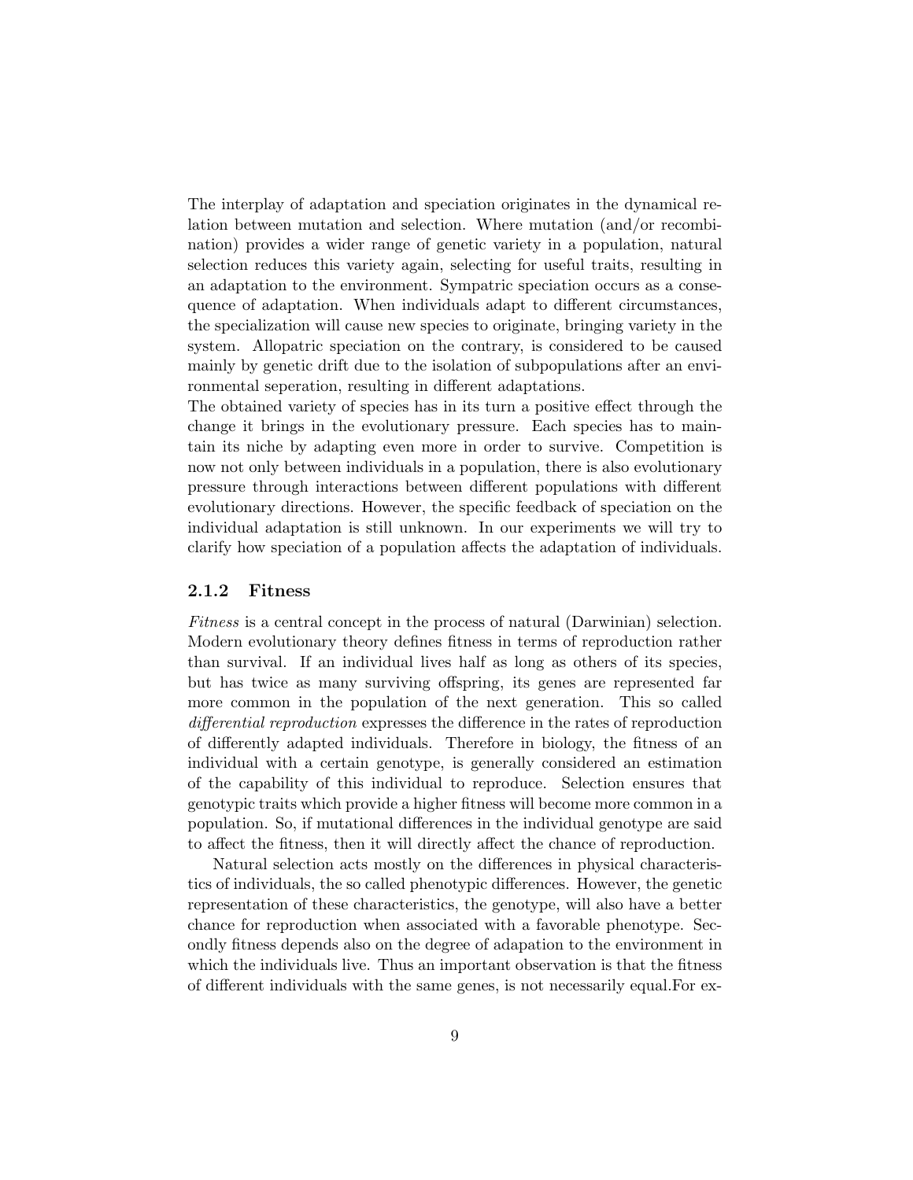The interplay of adaptation and speciation originates in the dynamical relation between mutation and selection. Where mutation (and/or recombination) provides a wider range of genetic variety in a population, natural selection reduces this variety again, selecting for useful traits, resulting in an adaptation to the environment. Sympatric speciation occurs as a consequence of adaptation. When individuals adapt to different circumstances, the specialization will cause new species to originate, bringing variety in the system. Allopatric speciation on the contrary, is considered to be caused mainly by genetic drift due to the isolation of subpopulations after an environmental seperation, resulting in different adaptations.
The obtained variety of species has in its turn a positive effect through the change it brings in the evolutionary pressure. Each species has to maintain its niche by adapting even more in order to survive. Competition is now not only between individuals in a population, there is also evolutionary pressure through interactions between different populations with different evolutionary directions. However, the specific feedback of speciation on the individual adaptation is still unknown. In our experiments we will try to clarify how speciation of a population affects the adaptation of individuals.

### 2.1.2 Fitness

*Fitness* is a central concept in the process of natural (Darwinian) selection. Modern evolutionary theory defines fitness in terms of reproduction rather than survival. If an individual lives half as long as others of its species, but has twice as many surviving offspring, its genes are represented far more common in the population of the next generation. This so called *differential reproduction* expresses the difference in the rates of reproduction of differently adapted individuals. Therefore in biology, the fitness of an individual with a certain genotype, is generally considered an estimation of the capability of this individual to reproduce. Selection ensures that genotypic traits which provide a higher fitness will become more common in a population. So, if mutational differences in the individual genotype are said to affect the fitness, then it will directly affect the chance of reproduction.

Natural selection acts mostly on the differences in physical characteristics of individuals, the so called phenotypic differences. However, the genetic representation of these characteristics, the genotype, will also have a better chance for reproduction when associated with a favorable phenotype. Secondly fitness depends also on the degree of adapation to the environment in which the individuals live. Thus an important observation is that the fitness of different individuals with the same genes, is not necessarily equal.For ex-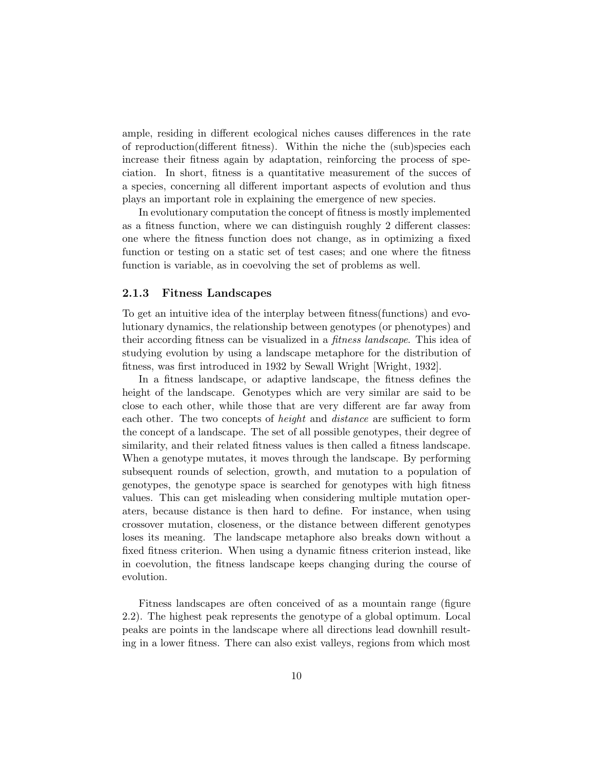ample, residing in different ecological niches causes differences in the rate of reproduction(different fitness). Within the niche the (sub)species each increase their fitness again by adaptation, reinforcing the process of speciation. In short, fitness is a quantitative measurement of the succes of a species, concerning all different important aspects of evolution and thus plays an important role in explaining the emergence of new species.

In evolutionary computation the concept of fitness is mostly implemented as a fitness function, where we can distinguish roughly 2 different classes: one where the fitness function does not change, as in optimizing a fixed function or testing on a static set of test cases; and one where the fitness function is variable, as in coevolving the set of problems as well.

### 2.1.3 Fitness Landscapes

To get an intuitive idea of the interplay between fitness(functions) and evolutionary dynamics, the relationship between genotypes (or phenotypes) and their according fitness can be visualized in a *fitness landscape*. This idea of studying evolution by using a landscape metaphore for the distribution of fitness, was first introduced in 1932 by Sewall Wright [Wright, 1932].

In a fitness landscape, or adaptive landscape, the fitness defines the height of the landscape. Genotypes which are very similar are said to be close to each other, while those that are very different are far away from each other. The two concepts of *height* and *distance* are sufficient to form the concept of a landscape. The set of all possible genotypes, their degree of similarity, and their related fitness values is then called a fitness landscape. When a genotype mutates, it moves through the landscape. By performing subsequent rounds of selection, growth, and mutation to a population of genotypes, the genotype space is searched for genotypes with high fitness values. This can get misleading when considering multiple mutation operaters, because distance is then hard to define. For instance, when using crossover mutation, closeness, or the distance between different genotypes loses its meaning. The landscape metaphore also breaks down without a fixed fitness criterion. When using a dynamic fitness criterion instead, like in coevolution, the fitness landscape keeps changing during the course of evolution.

Fitness landscapes are often conceived of as a mountain range (figure 2.2). The highest peak represents the genotype of a global optimum. Local peaks are points in the landscape where all directions lead downhill resulting in a lower fitness. There can also exist valleys, regions from which most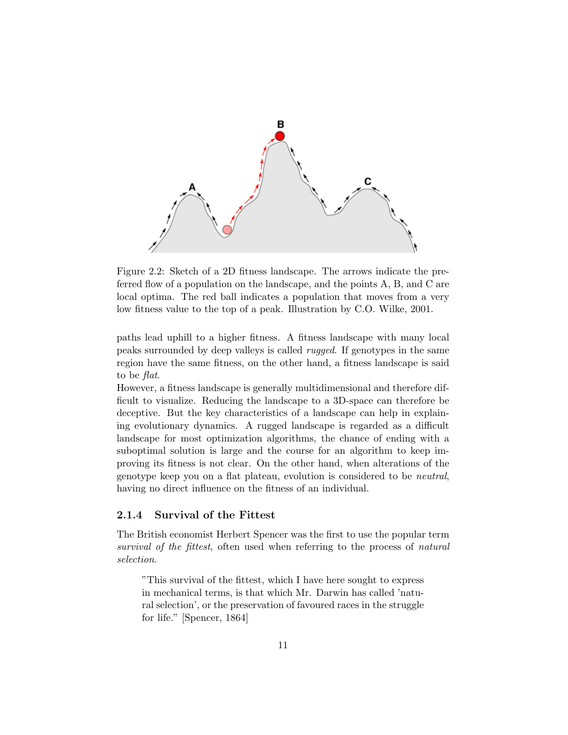Figure 2.2: Sketch of a 2D fitness landscape. The arrows indicate the preferred flow of a population on the landscape, and the points A, B, and C are local optima. The red ball indicates a population that moves from a very low fitness value to the top of a peak. Illustration by C.O. Wilke, 2001.

paths lead uphill to a higher fitness. A fitness landscape with many local peaks surrounded by deep valleys is called *rugged*. If genotypes in the same region have the same fitness, on the other hand, a fitness landscape is said to be *flat*.
However, a fitness landscape is generally multidimensional and therefore difficult to visualize. Reducing the landscape to a 3D-space can therefore be deceptive. But the key characteristics of a landscape can help in explaining evolutionary dynamics. A rugged landscape is regarded as a difficult landscape for most optimization algorithms, the chance of ending with a suboptimal solution is large and the course for an algorithm to keep improving its fitness is not clear. On the other hand, when alterations of the genotype keep you on a flat plateau, evolution is considered to be *neutral*, having no direct influence on the fitness of an individual.

### 2.1.4 Survival of the Fittest

The British economist Herbert Spencer was the first to use the popular term *survival of the fittest*, often used when referring to the process of *natural selection*.

> "This survival of the fittest, which I have here sought to express in mechanical terms, is that which Mr. Darwin has called 'natural selection', or the preservation of favoured races in the struggle for life." [Spencer, 1864]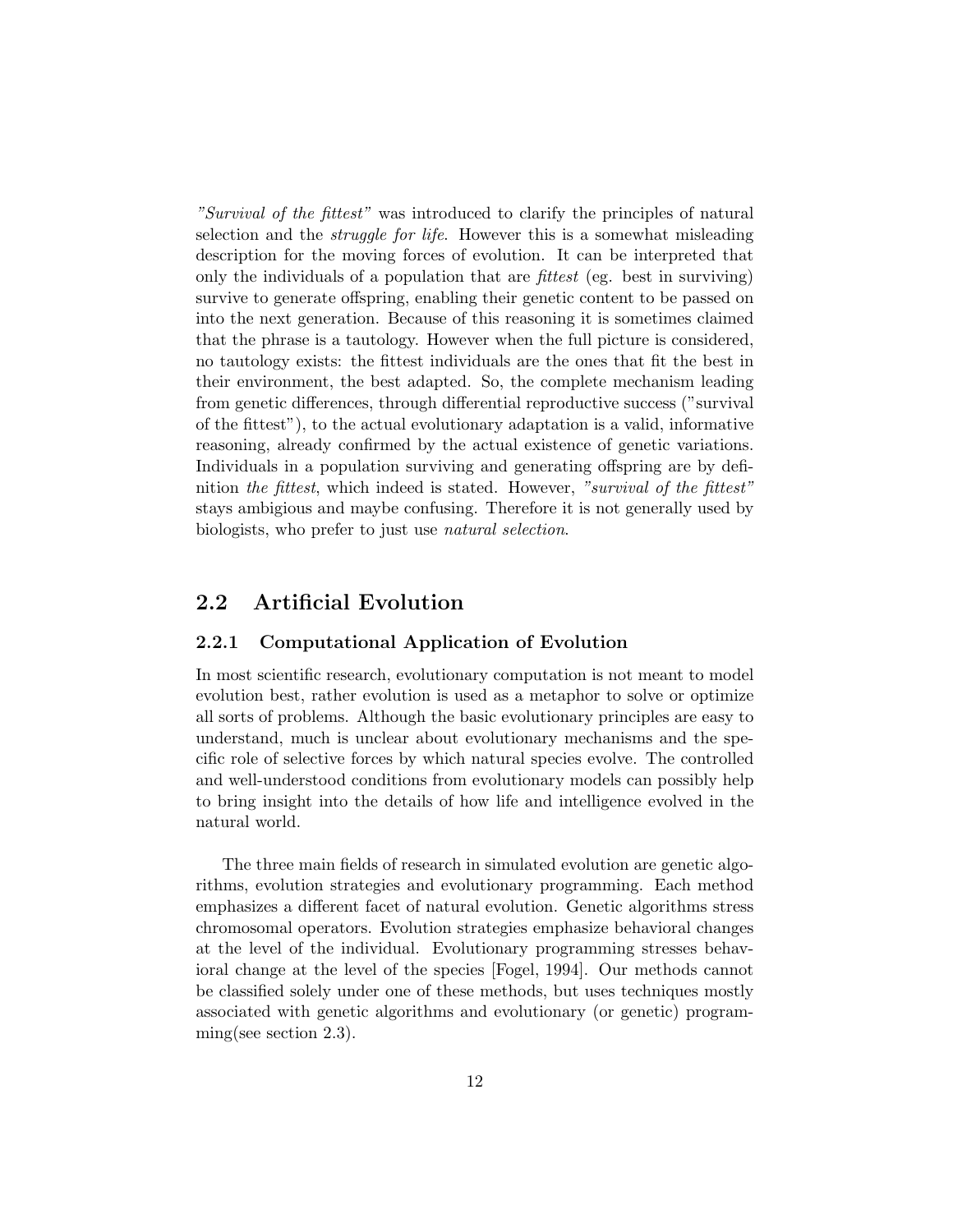*"Survival of the fittest"* was introduced to clarify the principles of natural selection and the *struggle for life*. However this is a somewhat misleading description for the moving forces of evolution. It can be interpreted that only the individuals of a population that are *fittest* (eg. best in surviving) survive to generate offspring, enabling their genetic content to be passed on into the next generation. Because of this reasoning it is sometimes claimed that the phrase is a tautology. However when the full picture is considered, no tautology exists: the fittest individuals are the ones that fit the best in their environment, the best adapted. So, the complete mechanism leading from genetic differences, through differential reproductive success ("survival of the fittest"), to the actual evolutionary adaptation is a valid, informative reasoning, already confirmed by the actual existence of genetic variations. Individuals in a population surviving and generating offspring are by definition *the fittest*, which indeed is stated. However, *"survival of the fittest"* stays ambigious and maybe confusing. Therefore it is not generally used by biologists, who prefer to just use *natural selection*.

## 2.2 Artificial Evolution

### 2.2.1 Computational Application of Evolution

In most scientific research, evolutionary computation is not meant to model evolution best, rather evolution is used as a metaphor to solve or optimize all sorts of problems. Although the basic evolutionary principles are easy to understand, much is unclear about evolutionary mechanisms and the specific role of selective forces by which natural species evolve. The controlled and well-understood conditions from evolutionary models can possibly help to bring insight into the details of how life and intelligence evolved in the natural world.

The three main fields of research in simulated evolution are genetic algorithms, evolution strategies and evolutionary programming. Each method emphasizes a different facet of natural evolution. Genetic algorithms stress chromosomal operators. Evolution strategies emphasize behavioral changes at the level of the individual. Evolutionary programming stresses behavioral change at the level of the species [Fogel, 1994]. Our methods cannot be classified solely under one of these methods, but uses techniques mostly associated with genetic algorithms and evolutionary (or genetic) programming(see section 2.3).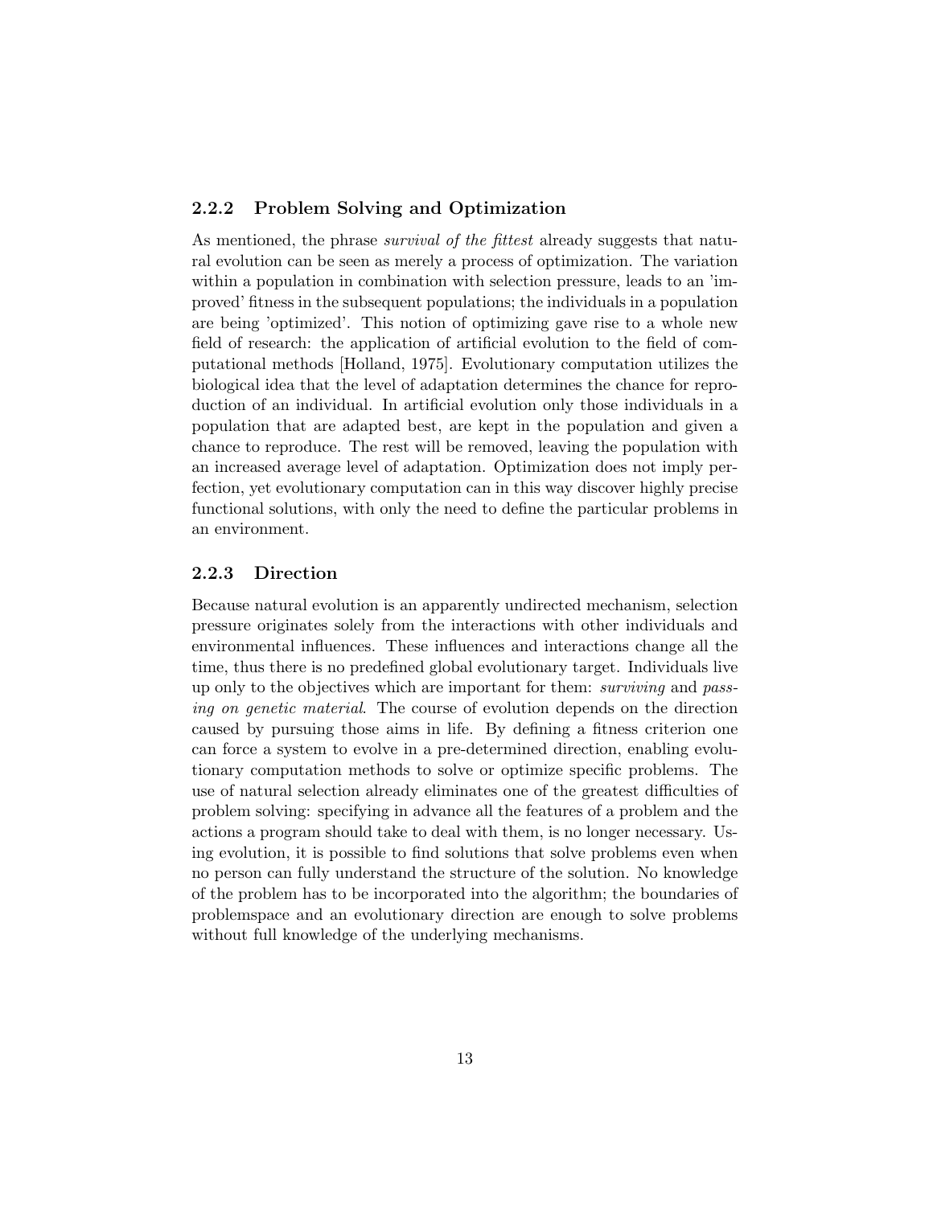### 2.2.2 Problem Solving and Optimization

As mentioned, the phrase *survival of the fittest* already suggests that natural evolution can be seen as merely a process of optimization. The variation within a population in combination with selection pressure, leads to an 'improved' fitness in the subsequent populations; the individuals in a population are being 'optimized'. This notion of optimizing gave rise to a whole new field of research: the application of artificial evolution to the field of computational methods [Holland, 1975]. Evolutionary computation utilizes the biological idea that the level of adaptation determines the chance for reproduction of an individual. In artificial evolution only those individuals in a population that are adapted best, are kept in the population and given a chance to reproduce. The rest will be removed, leaving the population with an increased average level of adaptation. Optimization does not imply perfection, yet evolutionary computation can in this way discover highly precise functional solutions, with only the need to define the particular problems in an environment.

### 2.2.3 Direction

Because natural evolution is an apparently undirected mechanism, selection pressure originates solely from the interactions with other individuals and environmental influences. These influences and interactions change all the time, thus there is no predefined global evolutionary target. Individuals live up only to the objectives which are important for them: *surviving* and *passing on genetic material*. The course of evolution depends on the direction caused by pursuing those aims in life. By defining a fitness criterion one can force a system to evolve in a pre-determined direction, enabling evolutionary computation methods to solve or optimize specific problems. The use of natural selection already eliminates one of the greatest difficulties of problem solving: specifying in advance all the features of a problem and the actions a program should take to deal with them, is no longer necessary. Using evolution, it is possible to find solutions that solve problems even when no person can fully understand the structure of the solution. No knowledge of the problem has to be incorporated into the algorithm; the boundaries of problemspace and an evolutionary direction are enough to solve problems without full knowledge of the underlying mechanisms.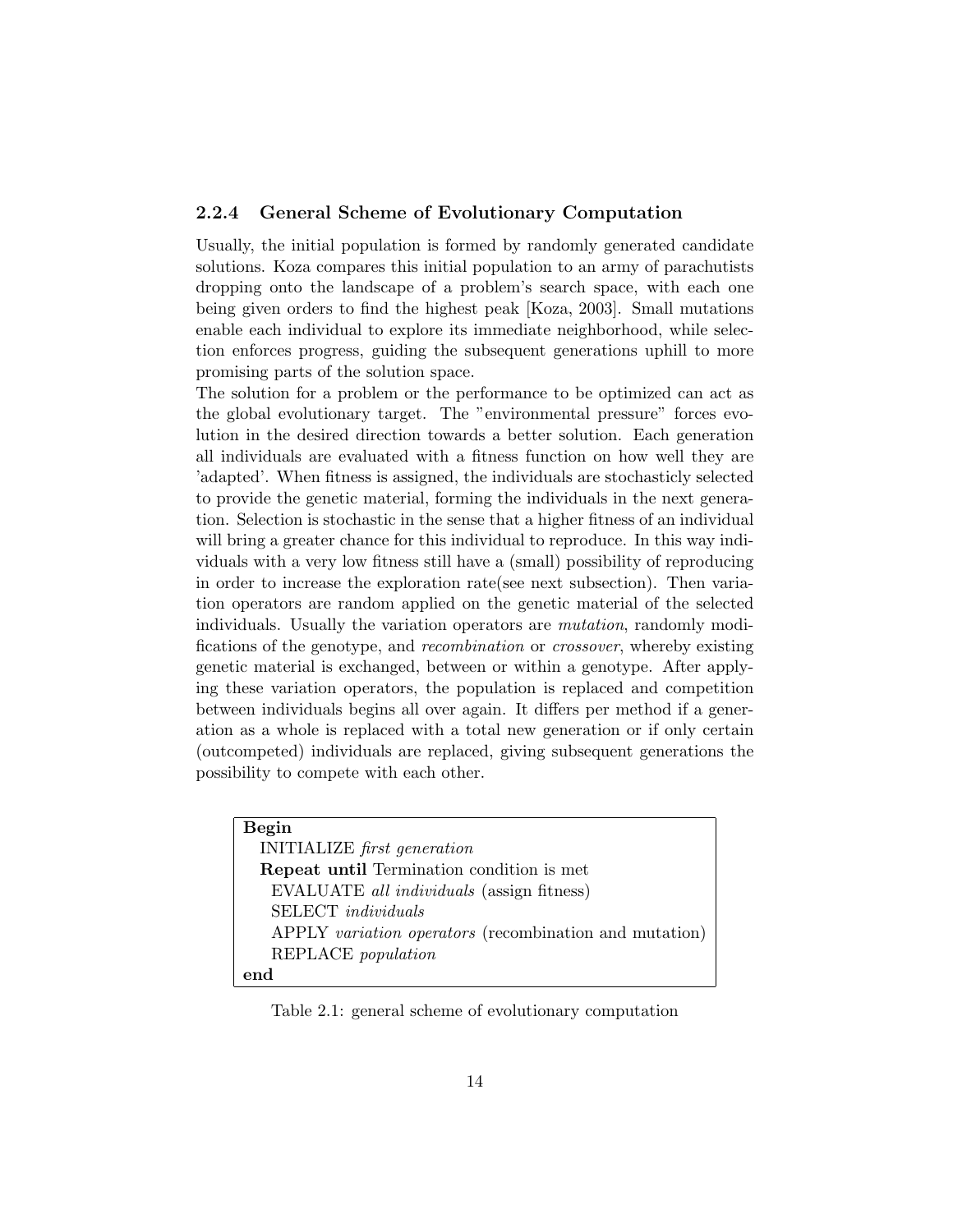### 2.2.4 General Scheme of Evolutionary Computation

Usually, the initial population is formed by randomly generated candidate solutions. Koza compares this initial population to an army of parachutists dropping onto the landscape of a problem's search space, with each one being given orders to find the highest peak [Koza, 2003]. Small mutations enable each individual to explore its immediate neighborhood, while selection enforces progress, guiding the subsequent generations uphill to more promising parts of the solution space.

The solution for a problem or the performance to be optimized can act as the global evolutionary target. The "environmental pressure" forces evolution in the desired direction towards a better solution. Each generation all individuals are evaluated with a fitness function on how well they are 'adapted'. When fitness is assigned, the individuals are stochasticly selected to provide the genetic material, forming the individuals in the next generation. Selection is stochastic in the sense that a higher fitness of an individual will bring a greater chance for this individual to reproduce. In this way individuals with a very low fitness still have a (small) possibility of reproducing in order to increase the exploration rate(see next subsection). Then variation operators are random applied on the genetic material of the selected individuals. Usually the variation operators are *mutation*, randomly modifications of the genotype, and *recombination* or *crossover*, whereby existing genetic material is exchanged, between or within a genotype. After applying these variation operators, the population is replaced and competition between individuals begins all over again. It differs per method if a generation as a whole is replaced with a total new generation or if only certain (outcompeted) individuals are replaced, giving subsequent generations the possibility to compete with each other.

```
Begin
  INITIALIZE first generation
  Repeat until Termination condition is met
    EVALUATE all individuals (assign fitness)
    SELECT individuals
    APPLY variation operators (recombination and mutation)
    REPLACE population
end
```

Table 2.1: general scheme of evolutionary computation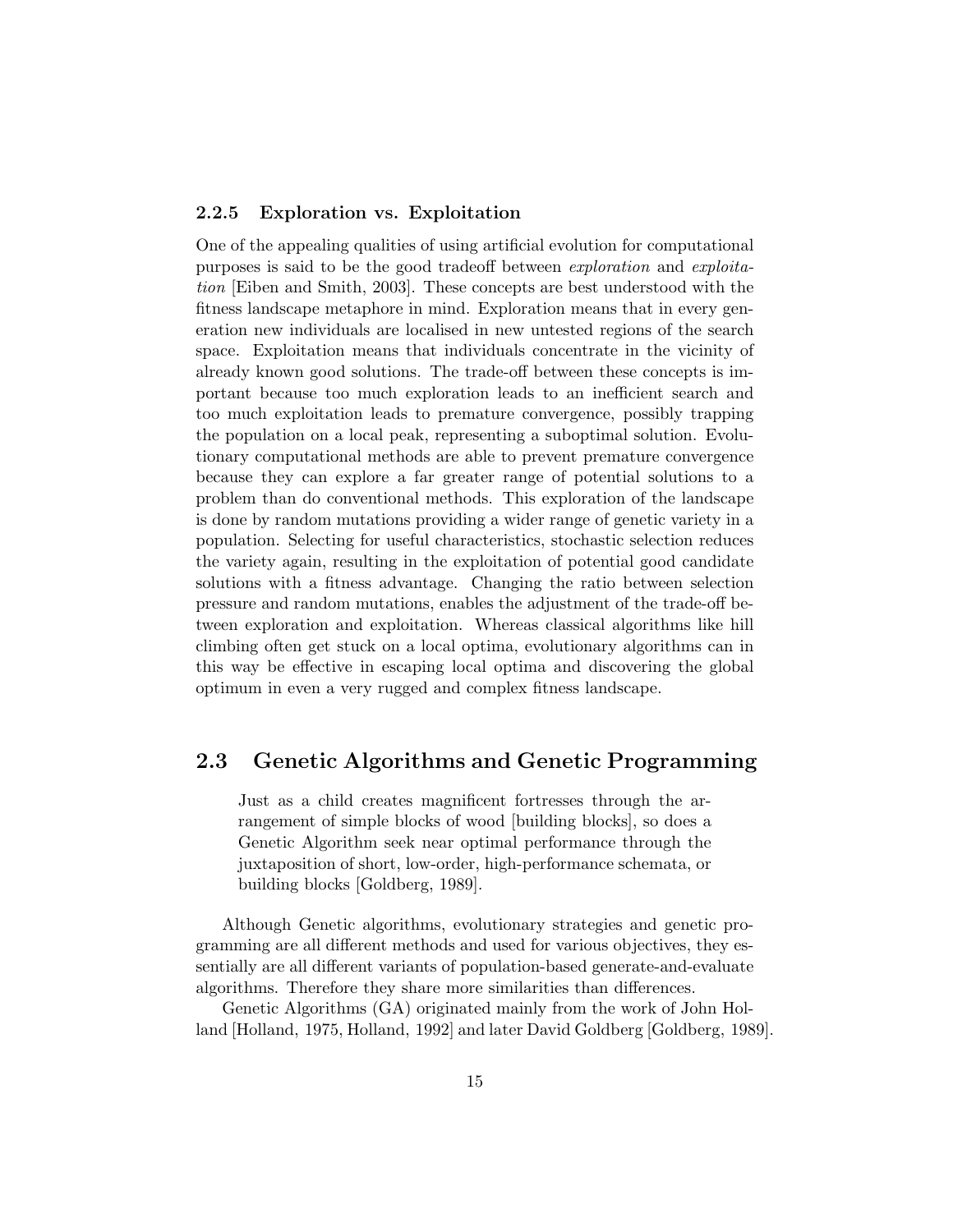### 2.2.5 Exploration vs. Exploitation

One of the appealing qualities of using artificial evolution for computational purposes is said to be the good tradeoff between *exploration* and *exploitation* [Eiben and Smith, 2003]. These concepts are best understood with the fitness landscape metaphore in mind. Exploration means that in every generation new individuals are localised in new untested regions of the search space. Exploitation means that individuals concentrate in the vicinity of already known good solutions. The trade-off between these concepts is important because too much exploration leads to an inefficient search and too much exploitation leads to premature convergence, possibly trapping the population on a local peak, representing a suboptimal solution. Evolutionary computational methods are able to prevent premature convergence because they can explore a far greater range of potential solutions to a problem than do conventional methods. This exploration of the landscape is done by random mutations providing a wider range of genetic variety in a population. Selecting for useful characteristics, stochastic selection reduces the variety again, resulting in the exploitation of potential good candidate solutions with a fitness advantage. Changing the ratio between selection pressure and random mutations, enables the adjustment of the trade-off between exploration and exploitation. Whereas classical algorithms like hill climbing often get stuck on a local optima, evolutionary algorithms can in this way be effective in escaping local optima and discovering the global optimum in even a very rugged and complex fitness landscape.

## 2.3 Genetic Algorithms and Genetic Programming

> Just as a child creates magnificent fortresses through the arrangement of simple blocks of wood [building blocks], so does a Genetic Algorithm seek near optimal performance through the juxtaposition of short, low-order, high-performance schemata, or building blocks [Goldberg, 1989].

Although Genetic algorithms, evolutionary strategies and genetic programming are all different methods and used for various objectives, they essentially are all different variants of population-based generate-and-evaluate algorithms. Therefore they share more similarities than differences.

Genetic Algorithms (GA) originated mainly from the work of John Holland [Holland, 1975, Holland, 1992] and later David Goldberg [Goldberg, 1989].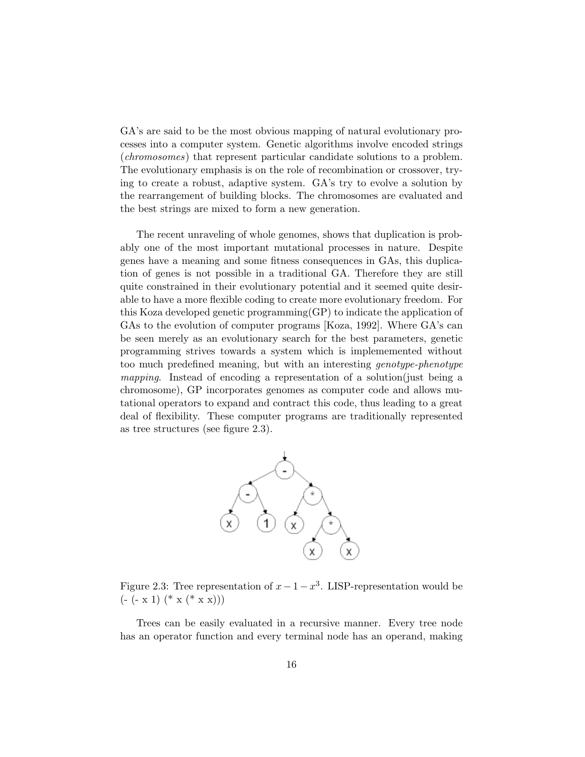GA's are said to be the most obvious mapping of natural evolutionary processes into a computer system. Genetic algorithms involve encoded strings (*chromosomes*) that represent particular candidate solutions to a problem. The evolutionary emphasis is on the role of recombination or crossover, trying to create a robust, adaptive system. GA's try to evolve a solution by the rearrangement of building blocks. The chromosomes are evaluated and the best strings are mixed to form a new generation.

The recent unraveling of whole genomes, shows that duplication is probably one of the most important mutational processes in nature. Despite genes have a meaning and some fitness consequences in GAs, this duplication of genes is not possible in a traditional GA. Therefore they are still quite constrained in their evolutionary potential and it seemed quite desirable to have a more flexible coding to create more evolutionary freedom. For this Koza developed genetic programming(GP) to indicate the application of GAs to the evolution of computer programs [Koza, 1992]. Where GA's can be seen merely as an evolutionary search for the best parameters, genetic programming strives towards a system which is implemebented without too much predefined meaning, but with an interesting *genotype-phenotype mapping*. Instead of encoding a representation of a solution(just being a chromosome), GP incorporates genomes as computer code and allows mutational operators to expand and contract this code, thus leading to a great deal of flexibility. These computer programs are traditionally represented as tree structures (see figure 2.3).

Figure 2.3: Tree representation of $x - 1 - x^3$. LISP-representation would be (- (- x 1) (* x (* x x)))

Trees can be easily evaluated in a recursive manner. Every tree node has an operator function and every terminal node has an operand, making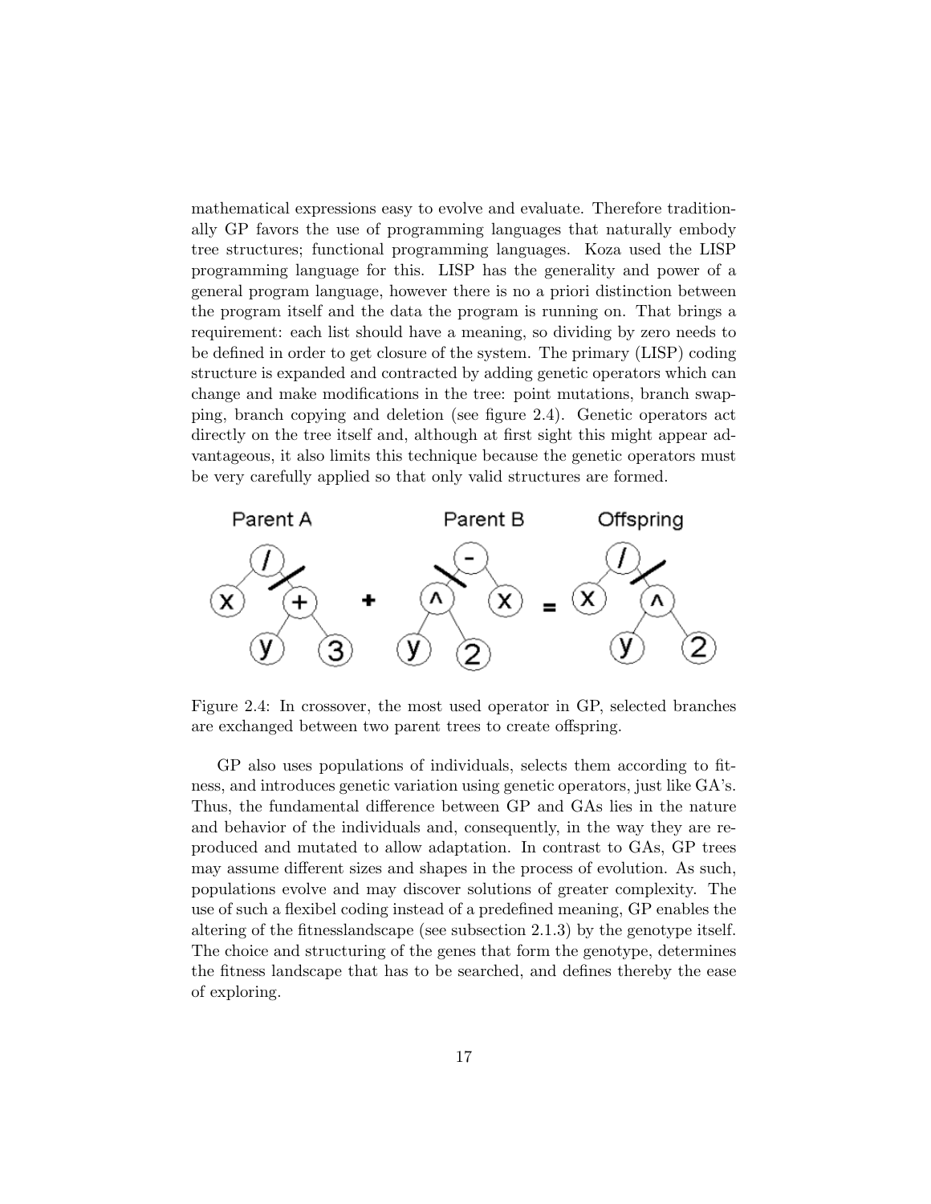mathematical expressions easy to evolve and evaluate. Therefore traditionally GP favors the use of programming languages that naturally embody tree structures; functional programming languages. Koza used the LISP programming language for this. LISP has the generality and power of a general program language, however there is no a priori distinction between the program itself and the data the program is running on. That brings a requirement: each list should have a meaning, so dividing by zero needs to be defined in order to get closure of the system. The primary (LISP) coding structure is expanded and contracted by adding genetic operators which can change and make modifications in the tree: point mutations, branch swapping, branch copying and deletion (see figure 2.4). Genetic operators act directly on the tree itself and, although at first sight this might appear advantageous, it also limits this technique because the genetic operators must be very carefully applied so that only valid structures are formed.

Parent A

Parent B

Offspring

Figure 2.4: In crossover, the most used operator in GP, selected branches are exchanged between two parent trees to create offspring.

GP also uses populations of individuals, selects them according to fitness, and introduces genetic variation using genetic operators, just like GA's. Thus, the fundamental difference between GP and GAs lies in the nature and behavior of the individuals and, consequently, in the way they are reproduced and mutated to allow adaptation. In contrast to GAs, GP trees may assume different sizes and shapes in the process of evolution. As such, populations evolve and may discover solutions of greater complexity. The use of such a flexibel coding instead of a predefined meaning, GP enables the altering of the fitnesslandscape (see subsection 2.1.3) by the genotype itself. The choice and structuring of the genes that form the genotype, determines the fitness landscape that has to be searched, and defines thereby the ease of exploring.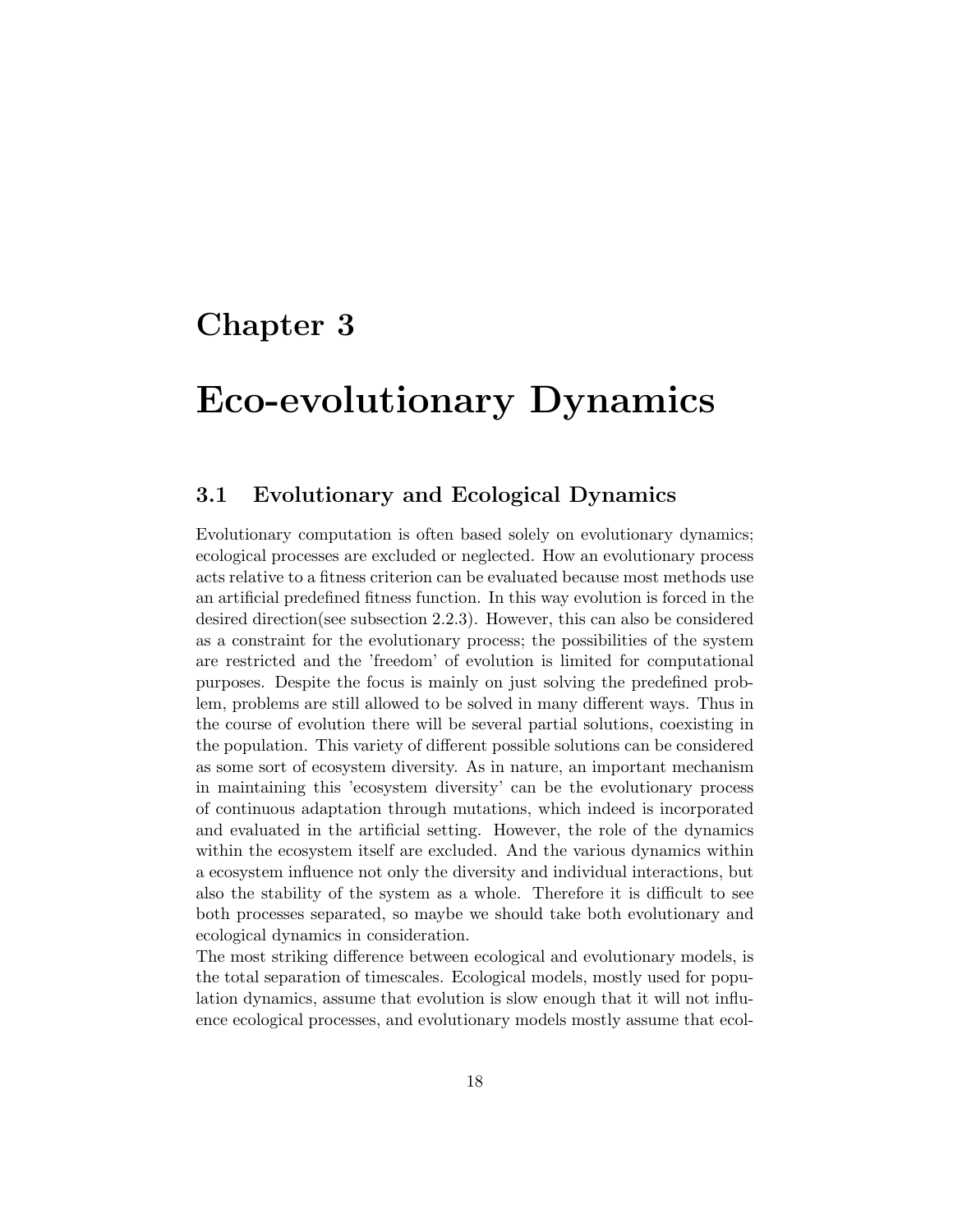# Chapter 3

# Eco-evolutionary Dynamics

## 3.1 Evolutionary and Ecological Dynamics

Evolutionary computation is often based solely on evolutionary dynamics; ecological processes are excluded or neglected. How an evolutionary process acts relative to a fitness criterion can be evaluated because most methods use an artificial predefined fitness function. In this way evolution is forced in the desired direction(see subsection 2.2.3). However, this can also be considered as a constraint for the evolutionary process; the possibilities of the system are restricted and the 'freedom' of evolution is limited for computational purposes. Despite the focus is mainly on just solving the predefined problem, problems are still allowed to be solved in many different ways. Thus in the course of evolution there will be several partial solutions, coexisting in the population. This variety of different possible solutions can be considered as some sort of ecosystem diversity. As in nature, an important mechanism in maintaining this 'ecosystem diversity' can be the evolutionary process of continuous adaptation through mutations, which indeed is incorporated and evaluated in the artificial setting. However, the role of the dynamics within the ecosystem itself are excluded. And the various dynamics within a ecosystem influence not only the diversity and individual interactions, but also the stability of the system as a whole. Therefore it is difficult to see both processes separated, so maybe we should take both evolutionary and ecological dynamics in consideration.

The most striking difference between ecological and evolutionary models, is the total separation of timescales. Ecological models, mostly used for population dynamics, assume that evolution is slow enough that it will not influence ecological processes, and evolutionary models mostly assume that ecol-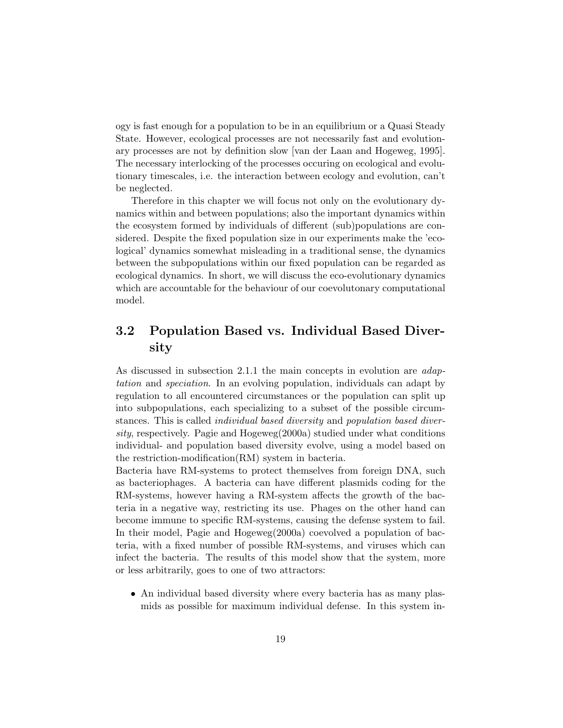ogy is fast enough for a population to be in an equilibrium or a Quasi Steady State. However, ecological processes are not necessarily fast and evolutionary processes are not by definition slow [van der Laan and Hogeweg, 1995]. The necessary interlocking of the processes occuring on ecological and evolutionary timescales, i.e. the interaction between ecology and evolution, can't be neglected.

Therefore in this chapter we will focus not only on the evolutionary dynamics within and between populations; also the important dynamics within the ecosystem formed by individuals of different (sub)populations are considered. Despite the fixed population size in our experiments make the 'ecological' dynamics somewhat misleading in a traditional sense, the dynamics between the subpopulations within our fixed population can be regarded as ecological dynamics. In short, we will discuss the eco-evolutionary dynamics which are accountable for the behaviour of our coevolutonary computational model.

## 3.2 Population Based vs. Individual Based Diversity

As discussed in subsection 2.1.1 the main concepts in evolution are *adaptation* and *speciation*. In an evolving population, individuals can adapt by regulation to all encountered circumstances or the population can split up into subpopulations, each specializing to a subset of the possible circumstances. This is called *individual based diversity* and *population based diversity*, respectively. Pagie and Hogeweg(2000a) studied under what conditions individual- and population based diversity evolve, using a model based on the restriction-modification(RM) system in bacteria.

Bacteria have RM-systems to protect themselves from foreign DNA, such as bacteriophages. A bacteria can have different plasmids coding for the RM-systems, however having a RM-system affects the growth of the bacteria in a negative way, restricting its use. Phages on the other hand can become immune to specific RM-systems, causing the defense system to fail. In their model, Pagie and Hogeweg(2000a) coevolved a population of bacteria, with a fixed number of possible RM-systems, and viruses which can infect the bacteria. The results of this model show that the system, more or less arbitrarily, goes to one of two attractors:

- An individual based diversity where every bacteria has as many plasmids as possible for maximum individual defense. In this system in-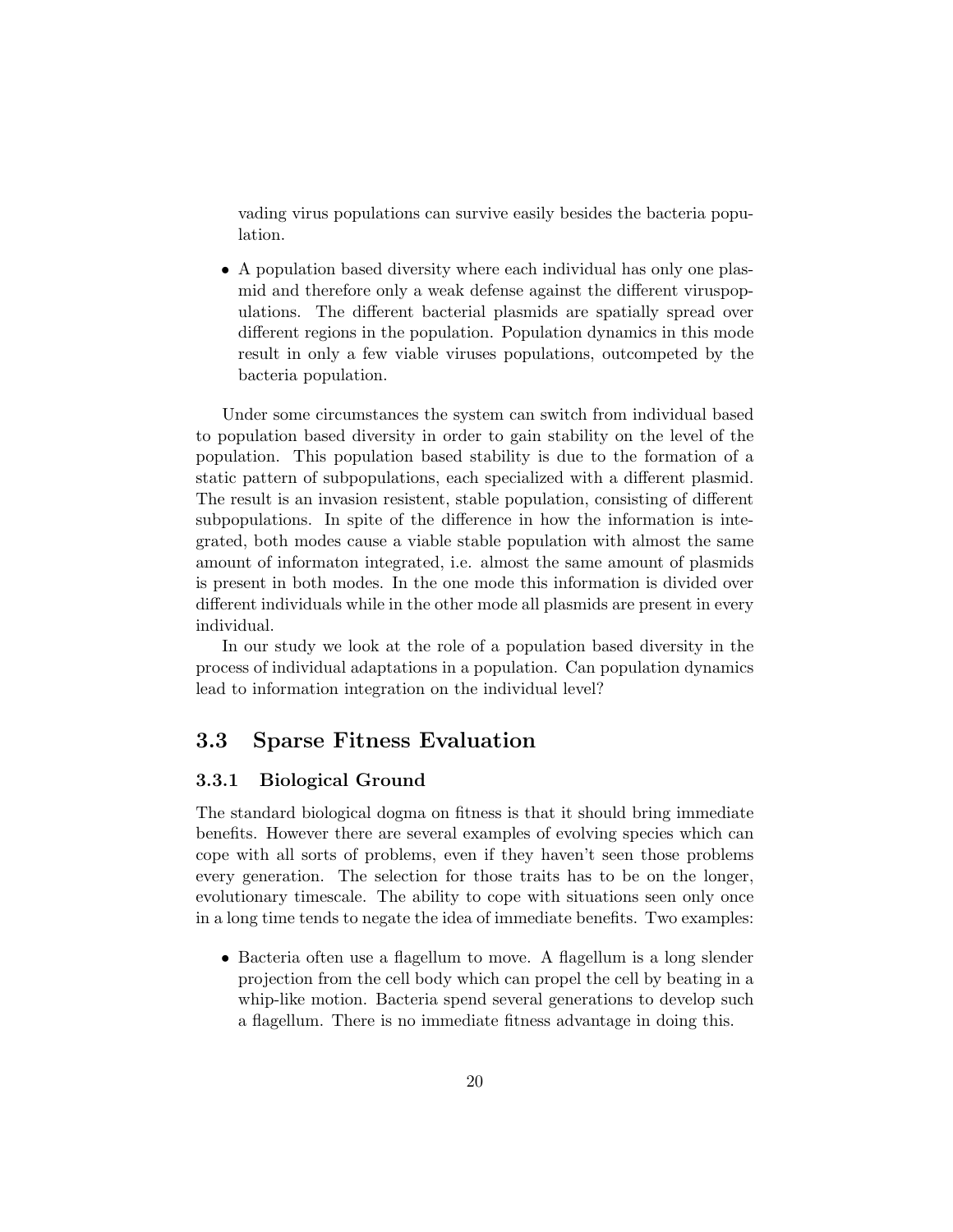vading virus populations can survive easily besides the bacteria population.

- A population based diversity where each individual has only one plasmid and therefore only a weak defense against the different viruspopulations. The different bacterial plasmids are spatially spread over different regions in the population. Population dynamics in this mode result in only a few viable viruses populations, outcompeted by the bacteria population.

Under some circumstances the system can switch from individual based to population based diversity in order to gain stability on the level of the population. This population based stability is due to the formation of a static pattern of subpopulations, each specialized with a different plasmid. The result is an invasion resistent, stable population, consisting of different subpopulations. In spite of the difference in how the information is integrated, both modes cause a viable stable population with almost the same amount of informaton integrated, i.e. almost the same amount of plasmids is present in both modes. In the one mode this information is divided over different individuals while in the other mode all plasmids are present in every individual.

In our study we look at the role of a population based diversity in the process of individual adaptations in a population. Can population dynamics lead to information integration on the individual level?

## 3.3 Sparse Fitness Evaluation

### 3.3.1 Biological Ground

The standard biological dogma on fitness is that it should bring immediate benefits. However there are several examples of evolving species which can cope with all sorts of problems, even if they haven't seen those problems every generation. The selection for those traits has to be on the longer, evolutionary timescale. The ability to cope with situations seen only once in a long time tends to negate the idea of immediate benefits. Two examples:

- Bacteria often use a flagellum to move. A flagellum is a long slender projection from the cell body which can propel the cell by beating in a whip-like motion. Bacteria spend several generations to develop such a flagellum. There is no immediate fitness advantage in doing this.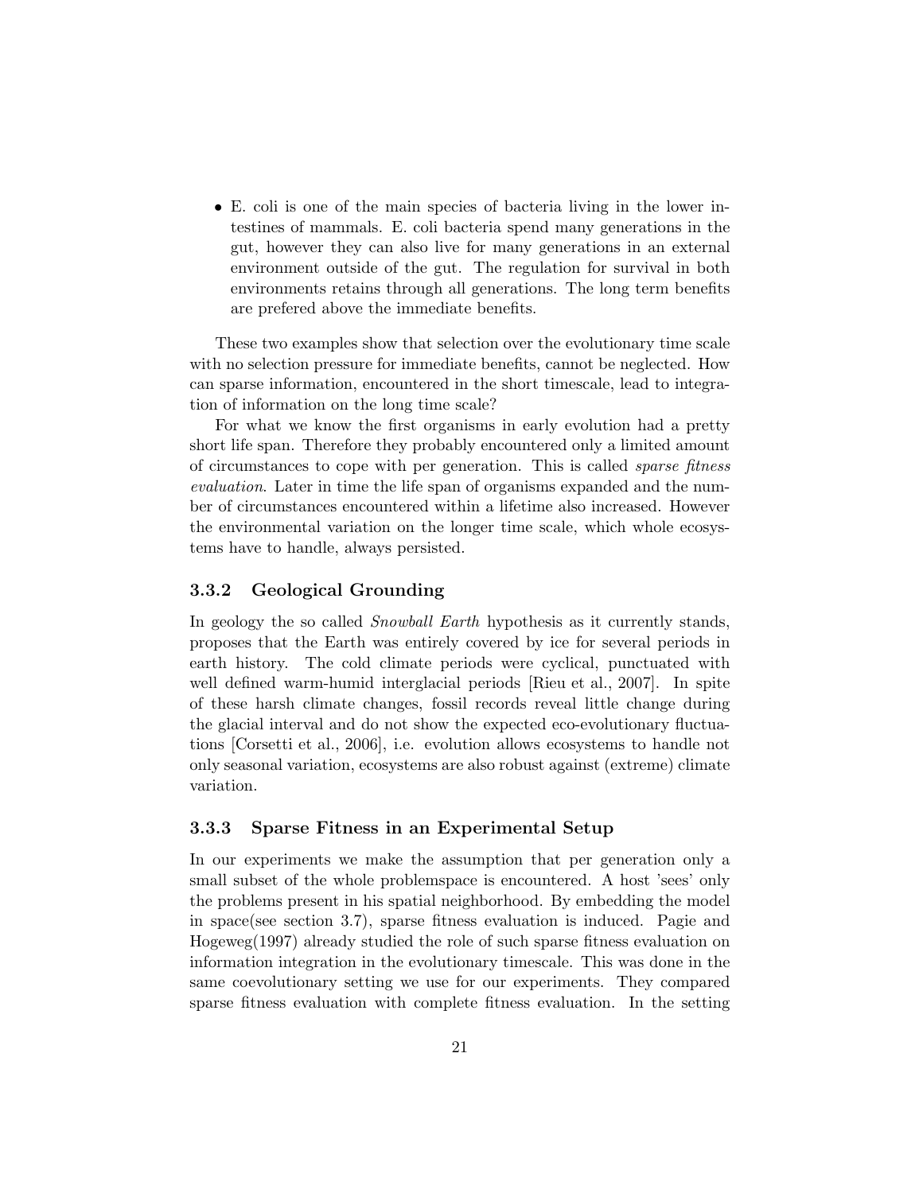- E. coli is one of the main species of bacteria living in the lower intestines of mammals. E. coli bacteria spend many generations in the gut, however they can also live for many generations in an external environment outside of the gut. The regulation for survival in both environments retains through all generations. The long term benefits are prefered above the immediate benefits.

These two examples show that selection over the evolutionary time scale with no selection pressure for immediate benefits, cannot be neglected. How can sparse information, encountered in the short timescale, lead to integration of information on the long time scale?

For what we know the first organisms in early evolution had a pretty short life span. Therefore they probably encountered only a limited amount of circumstances to cope with per generation. This is called *sparse fitness evaluation*. Later in time the life span of organisms expanded and the number of circumstances encountered within a lifetime also increased. However the environmental variation on the longer time scale, which whole ecosystems have to handle, always persisted.

### 3.3.2 Geological Grounding

In geology the so called *Snowball Earth* hypothesis as it currently stands, proposes that the Earth was entirely covered by ice for several periods in earth history. The cold climate periods were cyclical, punctuated with well defined warm-humid interglacial periods [Rieu et al., 2007]. In spite of these harsh climate changes, fossil records reveal little change during the glacial interval and do not show the expected eco-evolutionary fluctuations [Corsetti et al., 2006], i.e. evolution allows ecosystems to handle not only seasonal variation, ecosystems are also robust against (extreme) climate variation.

### 3.3.3 Sparse Fitness in an Experimental Setup

In our experiments we make the assumption that per generation only a small subset of the whole problemspace is encountered. A host 'sees' only the problems present in his spatial neighborhood. By embedding the model in space(see section 3.7), sparse fitness evaluation is induced. Pagie and Hogeweg(1997) already studied the role of such sparse fitness evaluation on information integration in the evolutionary timescale. This was done in the same coevolutionary setting we use for our experiments. They compared sparse fitness evaluation with complete fitness evaluation. In the setting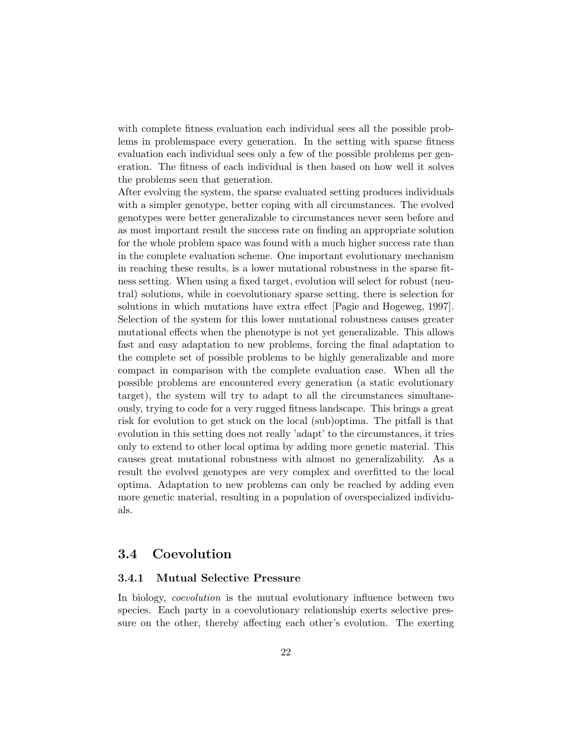with complete fitness evaluation each individual sees all the possible problems in problemspace every generation. In the setting with sparse fitness evaluation each individual sees only a few of the possible problems per generation. The fitness of each individual is then based on how well it solves the problems seen that generation.
After evolving the system, the sparse evaluated setting produces individuals with a simpler genotype, better coping with all circumstances. The evolved genotypes were better generalizable to circumstances never seen before and as most important result the success rate on finding an appropriate solution for the whole problem space was found with a much higher success rate than in the complete evaluation scheme. One important evolutionary mechanism in reaching these results, is a lower mutational robustness in the sparse fitness setting. When using a fixed target, evolution will select for robust (neutral) solutions, while in coevolutionary sparse setting, there is selection for solutions in which mutations have extra effect [Pagie and Hogeweg, 1997]. Selection of the system for this lower mutational robustness causes greater mutational effects when the phenotype is not yet generalizable. This allows fast and easy adaptation to new problems, forcing the final adaptation to the complete set of possible problems to be highly generalizable and more compact in comparison with the complete evaluation case. When all the possible problems are encountered every generation (a static evolutionary target), the system will try to adapt to all the circumstances simultaneously, trying to code for a very rugged fitness landscape. This brings a great risk for evolution to get stuck on the local (sub)optima. The pitfall is that evolution in this setting does not really 'adapt' to the circumstances, it tries only to extend to other local optima by adding more genetic material. This causes great mutational robustness with almost no generalizability. As a result the evolved genotypes are very complex and overfitted to the local optima. Adaptation to new problems can only be reached by adding even more genetic material, resulting in a population of overspecialized individuals.

## 3.4 Coevolution

### 3.4.1 Mutual Selective Pressure

In biology, *coevolution* is the mutual evolutionary influence between two species. Each party in a coevolutionary relationship exerts selective pressure on the other, thereby affecting each other's evolution. The exerting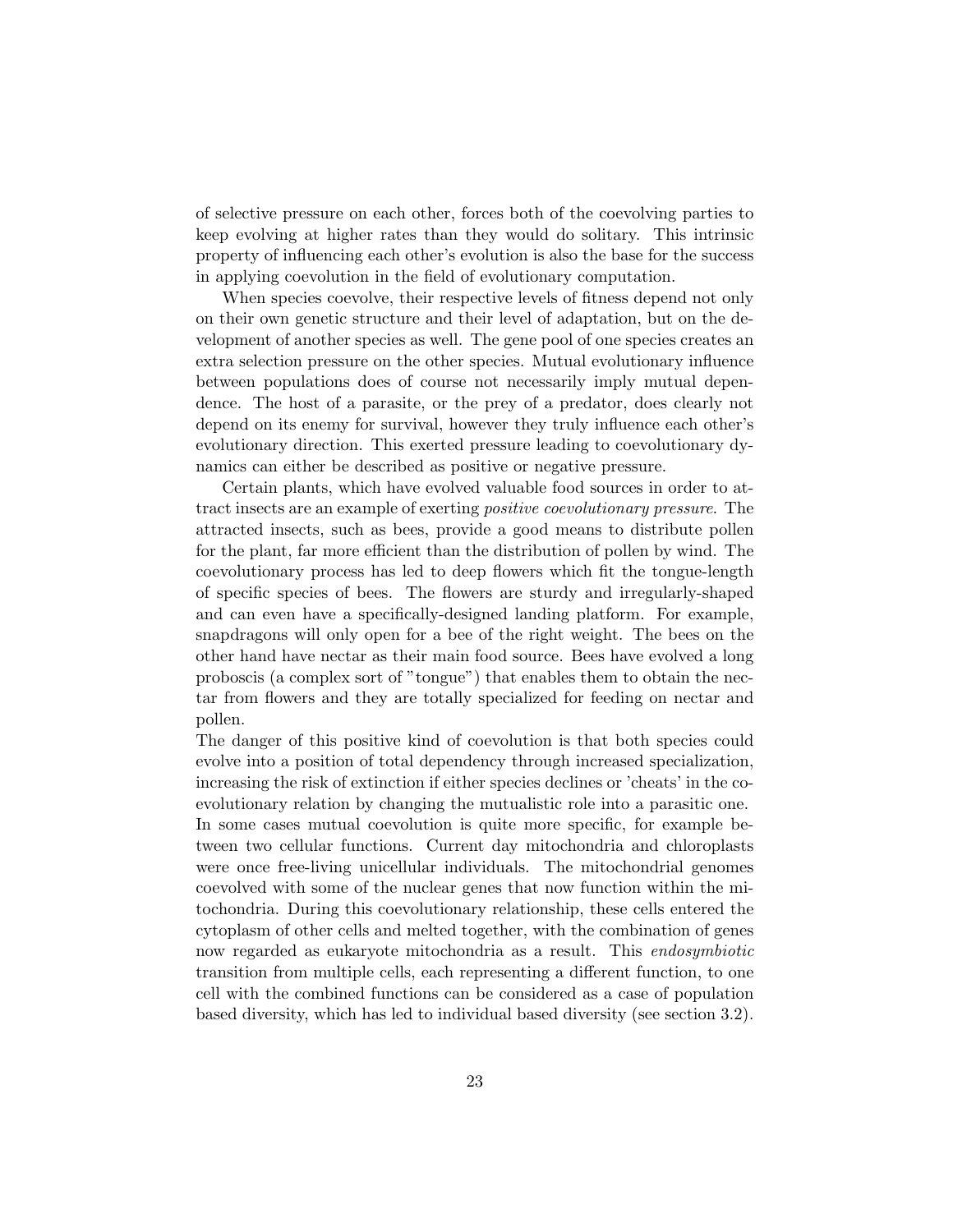of selective pressure on each other, forces both of the coevolving parties to keep evolving at higher rates than they would do solitary. This intrinsic property of influencing each other's evolution is also the base for the success in applying coevolution in the field of evolutionary computation.

When species coevolve, their respective levels of fitness depend not only on their own genetic structure and their level of adaptation, but on the development of another species as well. The gene pool of one species creates an extra selection pressure on the other species. Mutual evolutionary influence between populations does of course not necessarily imply mutual dependence. The host of a parasite, or the prey of a predator, does clearly not depend on its enemy for survival, however they truly influence each other's evolutionary direction. This exerted pressure leading to coevolutionary dynamics can either be described as positive or negative pressure.

Certain plants, which have evolved valuable food sources in order to attract insects are an example of exerting *positive coevolutionary pressure*. The attracted insects, such as bees, provide a good means to distribute pollen for the plant, far more efficient than the distribution of pollen by wind. The coevolutionary process has led to deep flowers which fit the tongue-length of specific species of bees. The flowers are sturdy and irregularly-shaped and can even have a specifically-designed landing platform. For example, snapdragons will only open for a bee of the right weight. The bees on the other hand have nectar as their main food source. Bees have evolved a long proboscis (a complex sort of "tongue") that enables them to obtain the nectar from flowers and they are totally specialized for feeding on nectar and pollen.

The danger of this positive kind of coevolution is that both species could evolve into a position of total dependency through increased specialization, increasing the risk of extinction if either species declines or 'cheats' in the coevolutionary relation by changing the mutualistic role into a parasitic one.

In some cases mutual coevolution is quite more specific, for example between two cellular functions. Current day mitochondria and chloroplasts were once free-living unicellular individuals. The mitochondrial genomes coevolved with some of the nuclear genes that now function within the mitochondria. During this coevolutionary relationship, these cells entered the cytoplasm of other cells and melted together, with the combination of genes now regarded as eukaryote mitochondria as a result. This *endosymbiotic* transition from multiple cells, each representing a different function, to one cell with the combined functions can be considered as a case of population based diversity, which has led to individual based diversity (see section 3.2).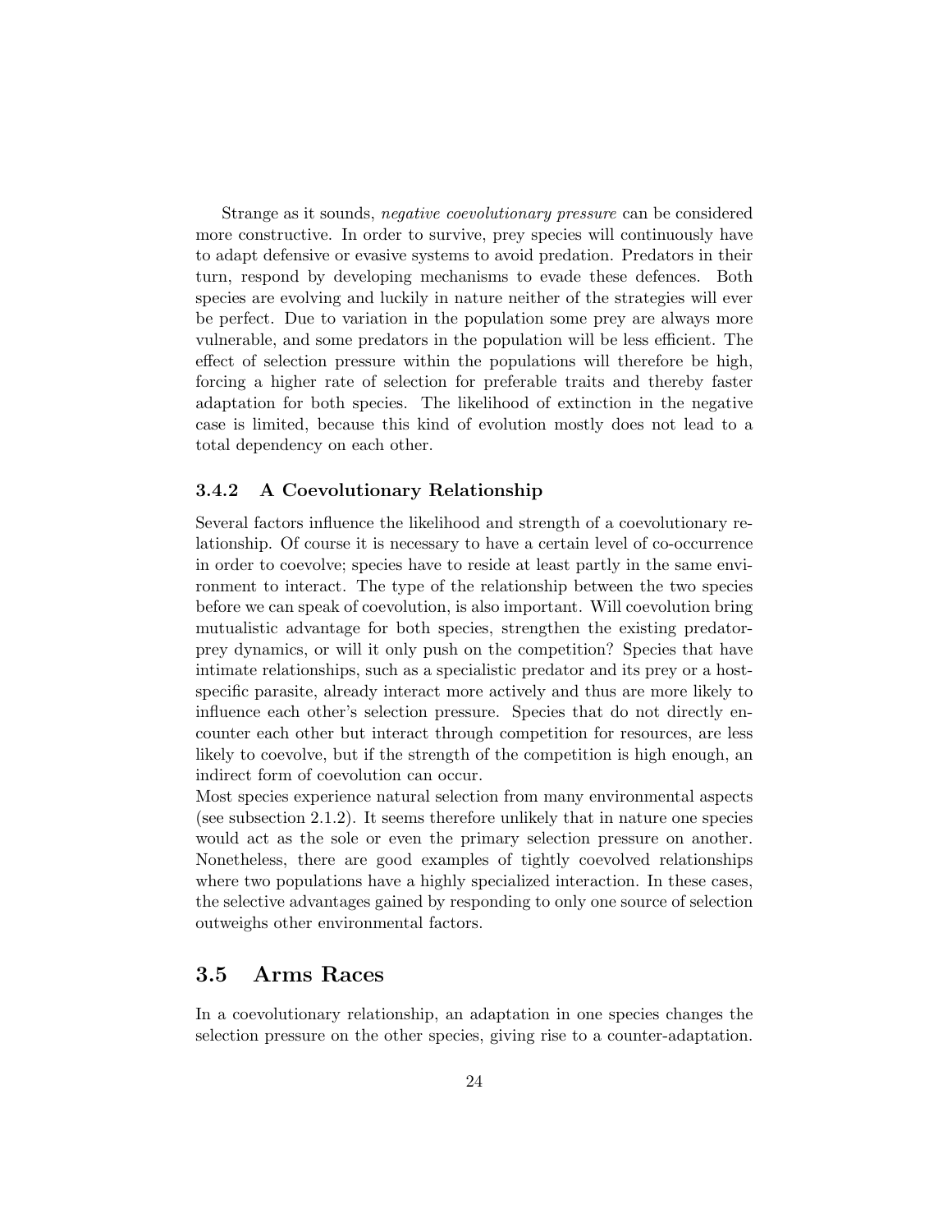Strange as it sounds, *negative coevolutionary pressure* can be considered more constructive. In order to survive, prey species will continuously have to adapt defensive or evasive systems to avoid predation. Predators in their turn, respond by developing mechanisms to evade these defences. Both species are evolving and luckily in nature neither of the strategies will ever be perfect. Due to variation in the population some prey are always more vulnerable, and some predators in the population will be less efficient. The effect of selection pressure within the populations will therefore be high, forcing a higher rate of selection for preferable traits and thereby faster adaptation for both species. The likelihood of extinction in the negative case is limited, because this kind of evolution mostly does not lead to a total dependency on each other.

### 3.4.2 A Coevolutionary Relationship

Several factors influence the likelihood and strength of a coevolutionary relationship. Of course it is necessary to have a certain level of co-occurrence in order to coevolve; species have to reside at least partly in the same environment to interact. The type of the relationship between the two species before we can speak of coevolution, is also important. Will coevolution bring mutualistic advantage for both species, strengthen the existing predator-prey dynamics, or will it only push on the competition? Species that have intimate relationships, such as a specialistic predator and its prey or a host-specific parasite, already interact more actively and thus are more likely to influence each other's selection pressure. Species that do not directly encounter each other but interact through competition for resources, are less likely to coevolve, but if the strength of the competition is high enough, an indirect form of coevolution can occur.

Most species experience natural selection from many environmental aspects (see subsection 2.1.2). It seems therefore unlikely that in nature one species would act as the sole or even the primary selection pressure on another. Nonetheless, there are good examples of tightly coevolved relationships where two populations have a highly specialized interaction. In these cases, the selective advantages gained by responding to only one source of selection outweighs other environmental factors.

## 3.5 Arms Races

In a coevolutionary relationship, an adaptation in one species changes the selection pressure on the other species, giving rise to a counter-adaptation.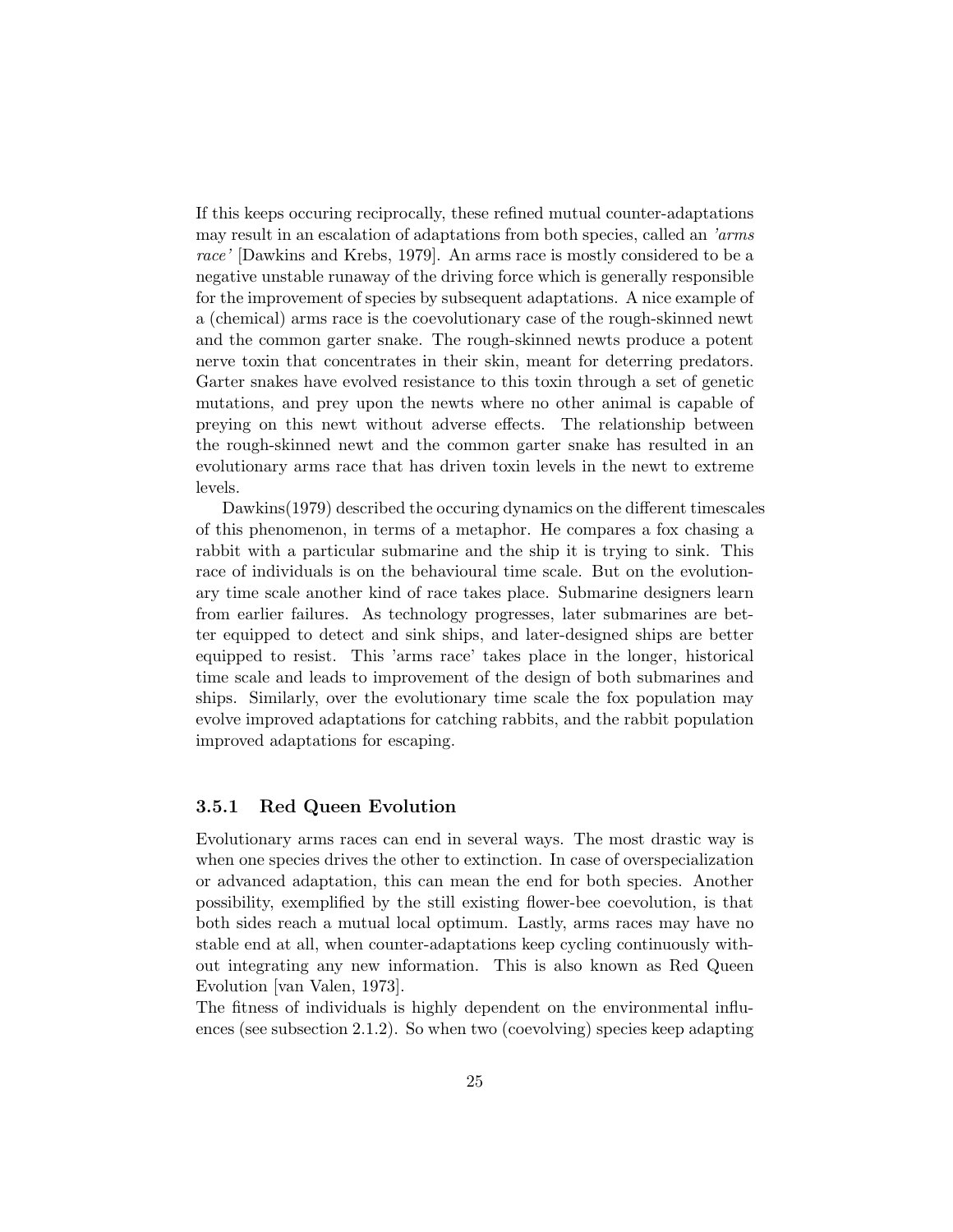If this keeps occuring reciprocally, these refined mutual counter-adaptations may result in an escalation of adaptations from both species, called an *'arms race'* [Dawkins and Krebs, 1979]. An arms race is mostly considered to be a negative unstable runaway of the driving force which is generally responsible for the improvement of species by subsequent adaptations. A nice example of a (chemical) arms race is the coevolutionary case of the rough-skinned newt and the common garter snake. The rough-skinned newts produce a potent nerve toxin that concentrates in their skin, meant for deterring predators. Garter snakes have evolved resistance to this toxin through a set of genetic mutations, and prey upon the newts where no other animal is capable of preying on this newt without adverse effects. The relationship between the rough-skinned newt and the common garter snake has resulted in an evolutionary arms race that has driven toxin levels in the newt to extreme levels.

Dawkins(1979) described the occuring dynamics on the different timescales of this phenomenon, in terms of a metaphor. He compares a fox chasing a rabbit with a particular submarine and the ship it is trying to sink. This race of individuals is on the behavioural time scale. But on the evolutionary time scale another kind of race takes place. Submarine designers learn from earlier failures. As technology progresses, later submarines are better equipped to detect and sink ships, and later-designed ships are better equipped to resist. This 'arms race' takes place in the longer, historical time scale and leads to improvement of the design of both submarines and ships. Similarly, over the evolutionary time scale the fox population may evolve improved adaptations for catching rabbits, and the rabbit population improved adaptations for escaping.

### 3.5.1 Red Queen Evolution

Evolutionary arms races can end in several ways. The most drastic way is when one species drives the other to extinction. In case of overspecialization or advanced adaptation, this can mean the end for both species. Another possibility, exemplified by the still existing flower-bee coevolution, is that both sides reach a mutual local optimum. Lastly, arms races may have no stable end at all, when counter-adaptations keep cycling continuously without integrating any new information. This is also known as Red Queen Evolution [van Valen, 1973].

The fitness of individuals is highly dependent on the environmental influences (see subsection 2.1.2). So when two (coevolving) species keep adapting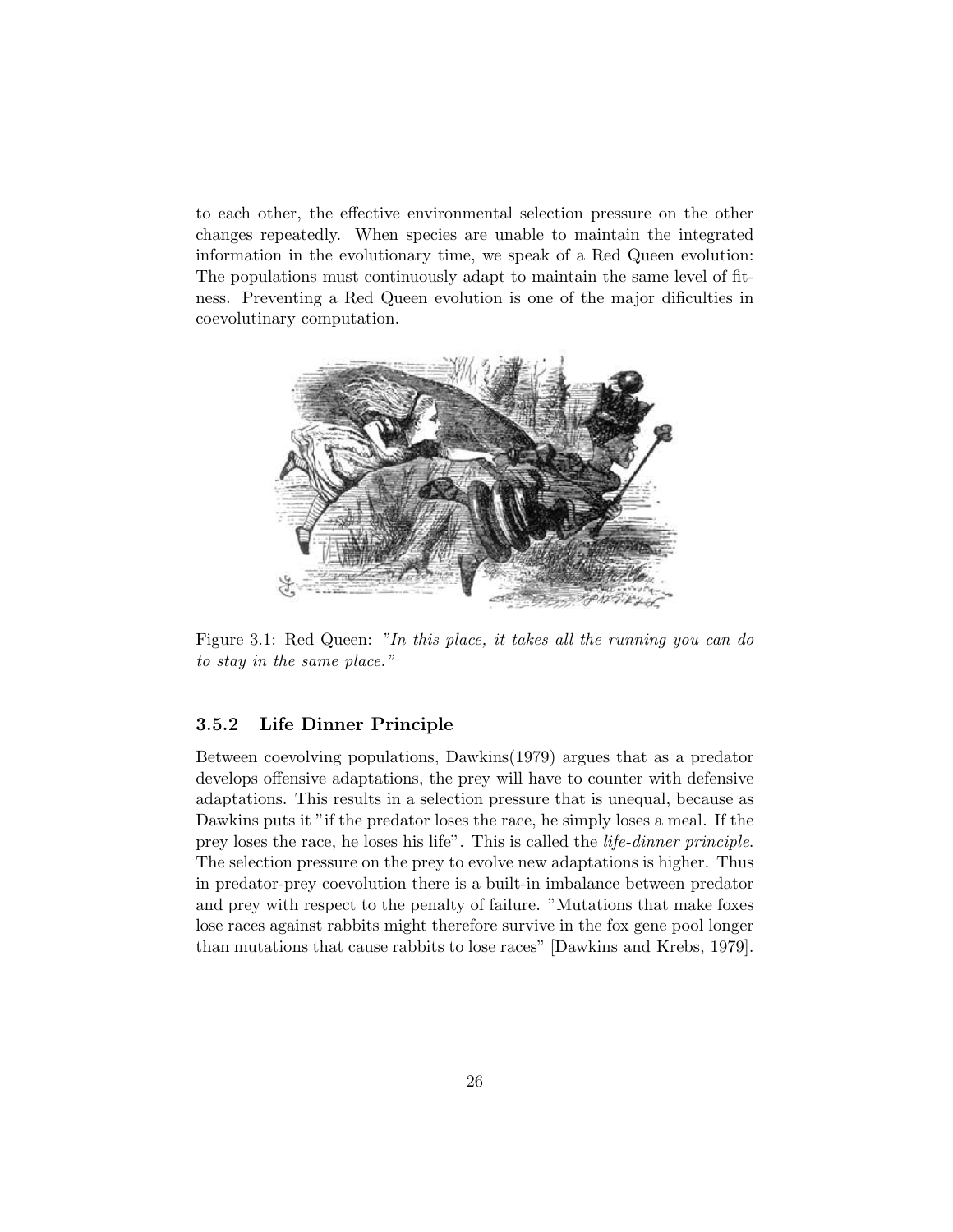to each other, the effective environmental selection pressure on the other changes repeatedly. When species are unable to maintain the integrated information in the evolutionary time, we speak of a Red Queen evolution: The populations must continuously adapt to maintain the same level of fitness. Preventing a Red Queen evolution is one of the major dificulties in coevolutinary computation.

Figure 3.1: Red Queen: *"In this place, it takes all the running you can do to stay in the same place."*

### 3.5.2 Life Dinner Principle

Between coevolving populations, Dawkins(1979) argues that as a predator develops offensive adaptations, the prey will have to counter with defensive adaptations. This results in a selection pressure that is unequal, because as Dawkins puts it "if the predator loses the race, he simply loses a meal. If the prey loses the race, he loses his life". This is called the *life-dinner principle*. The selection pressure on the prey to evolve new adaptations is higher. Thus in predator-prey coevolution there is a built-in imbalance between predator and prey with respect to the penalty of failure. "Mutations that make foxes lose races against rabbits might therefore survive in the fox gene pool longer than mutations that cause rabbits to lose races" [Dawkins and Krebs, 1979].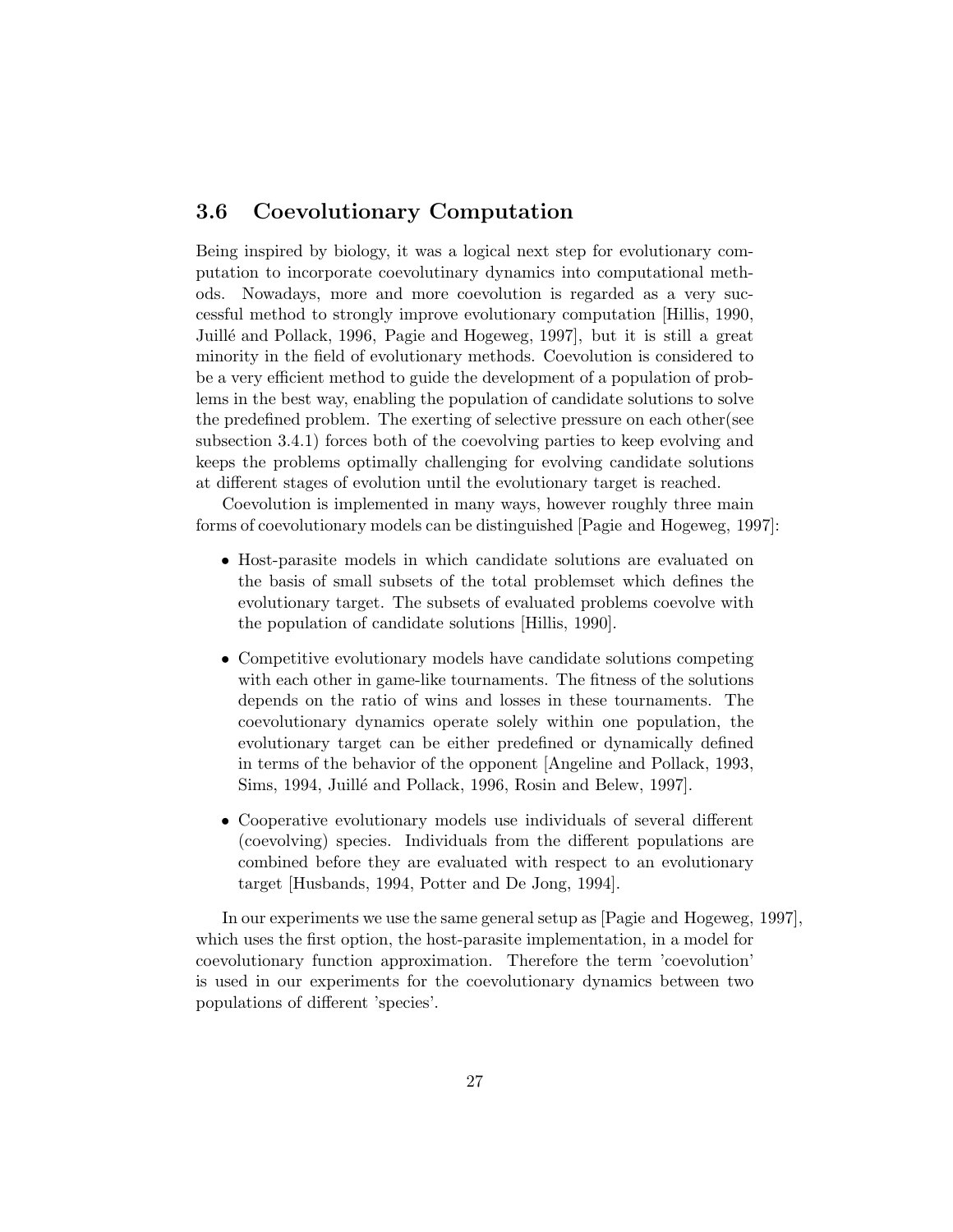## 3.6 Coevolutionary Computation

Being inspired by biology, it was a logical next step for evolutionary computation to incorporate coevolutinary dynamics into computational methods. Nowadays, more and more coevolution is regarded as a very successful method to strongly improve evolutionary computation [Hillis, 1990, Juillé and Pollack, 1996, Pagie and Hogeweg, 1997], but it is still a great minority in the field of evolutionary methods. Coevolution is considered to be a very efficient method to guide the development of a population of problems in the best way, enabling the population of candidate solutions to solve the predefined problem. The exerting of selective pressure on each other(see subsection 3.4.1) forces both of the coevolving parties to keep evolving and keeps the problems optimally challenging for evolving candidate solutions at different stages of evolution until the evolutionary target is reached.

Coevolution is implemented in many ways, however roughly three main forms of coevolutionary models can be distinguished [Pagie and Hogeweg, 1997]:

- Host-parasite models in which candidate solutions are evaluated on the basis of small subsets of the total problemset which defines the evolutionary target. The subsets of evaluated problems coevolve with the population of candidate solutions [Hillis, 1990].
- Competitive evolutionary models have candidate solutions competing with each other in game-like tournaments. The fitness of the solutions depends on the ratio of wins and losses in these tournaments. The coevolutionary dynamics operate solely within one population, the evolutionary target can be either predefined or dynamically defined in terms of the behavior of the opponent [Angeline and Pollack, 1993, Sims, 1994, Juillé and Pollack, 1996, Rosin and Belew, 1997].
- Cooperative evolutionary models use individuals of several different (coevolving) species. Individuals from the different populations are combined before they are evaluated with respect to an evolutionary target [Husbands, 1994, Potter and De Jong, 1994].

In our experiments we use the same general setup as [Pagie and Hogeweg, 1997], which uses the first option, the host-parasite implementation, in a model for coevolutionary function approximation. Therefore the term 'coevolution' is used in our experiments for the coevolutionary dynamics between two populations of different 'species'.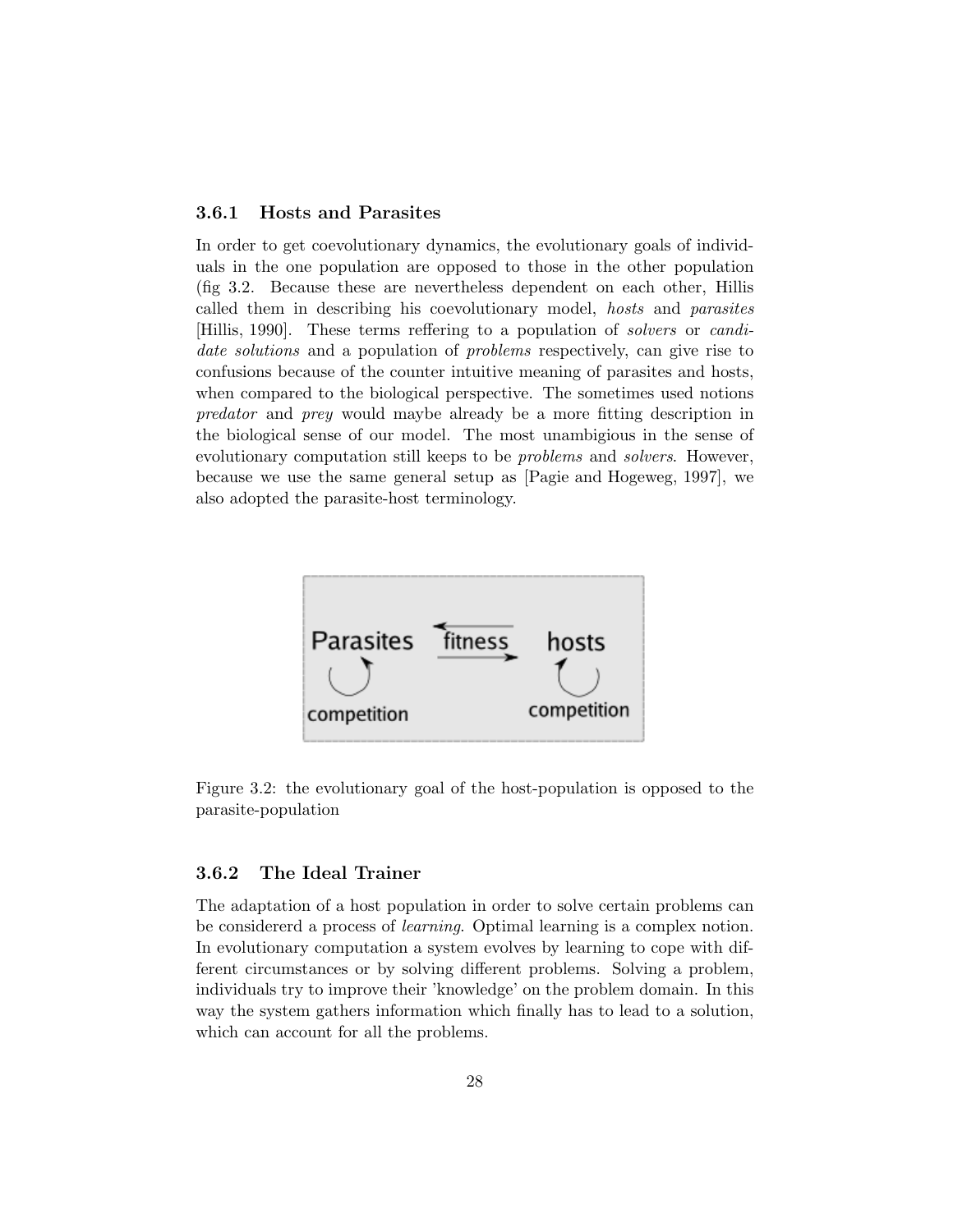### 3.6.1 Hosts and Parasites

In order to get coevolutionary dynamics, the evolutionary goals of individuals in the one population are opposed to those in the other population (fig 3.2. Because these are nevertheless dependent on each other, Hillis called them in describing his coevolutionary model, *hosts* and *parasites* [Hillis, 1990]. These terms reffering to a population of *solvers* or *candidate solutions* and a population of *problems* respectively, can give rise to confusions because of the counter intuitive meaning of parasites and hosts, when compared to the biological perspective. The sometimes used notions *predator* and *prey* would maybe already be a more fitting description in the biological sense of our model. The most unambigious in the sense of evolutionary computation still keeps to be *problems* and *solvers*. However, because we use the same general setup as [Pagie and Hogeweg, 1997], we also adopted the parasite-host terminology.

Parasites
fitness
hosts
competition
competition

Figure 3.2: the evolutionary goal of the host-population is opposed to the parasite-population

### 3.6.2 The Ideal Trainer

The adaptation of a host population in order to solve certain problems can be considererd a process of *learning*. Optimal learning is a complex notion. In evolutionary computation a system evolves by learning to cope with different circumstances or by solving different problems. Solving a problem, individuals try to improve their 'knowledge' on the problem domain. In this way the system gathers information which finally has to lead to a solution, which can account for all the problems.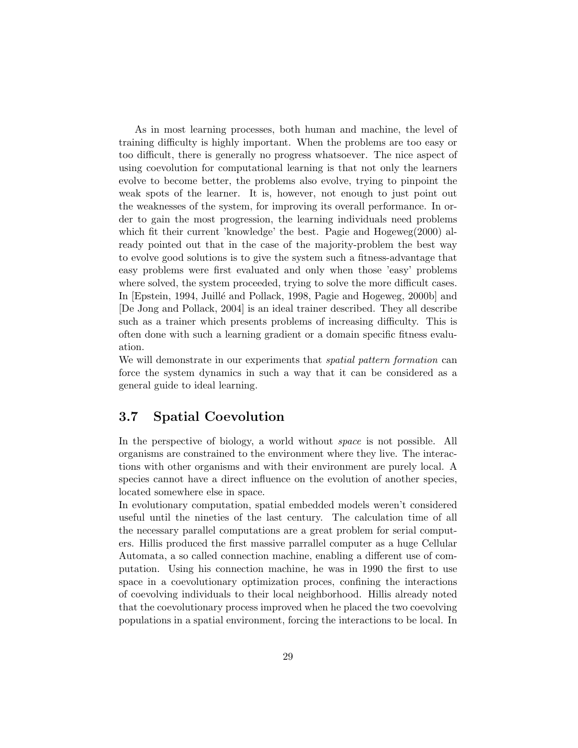As in most learning processes, both human and machine, the level of training difficulty is highly important. When the problems are too easy or too difficult, there is generally no progress whatsoever. The nice aspect of using coevolution for computational learning is that not only the learners evolve to become better, the problems also evolve, trying to pinpoint the weak spots of the learner. It is, however, not enough to just point out the weaknesses of the system, for improving its overall performance. In order to gain the most progression, the learning individuals need problems which fit their current 'knowledge' the best. Pagie and Hogeweg(2000) already pointed out that in the case of the majority-problem the best way to evolve good solutions is to give the system such a fitness-advantage that easy problems were first evaluated and only when those 'easy' problems where solved, the system proceeded, trying to solve the more difficult cases. In [Epstein, 1994, Juillé and Pollack, 1998, Pagie and Hogeweg, 2000b] and [De Jong and Pollack, 2004] is an ideal trainer described. They all describe such as a trainer which presents problems of increasing difficulty. This is often done with such a learning gradient or a domain specific fitness evaluation.

We will demonstrate in our experiments that *spatial pattern formation* can force the system dynamics in such a way that it can be considered as a general guide to ideal learning.

## 3.7 Spatial Coevolution

In the perspective of biology, a world without *space* is not possible. All organisms are constrained to the environment where they live. The interactions with other organisms and with their environment are purely local. A species cannot have a direct influence on the evolution of another species, located somewhere else in space.

In evolutionary computation, spatial embedded models weren't considered useful until the nineties of the last century. The calculation time of all the necessary parallel computations are a great problem for serial computers. Hillis produced the first massive parrallel computer as a huge Cellular Automata, a so called connection machine, enabling a different use of computation. Using his connection machine, he was in 1990 the first to use space in a coevolutionary optimization proces, confining the interactions of coevolving individuals to their local neighborhood. Hillis already noted that the coevolutionary process improved when he placed the two coevolving populations in a spatial environment, forcing the interactions to be local. In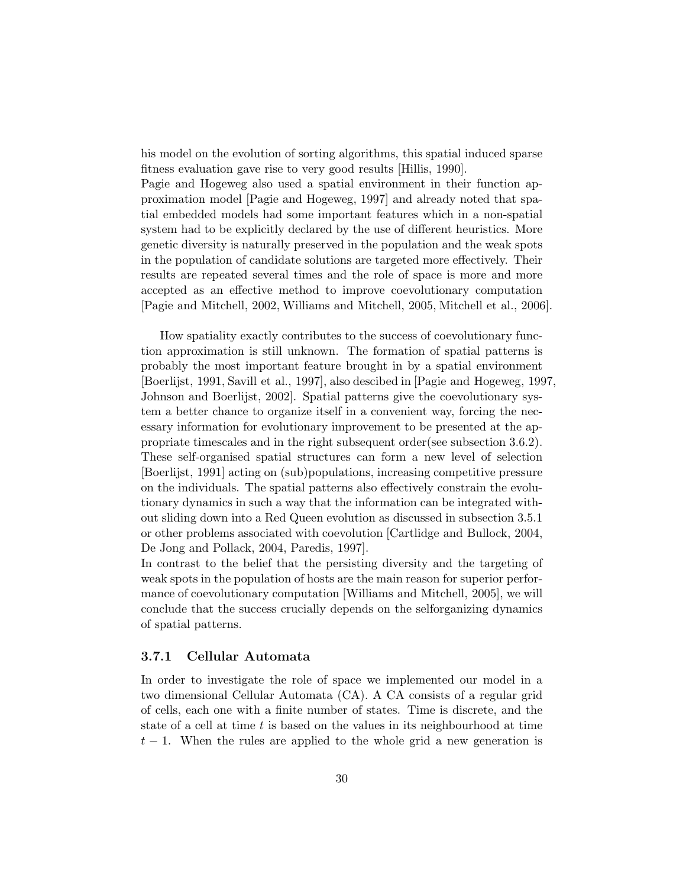his model on the evolution of sorting algorithms, this spatial induced sparse fitness evaluation gave rise to very good results [Hillis, 1990].
Pagie and Hogeweg also used a spatial environment in their function approximation model [Pagie and Hogeweg, 1997] and already noted that spatial embedded models had some important features which in a non-spatial system had to be explicitly declared by the use of different heuristics. More genetic diversity is naturally preserved in the population and the weak spots in the population of candidate solutions are targeted more effectively. Their results are repeated several times and the role of space is more and more accepted as an effective method to improve coevolutionary computation [Pagie and Mitchell, 2002, Williams and Mitchell, 2005, Mitchell et al., 2006].

How spatiality exactly contributes to the success of coevolutionary function approximation is still unknown. The formation of spatial patterns is probably the most important feature brought in by a spatial environment [Boerlijst, 1991, Savill et al., 1997], also descibed in [Pagie and Hogeweg, 1997, Johnson and Boerlijst, 2002]. Spatial patterns give the coevolutionary system a better chance to organize itself in a convenient way, forcing the necessary information for evolutionary improvement to be presented at the appropriate timescales and in the right subsequent order(see subsection 3.6.2). These self-organised spatial structures can form a new level of selection [Boerlijst, 1991] acting on (sub)populations, increasing competitive pressure on the individuals. The spatial patterns also effectively constrain the evolutionary dynamics in such a way that the information can be integrated without sliding down into a Red Queen evolution as discussed in subsection 3.5.1 or other problems associated with coevolution [Cartlidge and Bullock, 2004, De Jong and Pollack, 2004, Paredis, 1997].
In contrast to the belief that the persisting diversity and the targeting of weak spots in the population of hosts are the main reason for superior performance of coevolutionary computation [Williams and Mitchell, 2005], we will conclude that the success crucially depends on the selforganizing dynamics of spatial patterns.

### 3.7.1 Cellular Automata

In order to investigate the role of space we implemented our model in a two dimensional Cellular Automata (CA). A CA consists of a regular grid of cells, each one with a finite number of states. Time is discrete, and the state of a cell at time $t$ is based on the values in its neighbourhood at time $t-1$. When the rules are applied to the whole grid a new generation is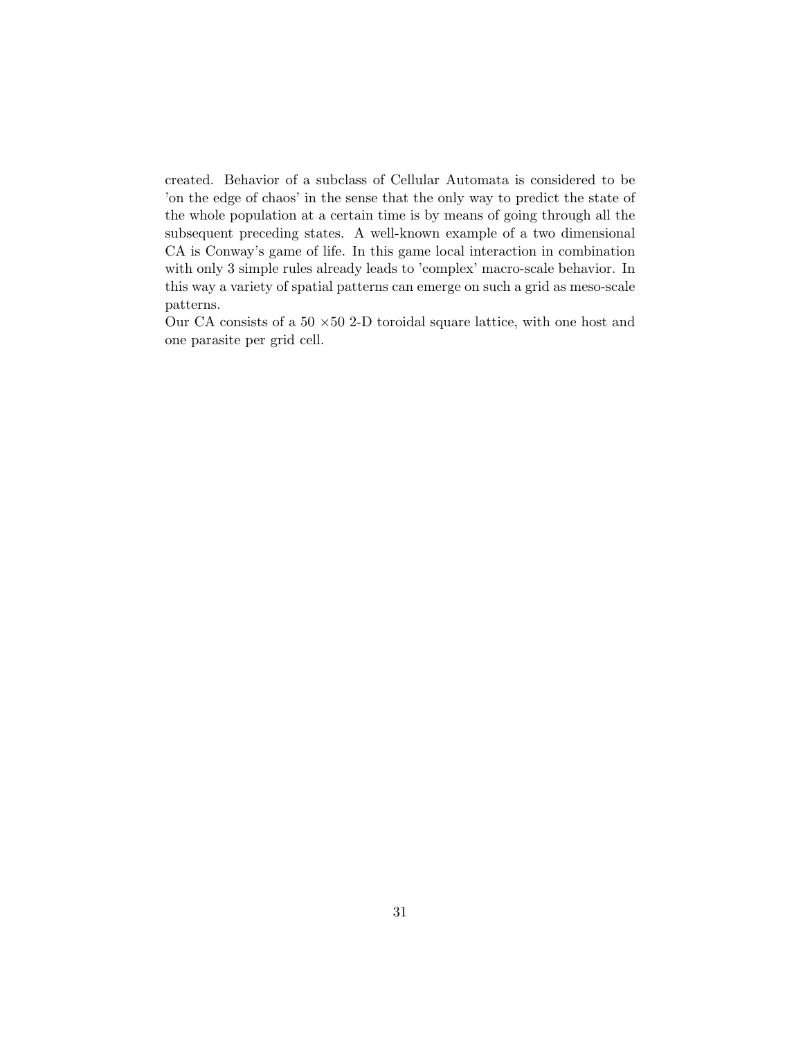created. Behavior of a subclass of Cellular Automata is considered to be 'on the edge of chaos' in the sense that the only way to predict the state of the whole population at a certain time is by means of going through all the subsequent preceding states. A well-known example of a two dimensional CA is Conway's game of life. In this game local interaction in combination with only 3 simple rules already leads to 'complex' macro-scale behavior. In this way a variety of spatial patterns can emerge on such a grid as meso-scale patterns.

Our CA consists of a $50 \times 50$ 2-D toroidal square lattice, with one host and one parasite per grid cell.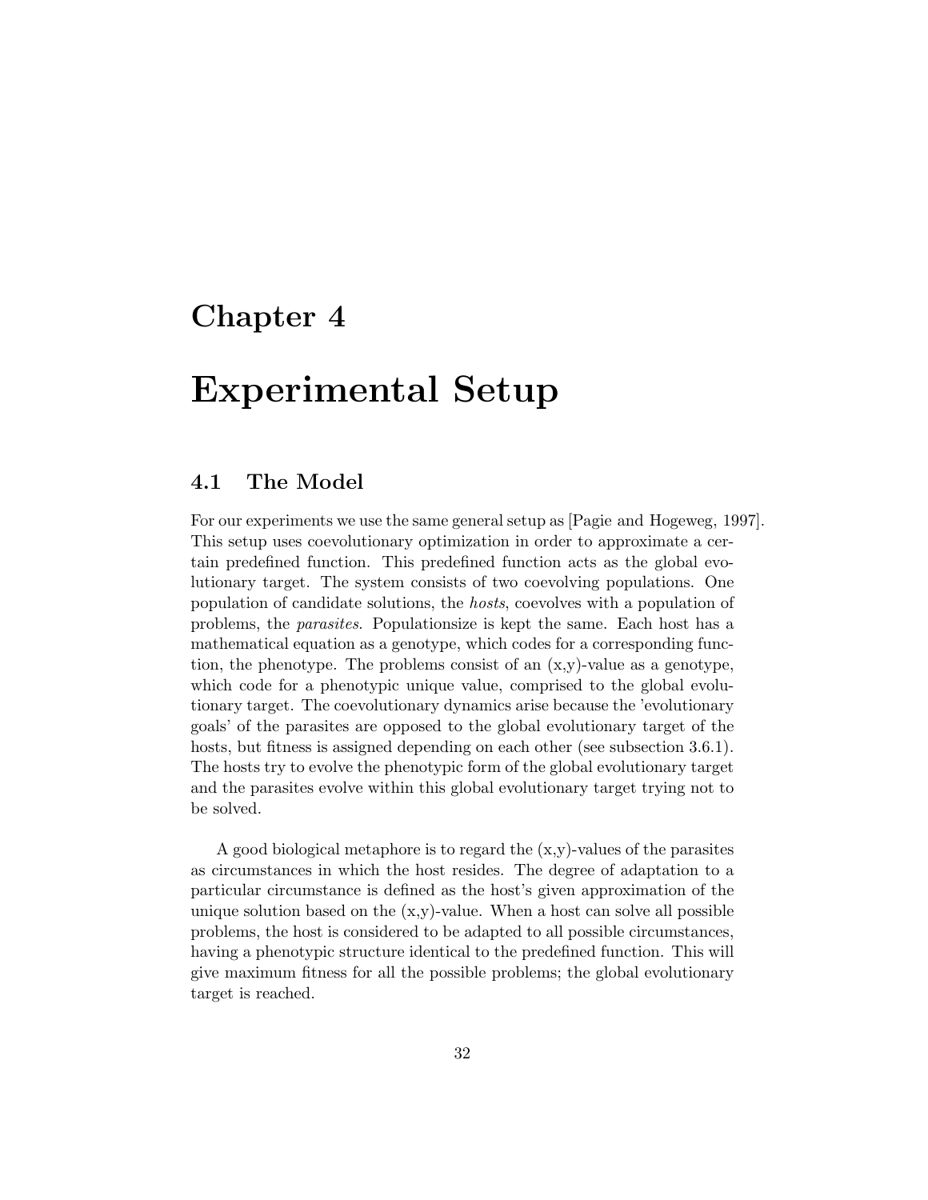# Chapter 4

# Experimental Setup

## 4.1 The Model

For our experiments we use the same general setup as [Pagie and Hogeweg, 1997]. This setup uses coevolutionary optimization in order to approximate a certain predefined function. This predefined function acts as the global evolutionary target. The system consists of two coevolving populations. One population of candidate solutions, the *hosts*, coevolves with a population of problems, the *parasites*. Populationsize is kept the same. Each host has a mathematical equation as a genotype, which codes for a corresponding function, the phenotype. The problems consist of an (x,y)-value as a genotype, which code for a phenotypic unique value, comprised to the global evolutionary target. The coevolutionary dynamics arise because the 'evolutionary goals' of the parasites are opposed to the global evolutionary target of the hosts, but fitness is assigned depending on each other (see subsection 3.6.1). The hosts try to evolve the phenotypic form of the global evolutionary target and the parasites evolve within this global evolutionary target trying not to be solved.

A good biological metaphore is to regard the (x,y)-values of the parasites as circumstances in which the host resides. The degree of adaptation to a particular circumstance is defined as the host's given approximation of the unique solution based on the (x,y)-value. When a host can solve all possible problems, the host is considered to be adapted to all possible circumstances, having a phenotypic structure identical to the predefined function. This will give maximum fitness for all the possible problems; the global evolutionary target is reached.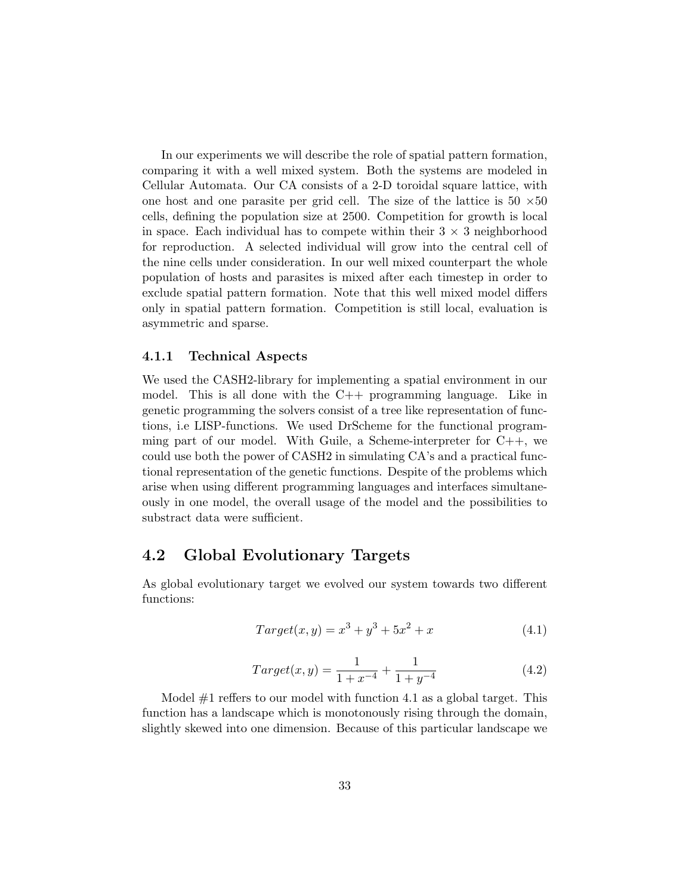In our experiments we will describe the role of spatial pattern formation, comparing it with a well mixed system. Both the systems are modeled in Cellular Automata. Our CA consists of a 2-D toroidal square lattice, with one host and one parasite per grid cell. The size of the lattice is $50 \times 50$ cells, defining the population size at 2500. Competition for growth is local in space. Each individual has to compete within their $3 \times 3$ neighborhood for reproduction. A selected individual will grow into the central cell of the nine cells under consideration. In our well mixed counterpart the whole population of hosts and parasites is mixed after each timestep in order to exclude spatial pattern formation. Note that this well mixed model differs only in spatial pattern formation. Competition is still local, evaluation is asymmetric and sparse.

### 4.1.1 Technical Aspects

We used the CASH2-library for implementing a spatial environment in our model. This is all done with the C++ programming language. Like in genetic programming the solvers consist of a tree like representation of functions, i.e LISP-functions. We used DrScheme for the functional programming part of our model. With Guile, a Scheme-interpreter for C++, we could use both the power of CASH2 in simulating CA's and a practical functional representation of the genetic functions. Despite of the problems which arise when using different programming languages and interfaces simultaneously in one model, the overall usage of the model and the possibilities to substract data were sufficient.

## 4.2 Global Evolutionary Targets

As global evolutionary target we evolved our system towards two different functions:

$$Target(x, y) = x^3 + y^3 + 5x^2 + x \tag{4.1}$$

$$Target(x, y) = \frac{1}{1 + x^{-4}} + \frac{1}{1 + y^{-4}} \tag{4.2}$$

Model #1 reffers to our model with function 4.1 as a global target. This function has a landscape which is monotonously rising through the domain, slightly skewed into one dimension. Because of this particular landscape we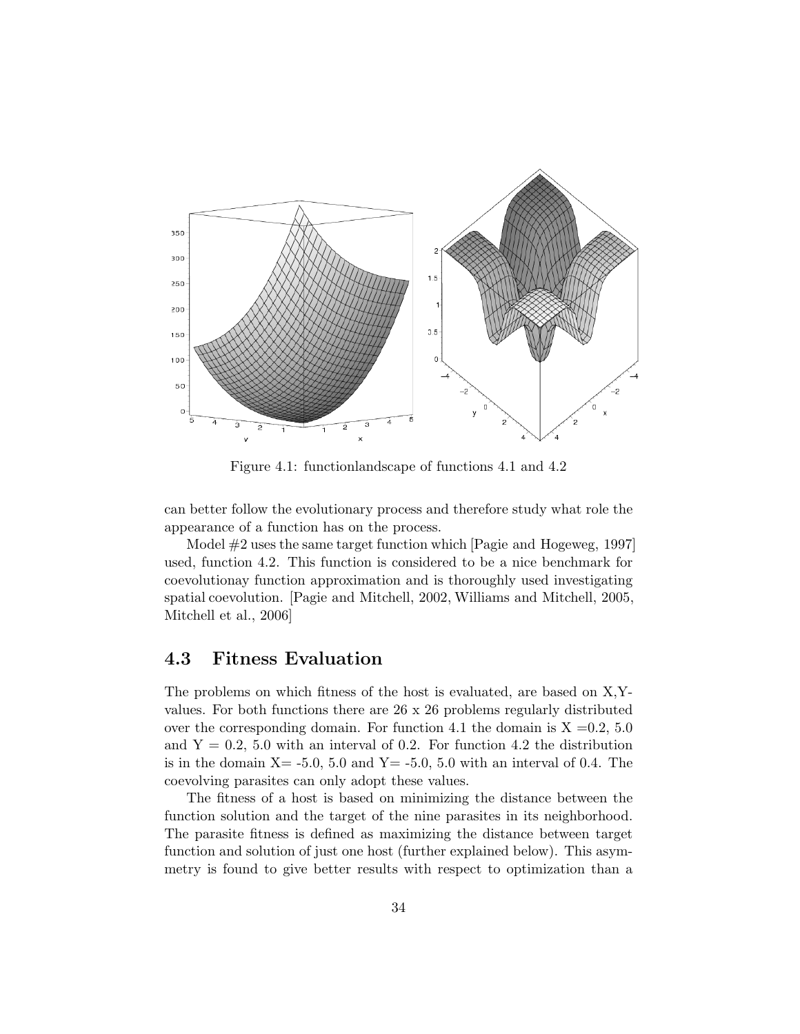350
300
250
200
150
100
50
0
5 4 3 2 1
y
1 2 3 4 5
x

2
1.5
1
0.5
0
−4
−2
y 0
2
4
−4
−2
0 x
2
4

Figure 4.1: functionlandscape of functions 4.1 and 4.2

can better follow the evolutionary process and therefore study what role the appearance of a function has on the process.

Model #2 uses the same target function which [Pagie and Hogeweg, 1997] used, function 4.2. This function is considered to be a nice benchmark for coevolutionay function approximation and is thoroughly used investigating spatial coevolution. [Pagie and Mitchell, 2002, Williams and Mitchell, 2005, Mitchell et al., 2006]

## 4.3 Fitness Evaluation

The problems on which fitness of the host is evaluated, are based on X,Y-values. For both functions there are 26 x 26 problems regularly distributed over the corresponding domain. For function 4.1 the domain is X =0.2, 5.0 and Y = 0.2, 5.0 with an interval of 0.2. For function 4.2 the distribution is in the domain X= -5.0, 5.0 and Y= -5.0, 5.0 with an interval of 0.4. The coevolving parasites can only adopt these values.

The fitness of a host is based on minimizing the distance between the function solution and the target of the nine parasites in its neighborhood. The parasite fitness is defined as maximizing the distance between target function and solution of just one host (further explained below). This asymmetry is found to give better results with respect to optimization than a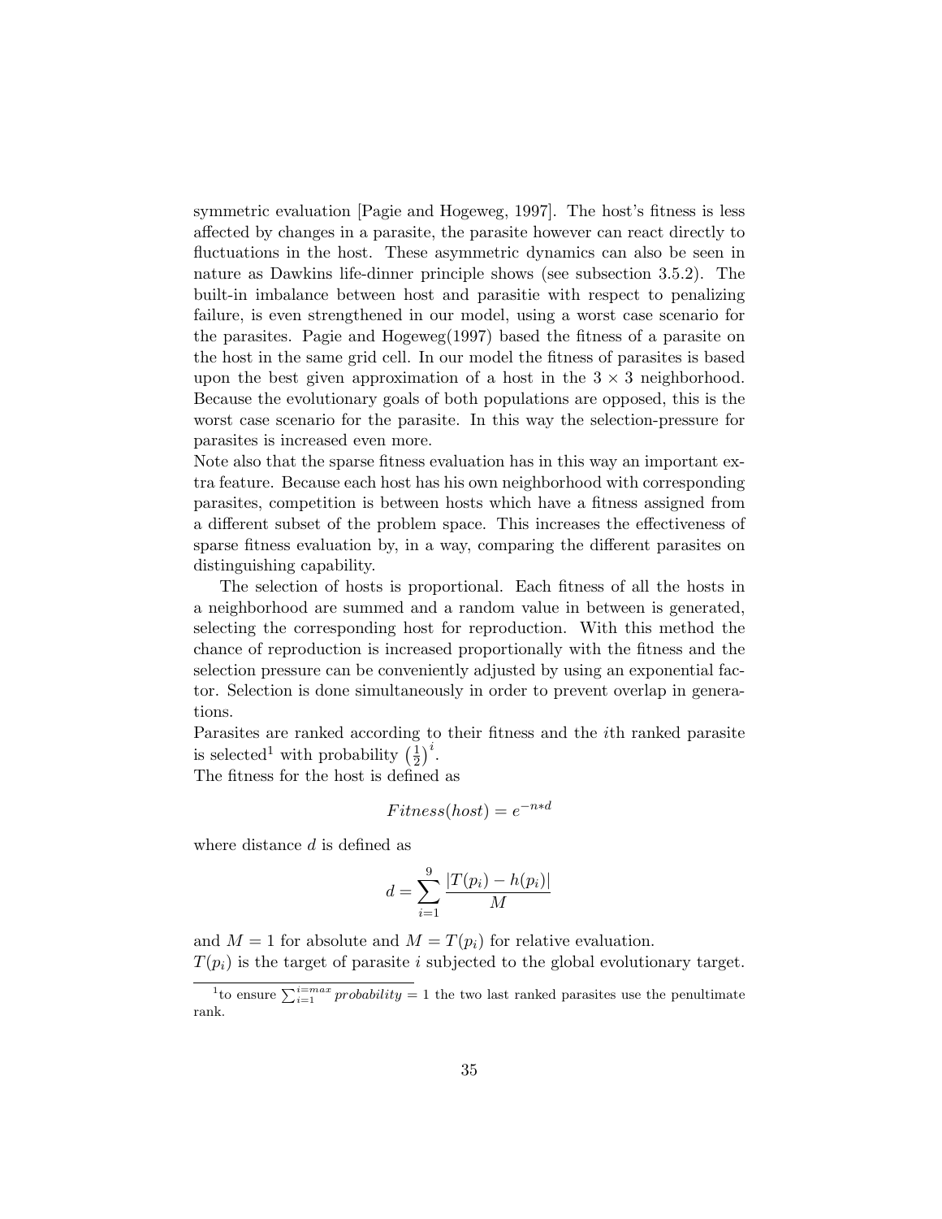symmetric evaluation [Pagie and Hogeweg, 1997]. The host's fitness is less affected by changes in a parasite, the parasite however can react directly to fluctuations in the host. These asymmetric dynamics can also be seen in nature as Dawkins life-dinner principle shows (see subsection 3.5.2). The built-in imbalance between host and parasitie with respect to penalizing failure, is even strengthened in our model, using a worst case scenario for the parasites. Pagie and Hogeweg(1997) based the fitness of a parasite on the host in the same grid cell. In our model the fitness of parasites is based upon the best given approximation of a host in the $3 \times 3$ neighborhood. Because the evolutionary goals of both populations are opposed, this is the worst case scenario for the parasite. In this way the selection-pressure for parasites is increased even more.

Note also that the sparse fitness evaluation has in this way an important extra feature. Because each host has his own neighborhood with corresponding parasites, competition is between hosts which have a fitness assigned from a different subset of the problem space. This increases the effectiveness of sparse fitness evaluation by, in a way, comparing the different parasites on distinguishing capability.

The selection of hosts is proportional. Each fitness of all the hosts in a neighborhood are summed and a random value in between is generated, selecting the corresponding host for reproduction. With this method the chance of reproduction is increased proportionally with the fitness and the selection pressure can be conveniently adjusted by using an exponential factor. Selection is done simultaneously in order to prevent overlap in generations.

Parasites are ranked according to their fitness and the $i$th ranked parasite is selected[1] with probability $\left(\frac{1}{2}\right)^i$.

The fitness for the host is defined as

$$Fitness(host) = e^{-n*d}$$

where distance $d$ is defined as

$$d = \sum_{i=1}^{9} \frac{|T(p_i) - h(p_i)|}{M}$$

and $M = 1$ for absolute and $M = T(p_i)$ for relative evaluation.

$T(p_i)$ is the target of parasite $i$ subjected to the global evolutionary target.

[1] to ensure $\sum_{i=1}^{i=max} probability = 1$ the two last ranked parasites use the penultimate rank.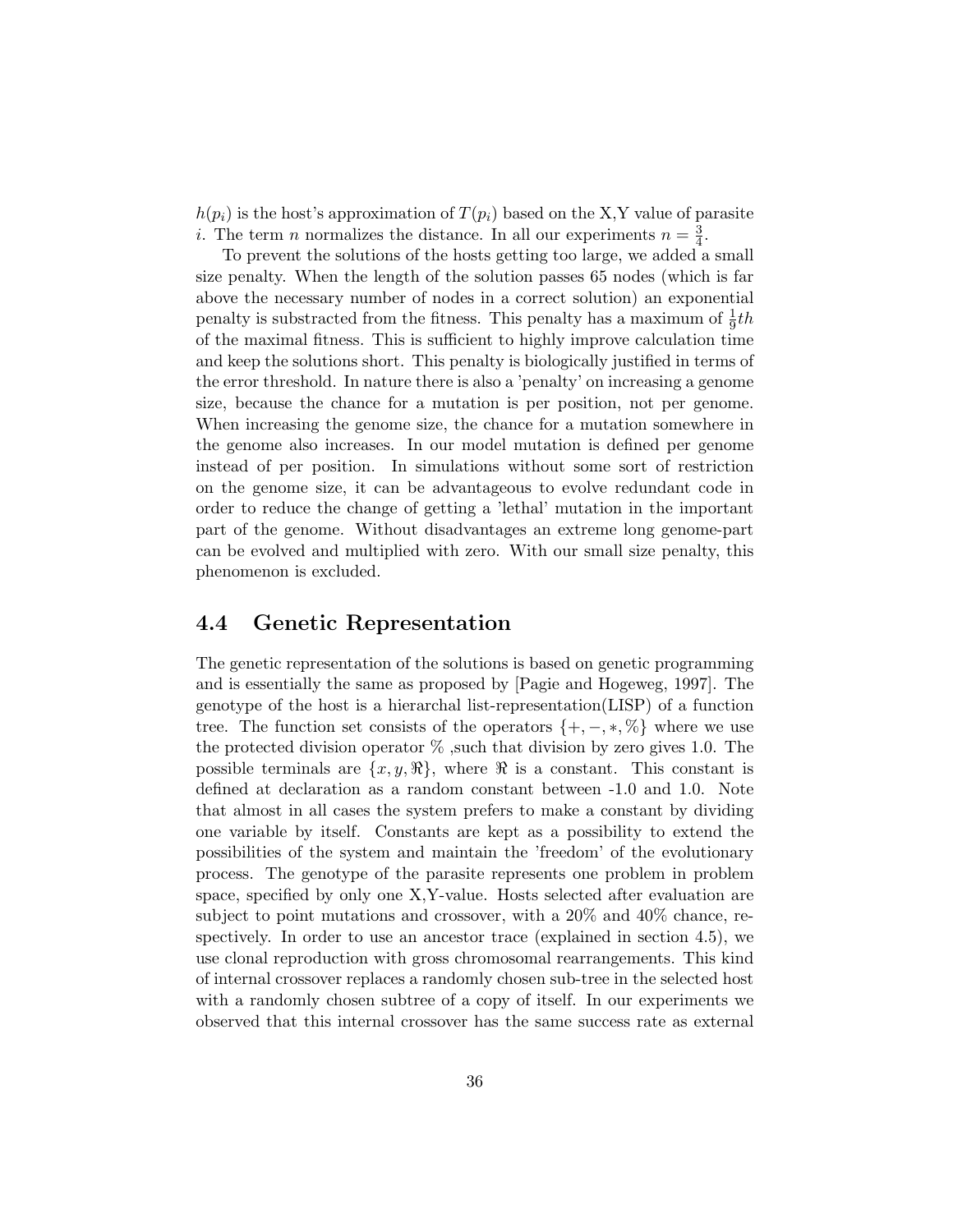$h(p_i)$ is the host's approximation of $T(p_i)$ based on the X,Y value of parasite $i$. The term $n$ normalizes the distance. In all our experiments $n = \frac{3}{4}$.

To prevent the solutions of the hosts getting too large, we added a small size penalty. When the length of the solution passes 65 nodes (which is far above the necessary number of nodes in a correct solution) an exponential penalty is substracted from the fitness. This penalty has a maximum of $\frac{1}{9}th$ of the maximal fitness. This is sufficient to highly improve calculation time and keep the solutions short. This penalty is biologically justified in terms of the error threshold. In nature there is also a 'penalty' on increasing a genome size, because the chance for a mutation is per position, not per genome. When increasing the genome size, the chance for a mutation somewhere in the genome also increases. In our model mutation is defined per genome instead of per position. In simulations without some sort of restriction on the genome size, it can be advantageous to evolve redundant code in order to reduce the change of getting a 'lethal' mutation in the important part of the genome. Without disadvantages an extreme long genome-part can be evolved and multiplied with zero. With our small size penalty, this phenomenon is excluded.

## 4.4 Genetic Representation

The genetic representation of the solutions is based on genetic programming and is essentially the same as proposed by [Pagie and Hogeweg, 1997]. The genotype of the host is a hierarchal list-representation(LISP) of a function tree. The function set consists of the operators $\{+, -, *, \%\}$ where we use the protected division operator % ,such that division by zero gives 1.0. The possible terminals are $\{x, y, \Re\}$, where $\Re$ is a constant. This constant is defined at declaration as a random constant between -1.0 and 1.0. Note that almost in all cases the system prefers to make a constant by dividing one variable by itself. Constants are kept as a possibility to extend the possibilities of the system and maintain the 'freedom' of the evolutionary process. The genotype of the parasite represents one problem in problem space, specified by only one X,Y-value. Hosts selected after evaluation are subject to point mutations and crossover, with a 20% and 40% chance, respectively. In order to use an ancestor trace (explained in section 4.5), we use clonal reproduction with gross chromosomal rearrangements. This kind of internal crossover replaces a randomly chosen sub-tree in the selected host with a randomly chosen subtree of a copy of itself. In our experiments we observed that this internal crossover has the same success rate as external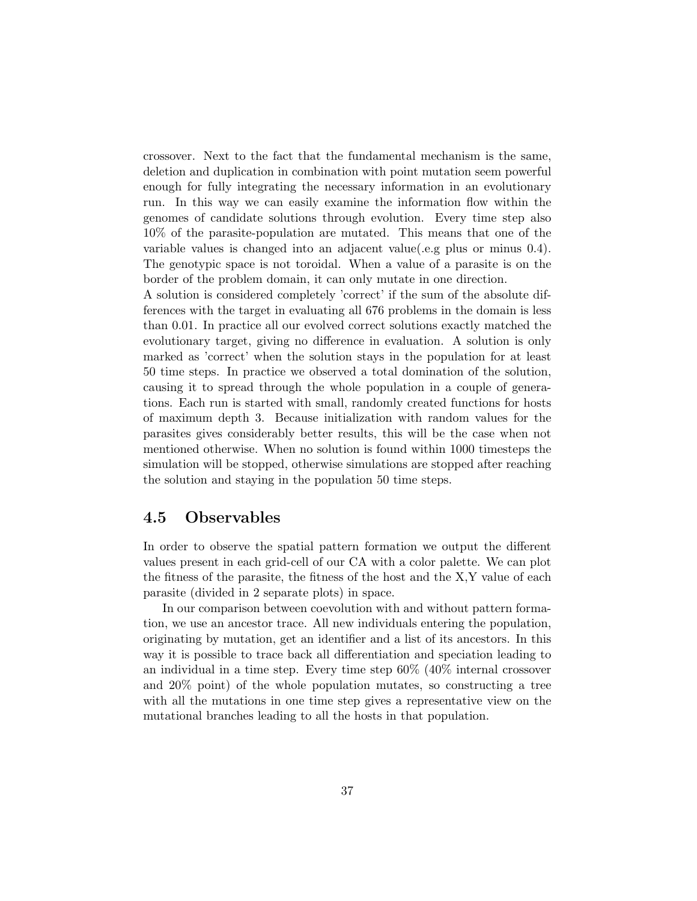crossover. Next to the fact that the fundamental mechanism is the same, deletion and duplication in combination with point mutation seem powerful enough for fully integrating the necessary information in an evolutionary run. In this way we can easily examine the information flow within the genomes of candidate solutions through evolution. Every time step also 10% of the parasite-population are mutated. This means that one of the variable values is changed into an adjacent value(.e.g plus or minus 0.4). The genotypic space is not toroidal. When a value of a parasite is on the border of the problem domain, it can only mutate in one direction.
A solution is considered completely 'correct' if the sum of the absolute differences with the target in evaluating all 676 problems in the domain is less than 0.01. In practice all our evolved correct solutions exactly matched the evolutionary target, giving no difference in evaluation. A solution is only marked as 'correct' when the solution stays in the population for at least 50 time steps. In practice we observed a total domination of the solution, causing it to spread through the whole population in a couple of generations. Each run is started with small, randomly created functions for hosts of maximum depth 3. Because initialization with random values for the parasites gives considerably better results, this will be the case when not mentioned otherwise. When no solution is found within 1000 timesteps the simulation will be stopped, otherwise simulations are stopped after reaching the solution and staying in the population 50 time steps.

## 4.5 Observables

In order to observe the spatial pattern formation we output the different values present in each grid-cell of our CA with a color palette. We can plot the fitness of the parasite, the fitness of the host and the X,Y value of each parasite (divided in 2 separate plots) in space.

In our comparison between coevolution with and without pattern formation, we use an ancestor trace. All new individuals entering the population, originating by mutation, get an identifier and a list of its ancestors. In this way it is possible to trace back all differentiation and speciation leading to an individual in a time step. Every time step 60% (40% internal crossover and 20% point) of the whole population mutates, so constructing a tree with all the mutations in one time step gives a representative view on the mutational branches leading to all the hosts in that population.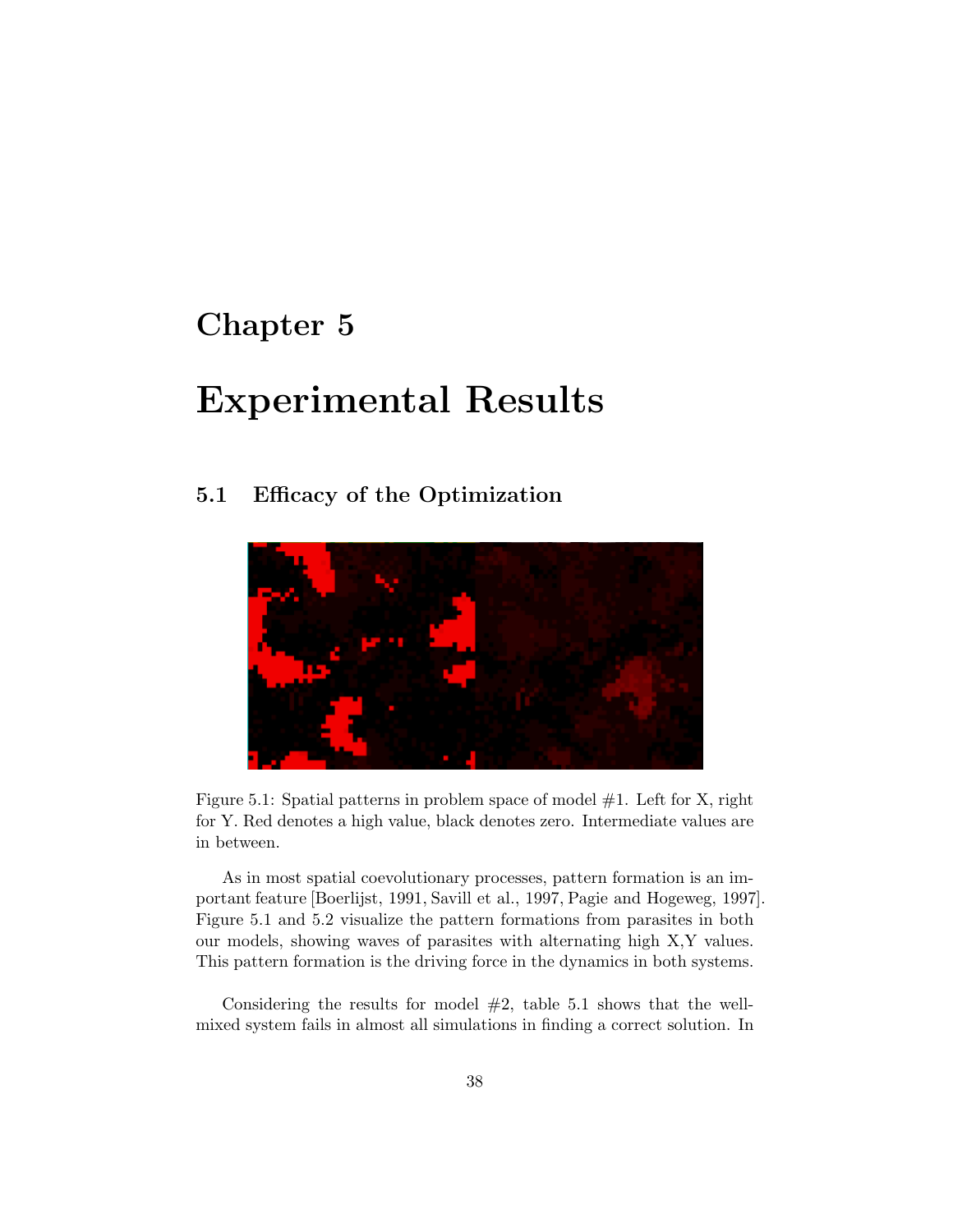# Chapter 5

# Experimental Results

## 5.1 Efficacy of the Optimization

Figure 5.1: Spatial patterns in problem space of model #1. Left for X, right for Y. Red denotes a high value, black denotes zero. Intermediate values are in between.

As in most spatial coevolutionary processes, pattern formation is an important feature [Boerlijst, 1991, Savill et al., 1997, Pagie and Hogeweg, 1997]. Figure 5.1 and 5.2 visualize the pattern formations from parasites in both our models, showing waves of parasites with alternating high X,Y values. This pattern formation is the driving force in the dynamics in both systems.

Considering the results for model #2, table 5.1 shows that the well-mixed system fails in almost all simulations in finding a correct solution. In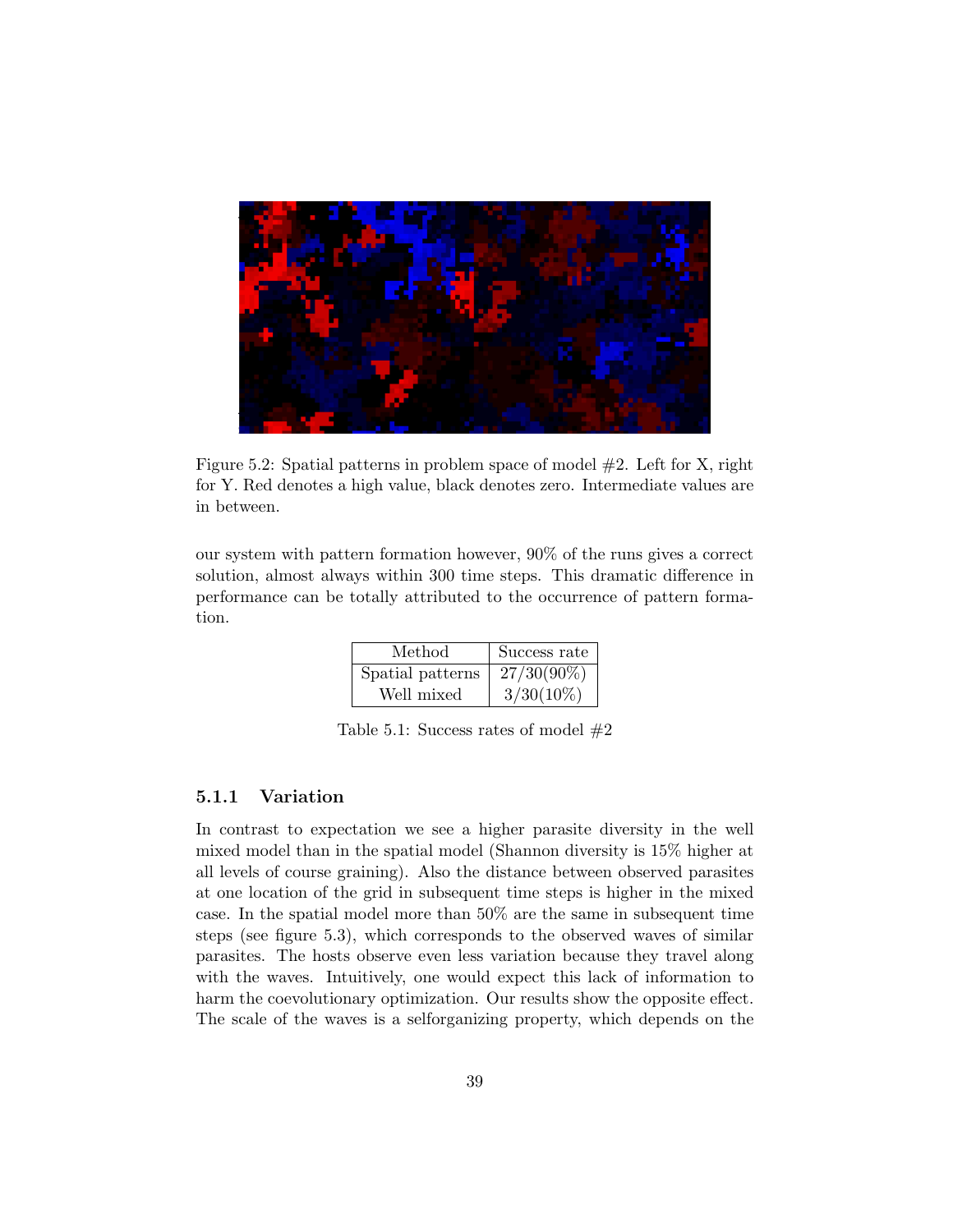Figure 5.2: Spatial patterns in problem space of model #2. Left for X, right for Y. Red denotes a high value, black denotes zero. Intermediate values are in between.

our system with pattern formation however, 90% of the runs gives a correct solution, almost always within 300 time steps. This dramatic difference in performance can be totally attributed to the occurrence of pattern formation.

| Method | Success rate |
|---|---|
| Spatial patterns | 27/30(90%) |
| Well mixed | 3/30(10%) |

Table 5.1: Success rates of model #2

### 5.1.1 Variation

In contrast to expectation we see a higher parasite diversity in the well mixed model than in the spatial model (Shannon diversity is 15% higher at all levels of course graining). Also the distance between observed parasites at one location of the grid in subsequent time steps is higher in the mixed case. In the spatial model more than 50% are the same in subsequent time steps (see figure 5.3), which corresponds to the observed waves of similar parasites. The hosts observe even less variation because they travel along with the waves. Intuitively, one would expect this lack of information to harm the coevolutionary optimization. Our results show the opposite effect. The scale of the waves is a selforganizing property, which depends on the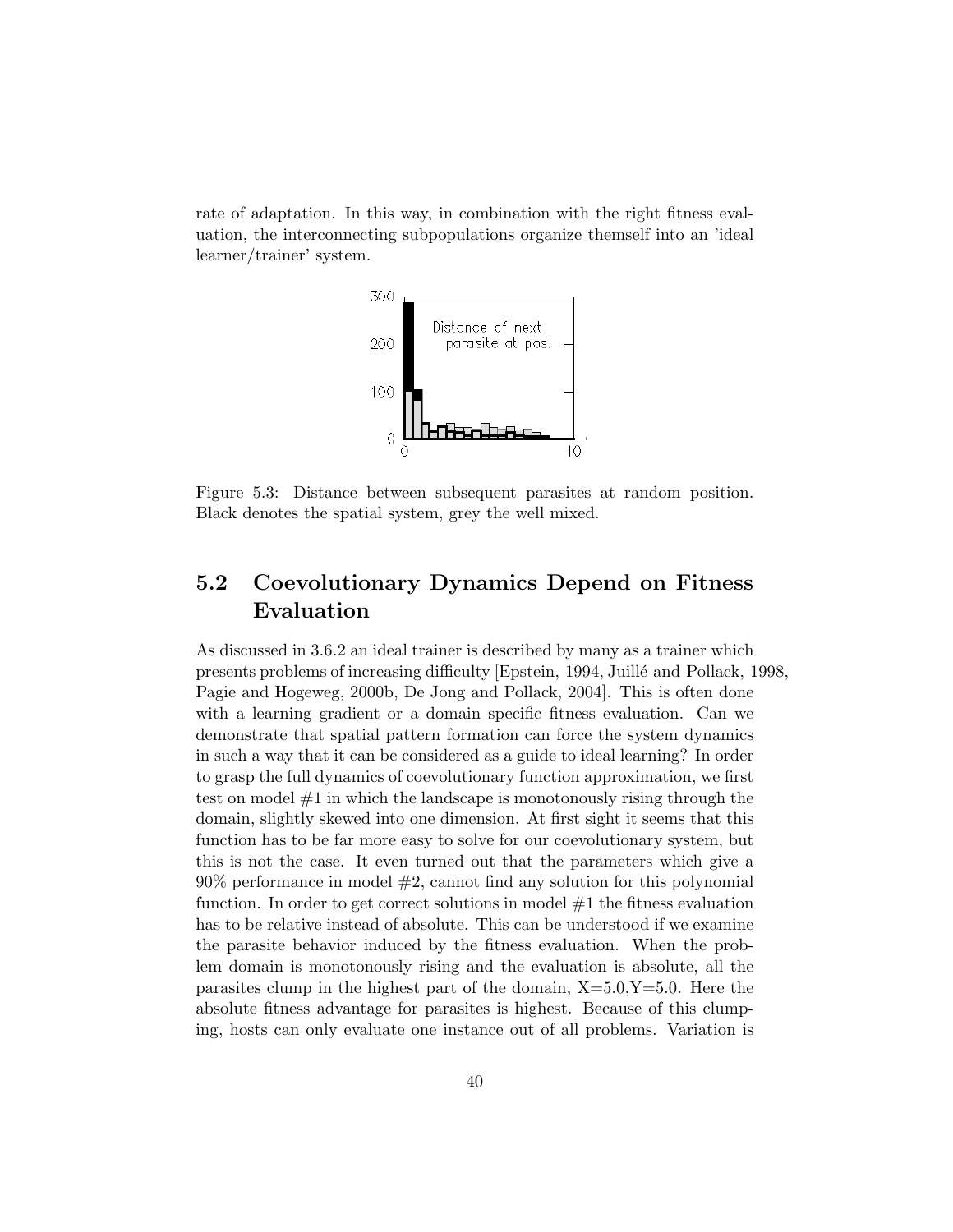rate of adaptation. In this way, in combination with the right fitness evaluation, the interconnecting subpopulations organize themself into an 'ideal learner/trainer' system.

300

200

100

0

0

10

Distance of next parasite at pos.

Figure 5.3: Distance between subsequent parasites at random position. Black denotes the spatial system, grey the well mixed.

## 5.2 Coevolutionary Dynamics Depend on Fitness Evaluation

As discussed in 3.6.2 an ideal trainer is described by many as a trainer which presents problems of increasing difficulty [Epstein, 1994, Juillé and Pollack, 1998, Pagie and Hogeweg, 2000b, De Jong and Pollack, 2004]. This is often done with a learning gradient or a domain specific fitness evaluation. Can we demonstrate that spatial pattern formation can force the system dynamics in such a way that it can be considered as a guide to ideal learning? In order to grasp the full dynamics of coevolutionary function approximation, we first test on model #1 in which the landscape is monotonously rising through the domain, slightly skewed into one dimension. At first sight it seems that this function has to be far more easy to solve for our coevolutionary system, but this is not the case. It even turned out that the parameters which give a 90% performance in model #2, cannot find any solution for this polynomial function. In order to get correct solutions in model #1 the fitness evaluation has to be relative instead of absolute. This can be understood if we examine the parasite behavior induced by the fitness evaluation. When the problem domain is monotonously rising and the evaluation is absolute, all the parasites clump in the highest part of the domain, X=5.0,Y=5.0. Here the absolute fitness advantage for parasites is highest. Because of this clumping, hosts can only evaluate one instance out of all problems. Variation is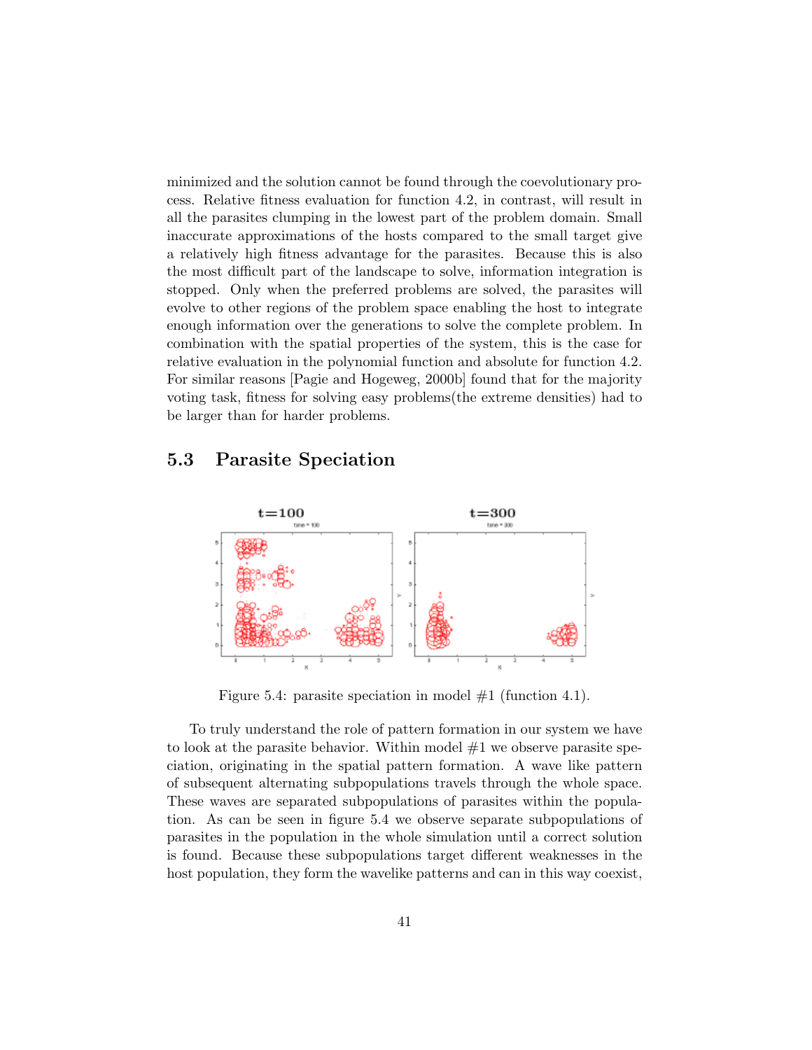minimized and the solution cannot be found through the coevolutionary process. Relative fitness evaluation for function 4.2, in contrast, will result in all the parasites clumping in the lowest part of the problem domain. Small inaccurate approximations of the hosts compared to the small target give a relatively high fitness advantage for the parasites. Because this is also the most difficult part of the landscape to solve, information integration is stopped. Only when the preferred problems are solved, the parasites will evolve to other regions of the problem space enabling the host to integrate enough information over the generations to solve the complete problem. In combination with the spatial properties of the system, this is the case for relative evaluation in the polynomial function and absolute for function 4.2. For similar reasons [Pagie and Hogeweg, 2000b] found that for the majority voting task, fitness for solving easy problems(the extreme densities) had to be larger than for harder problems.

## 5.3 Parasite Speciation

t=100

t=300

Figure 5.4: parasite speciation in model #1 (function 4.1).

To truly understand the role of pattern formation in our system we have to look at the parasite behavior. Within model #1 we observe parasite speciation, originating in the spatial pattern formation. A wave like pattern of subsequent alternating subpopulations travels through the whole space. These waves are separated subpopulations of parasites within the population. As can be seen in figure 5.4 we observe separate subpopulations of parasites in the population in the whole simulation until a correct solution is found. Because these subpopulations target different weaknesses in the host population, they form the wavelike patterns and can in this way coexist,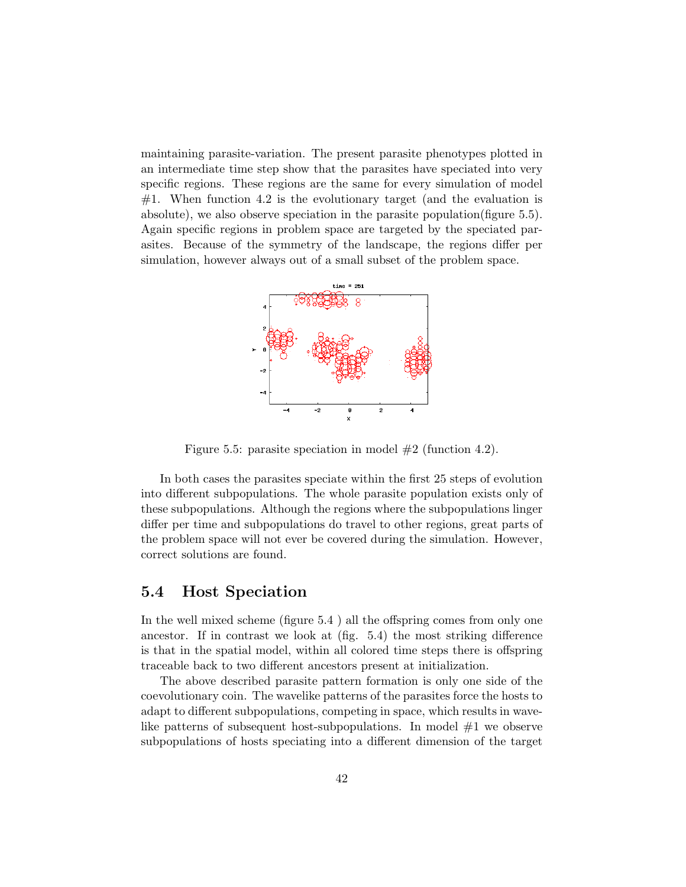maintaining parasite-variation. The present parasite phenotypes plotted in an intermediate time step show that the parasites have speciated into very specific regions. These regions are the same for every simulation of model #1. When function 4.2 is the evolutionary target (and the evaluation is absolute), we also observe speciation in the parasite population(figure 5.5). Again specific regions in problem space are targeted by the speciated parasites. Because of the symmetry of the landscape, the regions differ per simulation, however always out of a small subset of the problem space.

Figure 5.5: parasite speciation in model #2 (function 4.2).

In both cases the parasites speciate within the first 25 steps of evolution into different subpopulations. The whole parasite population exists only of these subpopulations. Although the regions where the subpopulations linger differ per time and subpopulations do travel to other regions, great parts of the problem space will not ever be covered during the simulation. However, correct solutions are found.

## 5.4 Host Speciation

In the well mixed scheme (figure 5.4 ) all the offspring comes from only one ancestor. If in contrast we look at (fig. 5.4) the most striking difference is that in the spatial model, within all colored time steps there is offspring traceable back to two different ancestors present at initialization.

The above described parasite pattern formation is only one side of the coevolutionary coin. The wavelike patterns of the parasites force the hosts to adapt to different subpopulations, competing in space, which results in wavelike patterns of subsequent host-subpopulations. In model #1 we observe subpopulations of hosts speciating into a different dimension of the target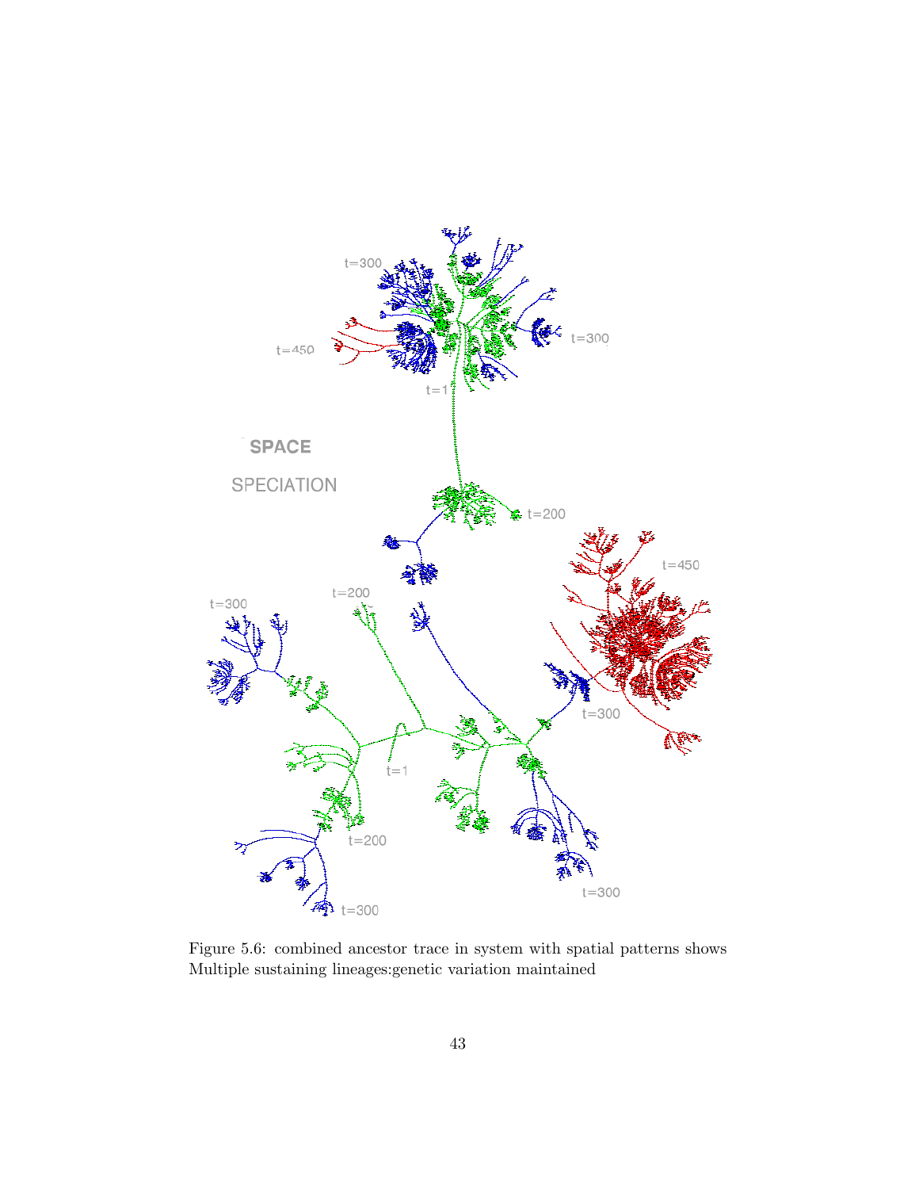t=300

t=450

t=300

t=1

SPACE

SPECIATION

t=200

t=450

t=300

t=200

t=300

t=1

t=200

t=300

t=300

Figure 5.6: combined ancestor trace in system with spatial patterns shows Multiple sustaining lineages:genetic variation maintained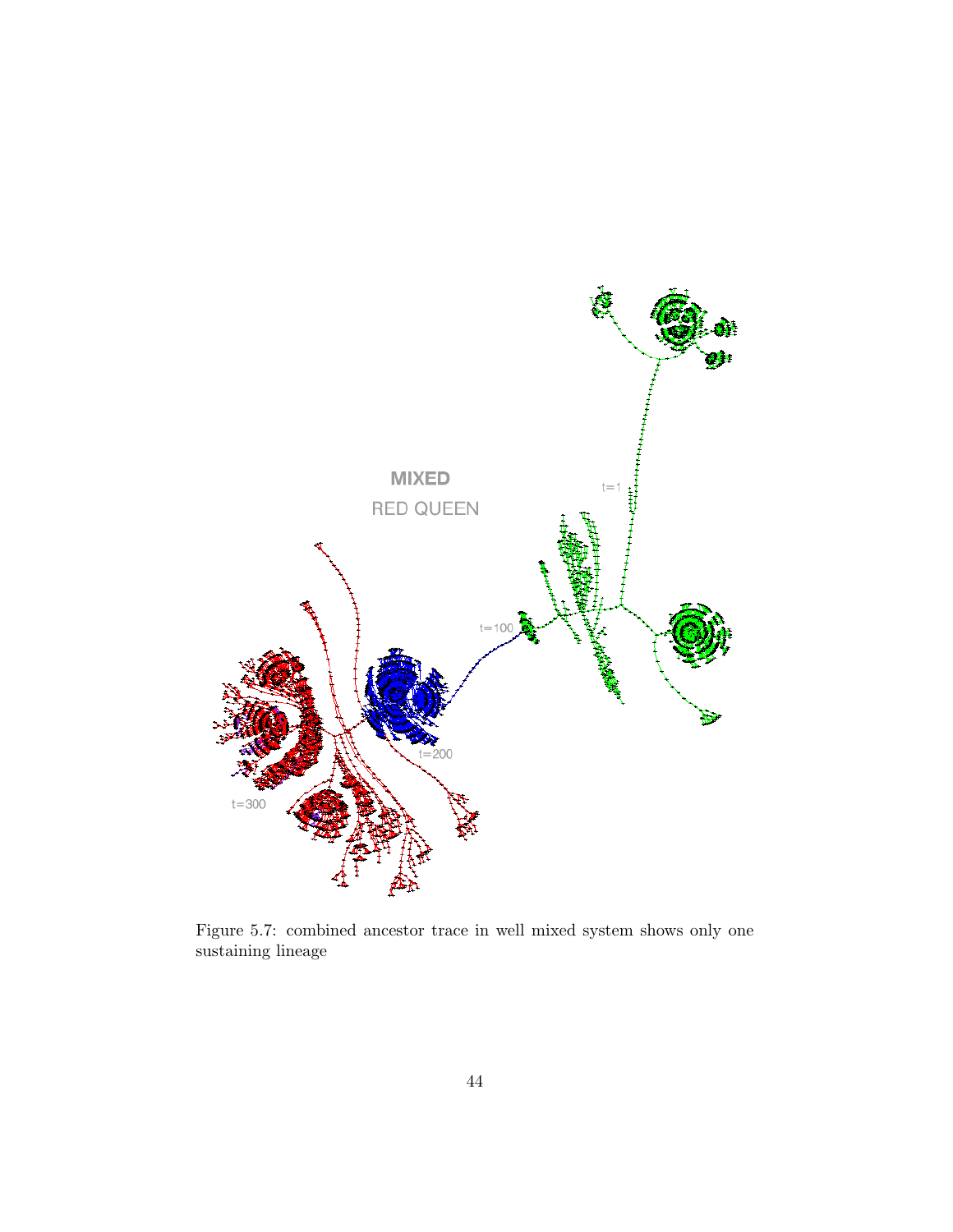MIXED

RED QUEEN

t=1

t=100

t=200

t=300

Figure 5.7: combined ancestor trace in well mixed system shows only one sustaining lineage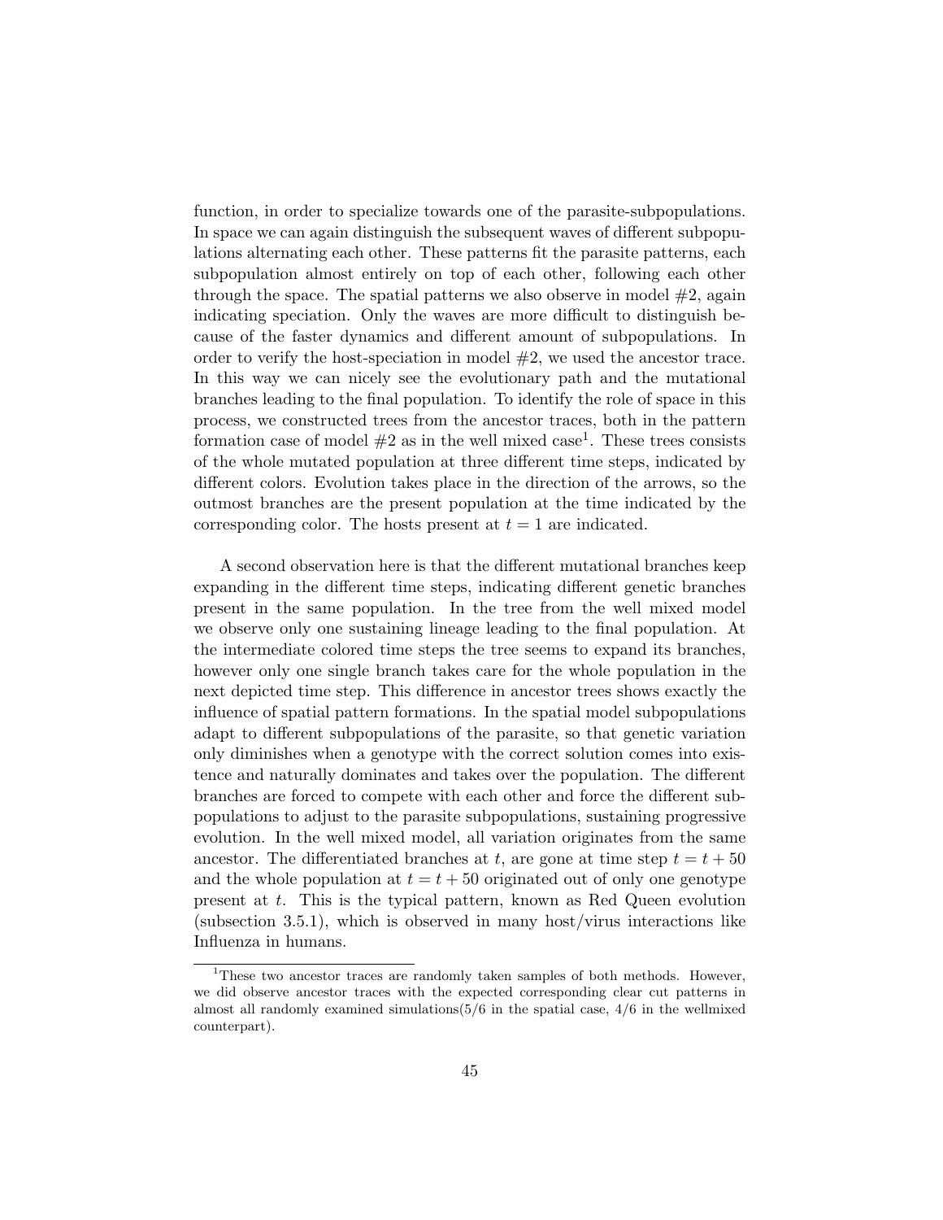function, in order to specialize towards one of the parasite-subpopulations. In space we can again distinguish the subsequent waves of different subpopulations alternating each other. These patterns fit the parasite patterns, each subpopulation almost entirely on top of each other, following each other through the space. The spatial patterns we also observe in model #2, again indicating speciation. Only the waves are more difficult to distinguish because of the faster dynamics and different amount of subpopulations. In order to verify the host-speciation in model #2, we used the ancestor trace. In this way we can nicely see the evolutionary path and the mutational branches leading to the final population. To identify the role of space in this process, we constructed trees from the ancestor traces, both in the pattern formation case of model #2 as in the well mixed case[1]. These trees consists of the whole mutated population at three different time steps, indicated by different colors. Evolution takes place in the direction of the arrows, so the outmost branches are the present population at the time indicated by the corresponding color. The hosts present at $t = 1$ are indicated.

A second observation here is that the different mutational branches keep expanding in the different time steps, indicating different genetic branches present in the same population. In the tree from the well mixed model we observe only one sustaining lineage leading to the final population. At the intermediate colored time steps the tree seems to expand its branches, however only one single branch takes care for the whole population in the next depicted time step. This difference in ancestor trees shows exactly the influence of spatial pattern formations. In the spatial model subpopulations adapt to different subpopulations of the parasite, so that genetic variation only diminishes when a genotype with the correct solution comes into existence and naturally dominates and takes over the population. The different branches are forced to compete with each other and force the different subpopulations to adjust to the parasite subpopulations, sustaining progressive evolution. In the well mixed model, all variation originates from the same ancestor. The differentiated branches at $t$, are gone at time step $t = t + 50$ and the whole population at $t = t + 50$ originated out of only one genotype present at $t$. This is the typical pattern, known as Red Queen evolution (subsection 3.5.1), which is observed in many host/virus interactions like Influenza in humans.

[1] These two ancestor traces are randomly taken samples of both methods. However, we did observe ancestor traces with the expected corresponding clear cut patterns in almost all randomly examined simulations(5/6 in the spatial case, 4/6 in the wellmixed counterpart).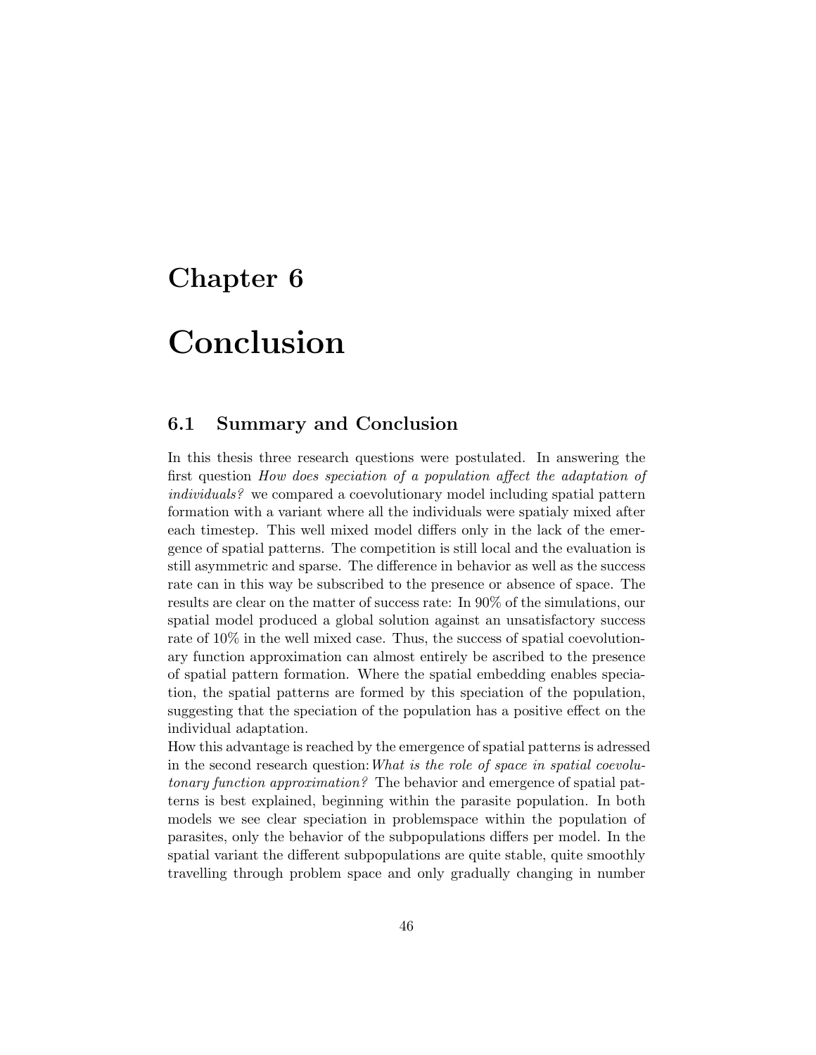# Chapter 6

# Conclusion

## 6.1 Summary and Conclusion

In this thesis three research questions were postulated. In answering the first question *How does speciation of a population affect the adaptation of individuals?* we compared a coevolutionary model including spatial pattern formation with a variant where all the individuals were spatialy mixed after each timestep. This well mixed model differs only in the lack of the emergence of spatial patterns. The competition is still local and the evaluation is still asymmetric and sparse. The difference in behavior as well as the success rate can in this way be subscribed to the presence or absence of space. The results are clear on the matter of success rate: In 90% of the simulations, our spatial model produced a global solution against an unsatisfactory success rate of 10% in the well mixed case. Thus, the success of spatial coevolutionary function approximation can almost entirely be ascribed to the presence of spatial pattern formation. Where the spatial embedding enables speciation, the spatial patterns are formed by this speciation of the population, suggesting that the speciation of the population has a positive effect on the individual adaptation.

How this advantage is reached by the emergence of spatial patterns is adressed in the second research question: *What is the role of space in spatial coevolutonary function approximation?* The behavior and emergence of spatial patterns is best explained, beginning within the parasite population. In both models we see clear speciation in problemspace within the population of parasites, only the behavior of the subpopulations differs per model. In the spatial variant the different subpopulations are quite stable, quite smoothly travelling through problem space and only gradually changing in number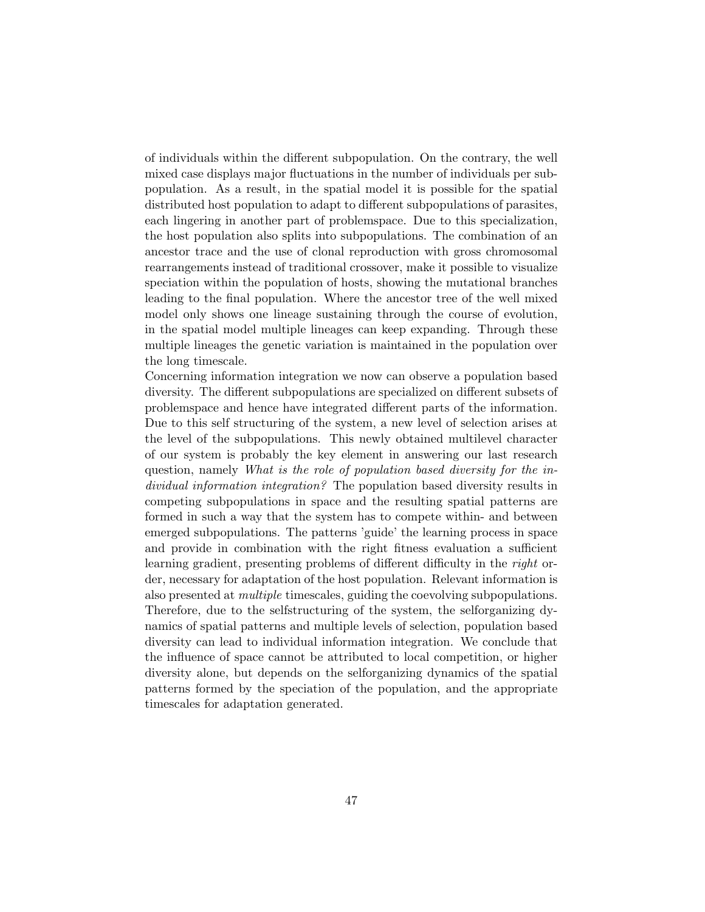of individuals within the different subpopulation. On the contrary, the well mixed case displays major fluctuations in the number of individuals per subpopulation. As a result, in the spatial model it is possible for the spatial distributed host population to adapt to different subpopulations of parasites, each lingering in another part of problemspace. Due to this specialization, the host population also splits into subpopulations. The combination of an ancestor trace and the use of clonal reproduction with gross chromosomal rearrangements instead of traditional crossover, make it possible to visualize speciation within the population of hosts, showing the mutational branches leading to the final population. Where the ancestor tree of the well mixed model only shows one lineage sustaining through the course of evolution, in the spatial model multiple lineages can keep expanding. Through these multiple lineages the genetic variation is maintained in the population over the long timescale.

Concerning information integration we now can observe a population based diversity. The different subpopulations are specialized on different subsets of problemspace and hence have integrated different parts of the information. Due to this self structuring of the system, a new level of selection arises at the level of the subpopulations. This newly obtained multilevel character of our system is probably the key element in answering our last research question, namely *What is the role of population based diversity for the individual information integration?* The population based diversity results in competing subpopulations in space and the resulting spatial patterns are formed in such a way that the system has to compete within- and between emerged subpopulations. The patterns 'guide' the learning process in space and provide in combination with the right fitness evaluation a sufficient learning gradient, presenting problems of different difficulty in the *right* order, necessary for adaptation of the host population. Relevant information is also presented at *multiple* timescales, guiding the coevolving subpopulations. Therefore, due to the selfstructuring of the system, the selforganizing dynamics of spatial patterns and multiple levels of selection, population based diversity can lead to individual information integration. We conclude that the influence of space cannot be attributed to local competition, or higher diversity alone, but depends on the selforganizing dynamics of the spatial patterns formed by the speciation of the population, and the appropriate timescales for adaptation generated.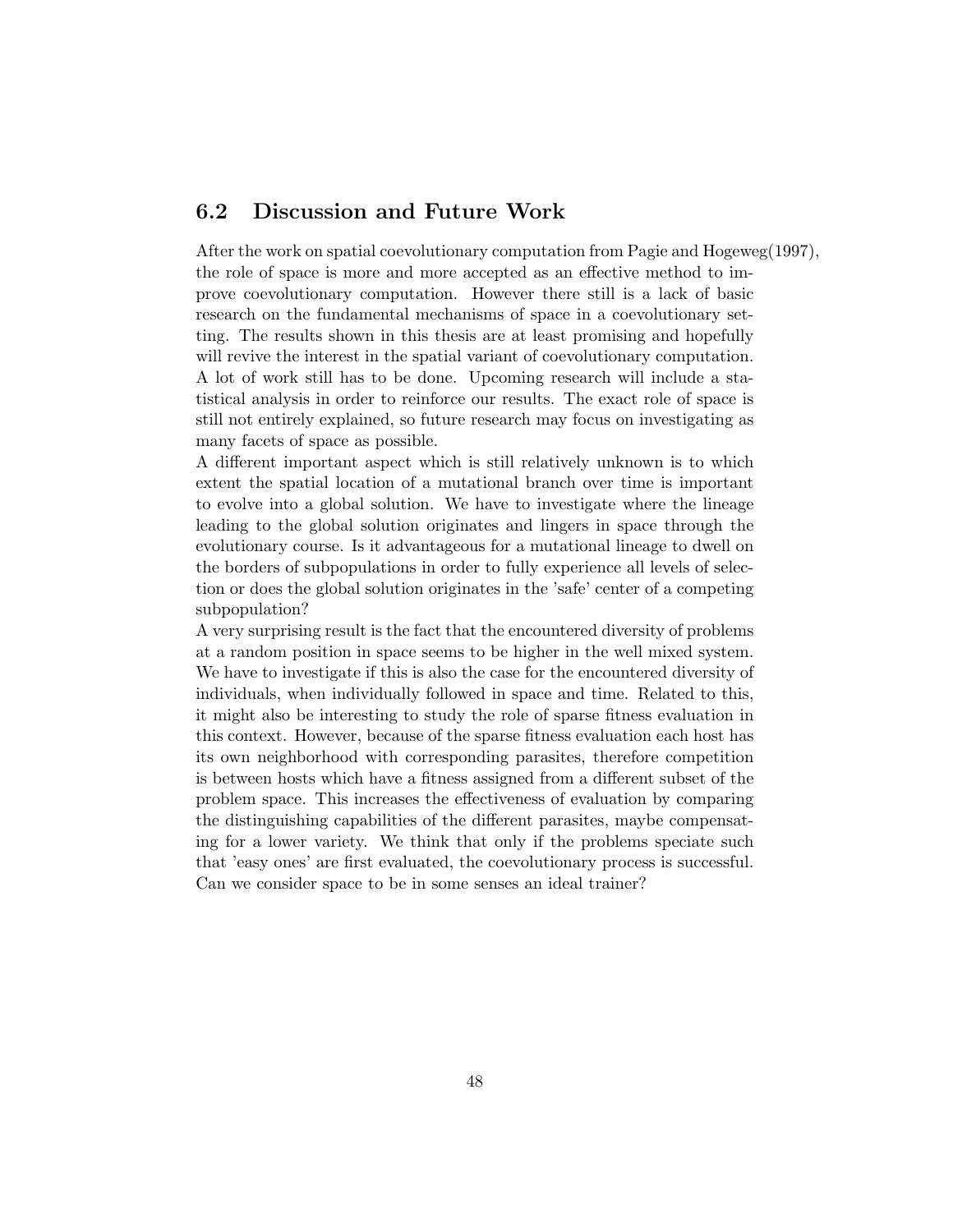## 6.2 Discussion and Future Work

After the work on spatial coevolutionary computation from Pagie and Hogeweg(1997), the role of space is more and more accepted as an effective method to improve coevolutionary computation. However there still is a lack of basic research on the fundamental mechanisms of space in a coevolutionary setting. The results shown in this thesis are at least promising and hopefully will revive the interest in the spatial variant of coevolutionary computation. A lot of work still has to be done. Upcoming research will include a statistical analysis in order to reinforce our results. The exact role of space is still not entirely explained, so future research may focus on investigating as many facets of space as possible.

A different important aspect which is still relatively unknown is to which extent the spatial location of a mutational branch over time is important to evolve into a global solution. We have to investigate where the lineage leading to the global solution originates and lingers in space through the evolutionary course. Is it advantageous for a mutational lineage to dwell on the borders of subpopulations in order to fully experience all levels of selection or does the global solution originates in the 'safe' center of a competing subpopulation?

A very surprising result is the fact that the encountered diversity of problems at a random position in space seems to be higher in the well mixed system. We have to investigate if this is also the case for the encountered diversity of individuals, when individually followed in space and time. Related to this, it might also be interesting to study the role of sparse fitness evaluation in this context. However, because of the sparse fitness evaluation each host has its own neighborhood with corresponding parasites, therefore competition is between hosts which have a fitness assigned from a different subset of the problem space. This increases the effectiveness of evaluation by comparing the distinguishing capabilities of the different parasites, maybe compensating for a lower variety. We think that only if the problems speciate such that 'easy ones' are first evaluated, the coevolutionary process is successful. Can we consider space to be in some senses an ideal trainer?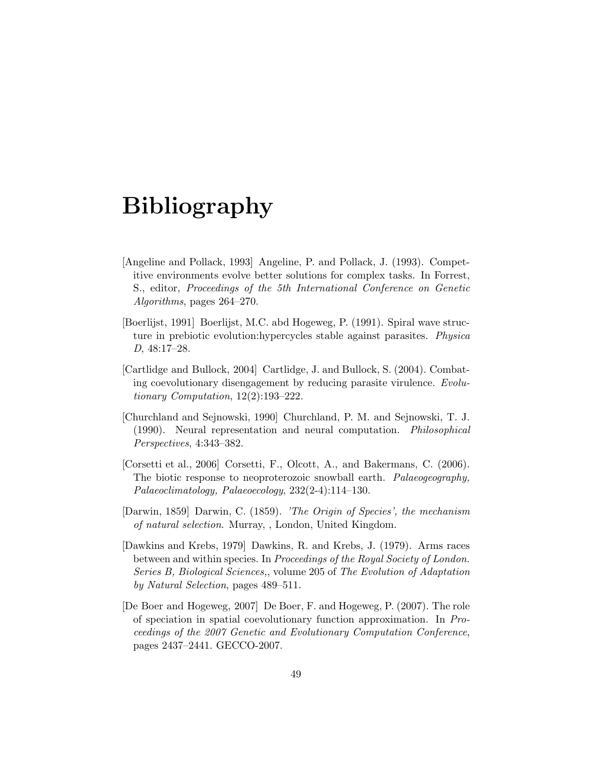# Bibliography

[Angeline and Pollack, 1993] Angeline, P. and Pollack, J. (1993). Competitive environments evolve better solutions for complex tasks. In Forrest, S., editor, *Proceedings of the 5th International Conference on Genetic Algorithms*, pages 264–270.

[Boerlijst, 1991] Boerlijst, M.C. abd Hogeweg, P. (1991). Spiral wave structure in prebiotic evolution:hypercycles stable against parasites. *Physica D*, 48:17–28.

[Cartlidge and Bullock, 2004] Cartlidge, J. and Bullock, S. (2004). Combating coevolutionary disengagement by reducing parasite virulence. *Evolutionary Computation*, 12(2):193–222.

[Churchland and Sejnowski, 1990] Churchland, P. M. and Sejnowski, T. J. (1990). Neural representation and neural computation. *Philosophical Perspectives*, 4:343–382.

[Corsetti et al., 2006] Corsetti, F., Olcott, A., and Bakermans, C. (2006). The biotic response to neoproterozoic snowball earth. *Palaeogeography, Palaeoclimatology, Palaeoecology*, 232(2-4):114–130.

[Darwin, 1859] Darwin, C. (1859). *'The Origin of Species', the mechanism of natural selection*. Murray, , London, United Kingdom.

[Dawkins and Krebs, 1979] Dawkins, R. and Krebs, J. (1979). Arms races between and within species. In *Proceedings of the Royal Society of London. Series B, Biological Sciences,*, volume 205 of *The Evolution of Adaptation by Natural Selection*, pages 489–511.

[De Boer and Hogeweg, 2007] De Boer, F. and Hogeweg, P. (2007). The role of speciation in spatial coevolutionary function approximation. In *Proceedings of the 2007 Genetic and Evolutionary Computation Conference*, pages 2437–2441. GECCO-2007.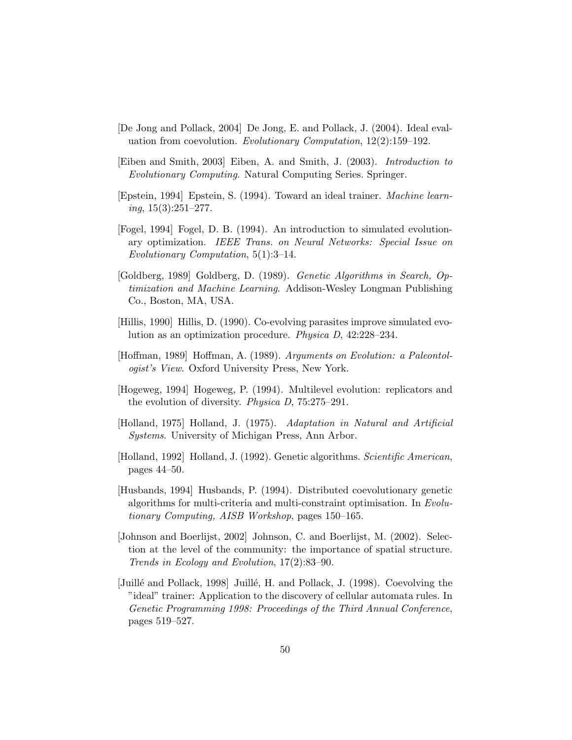[De Jong and Pollack, 2004] De Jong, E. and Pollack, J. (2004). Ideal evaluation from coevolution. *Evolutionary Computation*, 12(2):159–192.

[Eiben and Smith, 2003] Eiben, A. and Smith, J. (2003). *Introduction to Evolutionary Computing*. Natural Computing Series. Springer.

[Epstein, 1994] Epstein, S. (1994). Toward an ideal trainer. *Machine learning*, 15(3):251–277.

[Fogel, 1994] Fogel, D. B. (1994). An introduction to simulated evolutionary optimization. *IEEE Trans. on Neural Networks: Special Issue on Evolutionary Computation*, 5(1):3–14.

[Goldberg, 1989] Goldberg, D. (1989). *Genetic Algorithms in Search, Optimization and Machine Learning*. Addison-Wesley Longman Publishing Co., Boston, MA, USA.

[Hillis, 1990] Hillis, D. (1990). Co-evolving parasites improve simulated evolution as an optimization procedure. *Physica D*, 42:228–234.

[Hoffman, 1989] Hoffman, A. (1989). *Arguments on Evolution: a Paleontologist's View*. Oxford University Press, New York.

[Hogeweg, 1994] Hogeweg, P. (1994). Multilevel evolution: replicators and the evolution of diversity. *Physica D*, 75:275–291.

[Holland, 1975] Holland, J. (1975). *Adaptation in Natural and Artificial Systems*. University of Michigan Press, Ann Arbor.

[Holland, 1992] Holland, J. (1992). Genetic algorithms. *Scientific American*, pages 44–50.

[Husbands, 1994] Husbands, P. (1994). Distributed coevolutionary genetic algorithms for multi-criteria and multi-constraint optimisation. In *Evolutionary Computing, AISB Workshop*, pages 150–165.

[Johnson and Boerlijst, 2002] Johnson, C. and Boerlijst, M. (2002). Selection at the level of the community: the importance of spatial structure. *Trends in Ecology and Evolution*, 17(2):83–90.

[Juillé and Pollack, 1998] Juillé, H. and Pollack, J. (1998). Coevolving the "ideal" trainer: Application to the discovery of cellular automata rules. In *Genetic Programming 1998: Proceedings of the Third Annual Conference*, pages 519–527.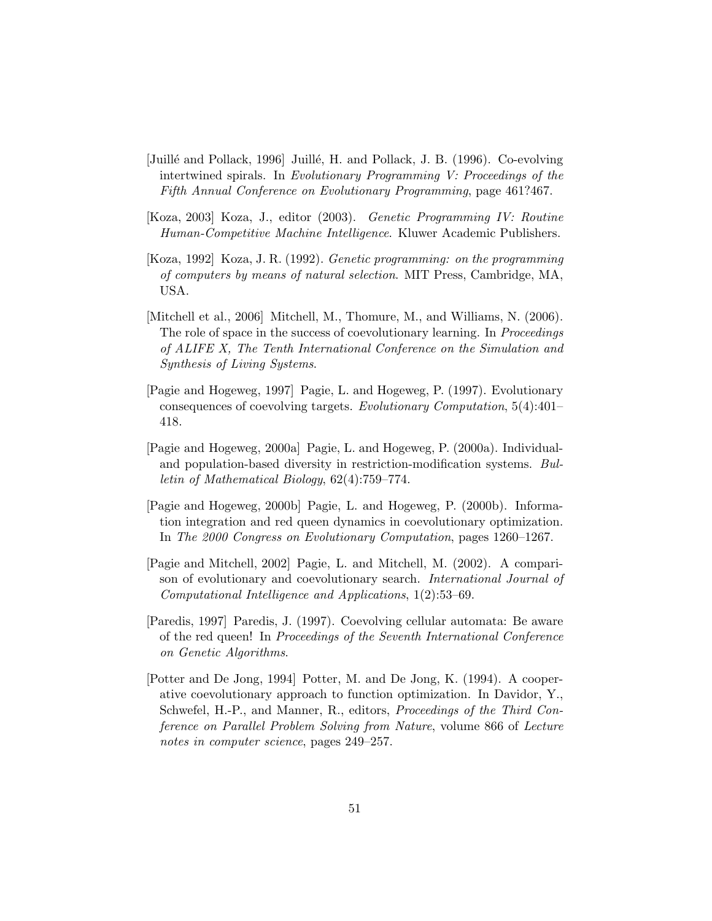[Juillé and Pollack, 1996] Juillé, H. and Pollack, J. B. (1996). Co-evolving intertwined spirals. In *Evolutionary Programming V: Proceedings of the Fifth Annual Conference on Evolutionary Programming*, page 461?467.

[Koza, 2003] Koza, J., editor (2003). *Genetic Programming IV: Routine Human-Competitive Machine Intelligence*. Kluwer Academic Publishers.

[Koza, 1992] Koza, J. R. (1992). *Genetic programming: on the programming of computers by means of natural selection*. MIT Press, Cambridge, MA, USA.

[Mitchell et al., 2006] Mitchell, M., Thomure, M., and Williams, N. (2006). The role of space in the success of coevolutionary learning. In *Proceedings of ALIFE X, The Tenth International Conference on the Simulation and Synthesis of Living Systems*.

[Pagie and Hogeweg, 1997] Pagie, L. and Hogeweg, P. (1997). Evolutionary consequences of coevolving targets. *Evolutionary Computation*, 5(4):401–418.

[Pagie and Hogeweg, 2000a] Pagie, L. and Hogeweg, P. (2000a). Individual- and population-based diversity in restriction-modification systems. *Bulletin of Mathematical Biology*, 62(4):759–774.

[Pagie and Hogeweg, 2000b] Pagie, L. and Hogeweg, P. (2000b). Information integration and red queen dynamics in coevolutionary optimization. In *The 2000 Congress on Evolutionary Computation*, pages 1260–1267.

[Pagie and Mitchell, 2002] Pagie, L. and Mitchell, M. (2002). A comparison of evolutionary and coevolutionary search. *International Journal of Computational Intelligence and Applications*, 1(2):53–69.

[Paredis, 1997] Paredis, J. (1997). Coevolving cellular automata: Be aware of the red queen! In *Proceedings of the Seventh International Conference on Genetic Algorithms*.

[Potter and De Jong, 1994] Potter, M. and De Jong, K. (1994). A cooperative coevolutionary approach to function optimization. In Davidor, Y., Schwefel, H.-P., and Manner, R., editors, *Proceedings of the Third Conference on Parallel Problem Solving from Nature*, volume 866 of *Lecture notes in computer science*, pages 249–257.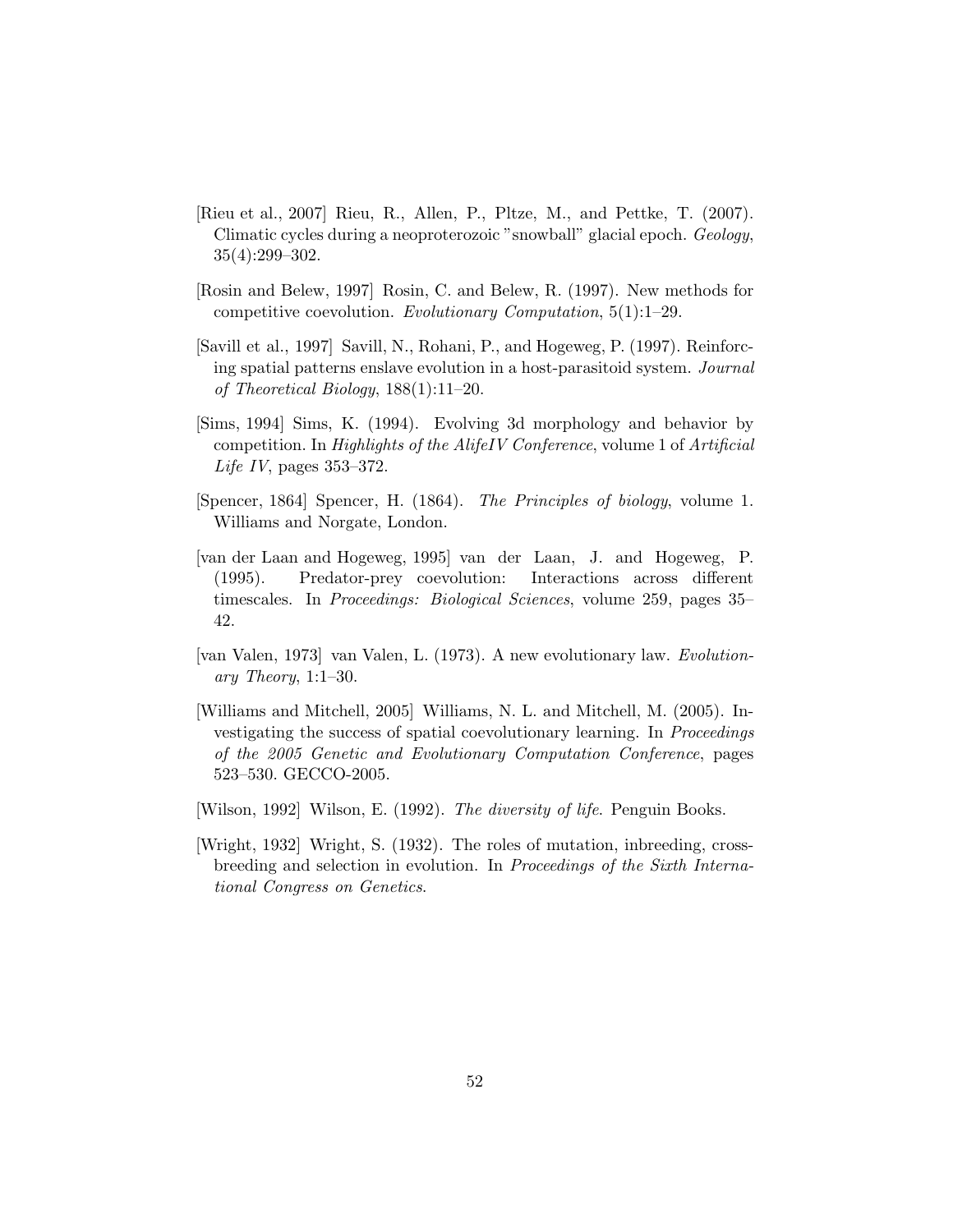[Rieu et al., 2007] Rieu, R., Allen, P., Pltze, M., and Pettke, T. (2007). Climatic cycles during a neoproterozoic "snowball" glacial epoch. *Geology*, 35(4):299–302.

[Rosin and Belew, 1997] Rosin, C. and Belew, R. (1997). New methods for competitive coevolution. *Evolutionary Computation*, 5(1):1–29.

[Savill et al., 1997] Savill, N., Rohani, P., and Hogeweg, P. (1997). Reinforcing spatial patterns enslave evolution in a host-parasitoid system. *Journal of Theoretical Biology*, 188(1):11–20.

[Sims, 1994] Sims, K. (1994). Evolving 3d morphology and behavior by competition. In *Highlights of the AlifeIV Conference*, volume 1 of *Artificial Life IV*, pages 353–372.

[Spencer, 1864] Spencer, H. (1864). *The Principles of biology*, volume 1. Williams and Norgate, London.

[van der Laan and Hogeweg, 1995] van der Laan, J. and Hogeweg, P. (1995). Predator-prey coevolution: Interactions across different timescales. In *Proceedings: Biological Sciences*, volume 259, pages 35–42.

[van Valen, 1973] van Valen, L. (1973). A new evolutionary law. *Evolutionary Theory*, 1:1–30.

[Williams and Mitchell, 2005] Williams, N. L. and Mitchell, M. (2005). Investigating the success of spatial coevolutionary learning. In *Proceedings of the 2005 Genetic and Evolutionary Computation Conference*, pages 523–530. GECCO-2005.

[Wilson, 1992] Wilson, E. (1992). *The diversity of life*. Penguin Books.

[Wright, 1932] Wright, S. (1932). The roles of mutation, inbreeding, crossbreeding and selection in evolution. In *Proceedings of the Sixth International Congress on Genetics*.